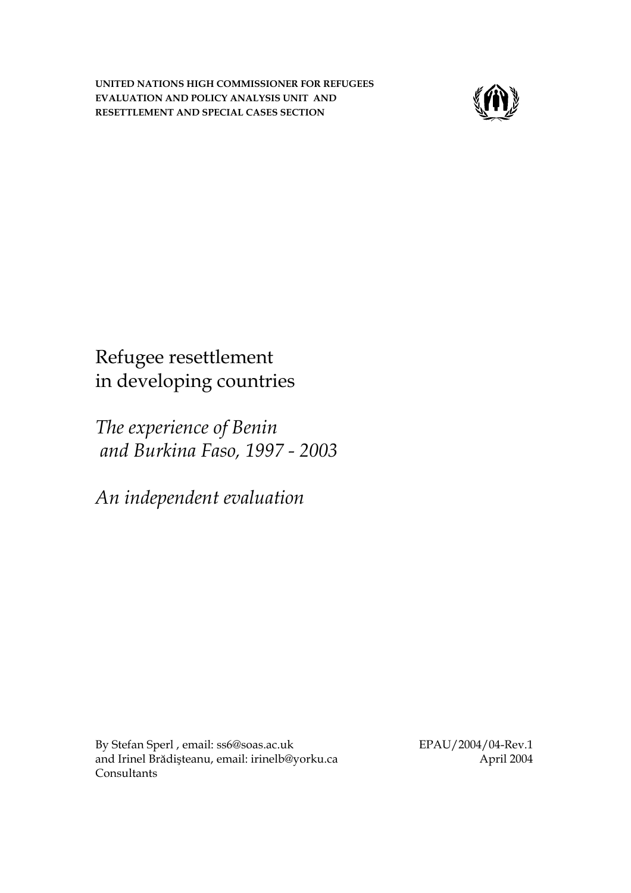**UNITED NATIONS HIGH COMMISSIONER FOR REFUGEES**
**EVALUATION AND POLICY ANALYSIS UNIT AND**
**RESETTLEMENT AND SPECIAL CASES SECTION**

# Refugee resettlement in developing countries

## *The experience of Benin and Burkina Faso, 1997 - 2003*

## *An independent evaluation*

By Stefan Sperl , email: ss6@soas.ac.uk
and Irinel Brădişteanu, email: irinelb@yorku.ca
Consultants

EPAU/2004/04-Rev.1
April 2004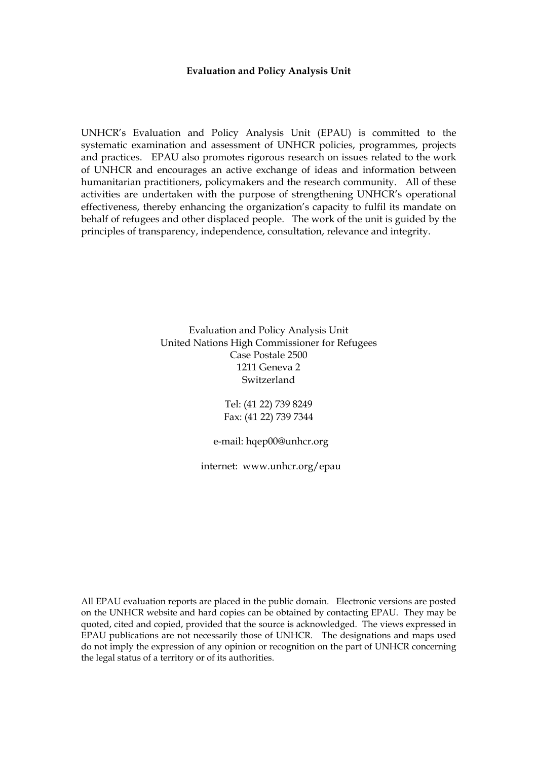**Evaluation and Policy Analysis Unit**

UNHCR's Evaluation and Policy Analysis Unit (EPAU) is committed to the systematic examination and assessment of UNHCR policies, programmes, projects and practices. EPAU also promotes rigorous research on issues related to the work of UNHCR and encourages an active exchange of ideas and information between humanitarian practitioners, policymakers and the research community. All of these activities are undertaken with the purpose of strengthening UNHCR's operational effectiveness, thereby enhancing the organization's capacity to fulfil its mandate on behalf of refugees and other displaced people. The work of the unit is guided by the principles of transparency, independence, consultation, relevance and integrity.

Evaluation and Policy Analysis Unit
United Nations High Commissioner for Refugees
Case Postale 2500
1211 Geneva 2
Switzerland

Tel: (41 22) 739 8249
Fax: (41 22) 739 7344

e-mail: hqep00@unhcr.org

internet: www.unhcr.org/epau

All EPAU evaluation reports are placed in the public domain. Electronic versions are posted on the UNHCR website and hard copies can be obtained by contacting EPAU. They may be quoted, cited and copied, provided that the source is acknowledged. The views expressed in EPAU publications are not necessarily those of UNHCR. The designations and maps used do not imply the expression of any opinion or recognition on the part of UNHCR concerning the legal status of a territory or of its authorities.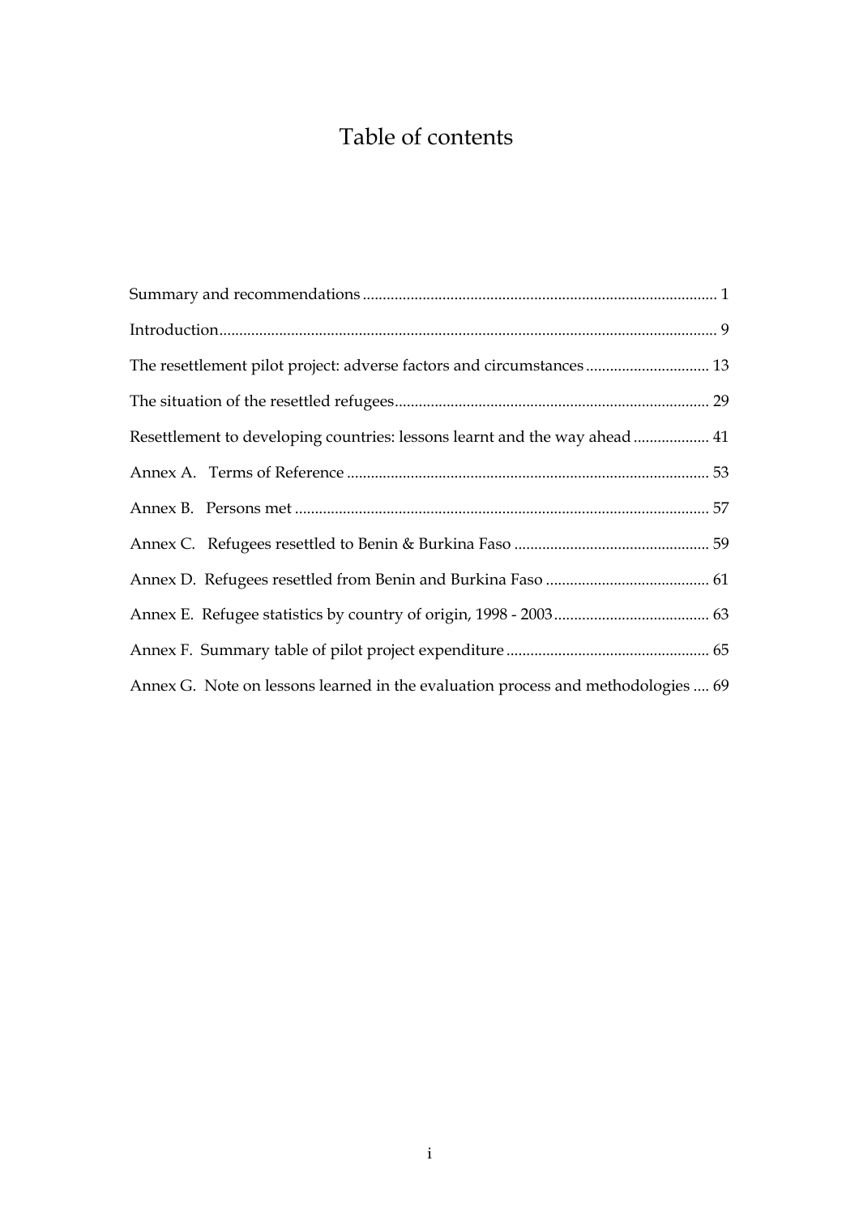# Table of contents

Summary and recommendations ........................................................................................ 1

Introduction............................................................................................................................ 9

The resettlement pilot project: adverse factors and circumstances ............................... 13

The situation of the resettled refugees.............................................................................. 29

Resettlement to developing countries: lessons learnt and the way ahead ................... 41

Annex A. Terms of Reference .......................................................................................... 53

Annex B. Persons met ....................................................................................................... 57

Annex C. Refugees resettled to Benin & Burkina Faso ................................................. 59

Annex D. Refugees resettled from Benin and Burkina Faso ......................................... 61

Annex E. Refugee statistics by country of origin, 1998 - 2003....................................... 63

Annex F. Summary table of pilot project expenditure ................................................... 65

Annex G. Note on lessons learned in the evaluation process and methodologies .... 69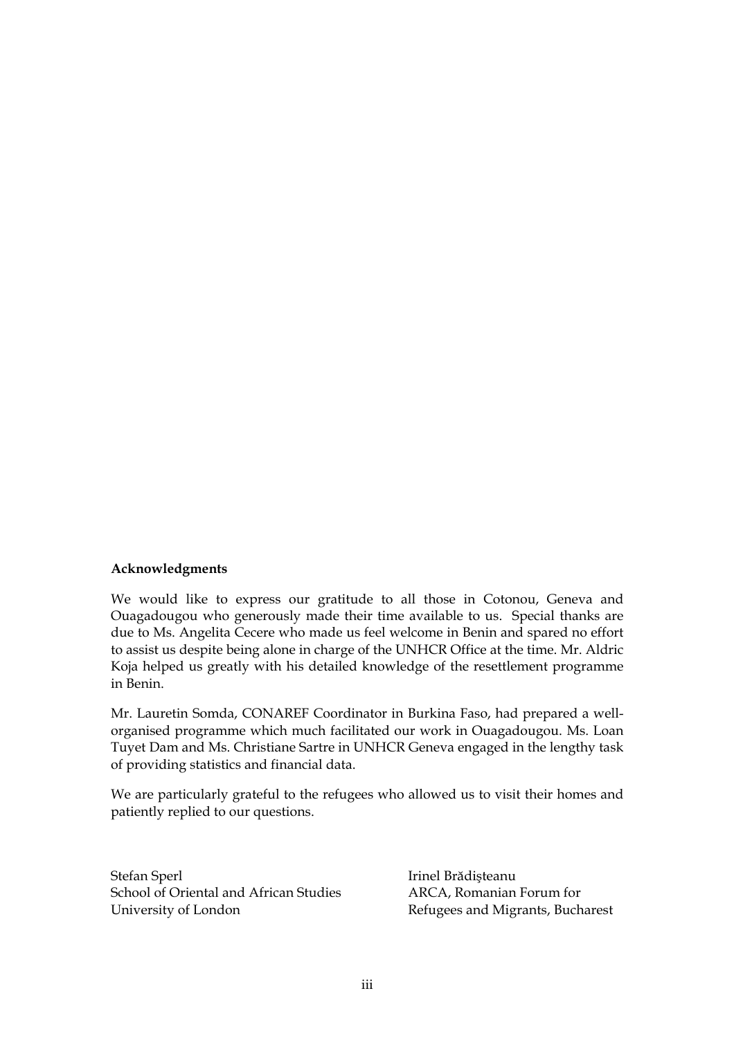**Acknowledgments**

We would like to express our gratitude to all those in Cotonou, Geneva and Ouagadougou who generously made their time available to us. Special thanks are due to Ms. Angelita Cecere who made us feel welcome in Benin and spared no effort to assist us despite being alone in charge of the UNHCR Office at the time. Mr. Aldric Koja helped us greatly with his detailed knowledge of the resettlement programme in Benin.

Mr. Lauretin Somda, CONAREF Coordinator in Burkina Faso, had prepared a well-organised programme which much facilitated our work in Ouagadougou. Ms. Loan Tuyet Dam and Ms. Christiane Sartre in UNHCR Geneva engaged in the lengthy task of providing statistics and financial data.

We are particularly grateful to the refugees who allowed us to visit their homes and patiently replied to our questions.

Stefan Sperl
School of Oriental and African Studies
University of London

Irinel Brădişteanu
ARCA, Romanian Forum for
Refugees and Migrants, Bucharest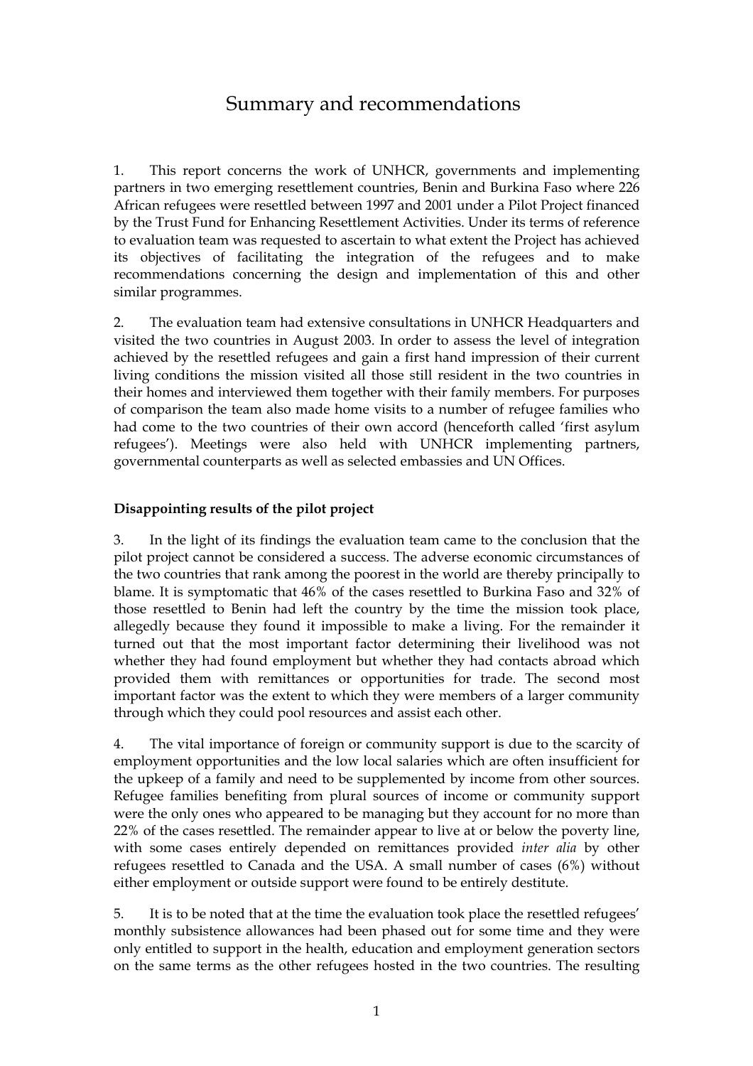# Summary and recommendations

1. This report concerns the work of UNHCR, governments and implementing partners in two emerging resettlement countries, Benin and Burkina Faso where 226 African refugees were resettled between 1997 and 2001 under a Pilot Project financed by the Trust Fund for Enhancing Resettlement Activities. Under its terms of reference to evaluation team was requested to ascertain to what extent the Project has achieved its objectives of facilitating the integration of the refugees and to make recommendations concerning the design and implementation of this and other similar programmes.

2. The evaluation team had extensive consultations in UNHCR Headquarters and visited the two countries in August 2003. In order to assess the level of integration achieved by the resettled refugees and gain a first hand impression of their current living conditions the mission visited all those still resident in the two countries in their homes and interviewed them together with their family members. For purposes of comparison the team also made home visits to a number of refugee families who had come to the two countries of their own accord (henceforth called 'first asylum refugees'). Meetings were also held with UNHCR implementing partners, governmental counterparts as well as selected embassies and UN Offices.

**Disappointing results of the pilot project**

3. In the light of its findings the evaluation team came to the conclusion that the pilot project cannot be considered a success. The adverse economic circumstances of the two countries that rank among the poorest in the world are thereby principally to blame. It is symptomatic that 46% of the cases resettled to Burkina Faso and 32% of those resettled to Benin had left the country by the time the mission took place, allegedly because they found it impossible to make a living. For the remainder it turned out that the most important factor determining their livelihood was not whether they had found employment but whether they had contacts abroad which provided them with remittances or opportunities for trade. The second most important factor was the extent to which they were members of a larger community through which they could pool resources and assist each other.

4. The vital importance of foreign or community support is due to the scarcity of employment opportunities and the low local salaries which are often insufficient for the upkeep of a family and need to be supplemented by income from other sources. Refugee families benefiting from plural sources of income or community support were the only ones who appeared to be managing but they account for no more than 22% of the cases resettled. The remainder appear to live at or below the poverty line, with some cases entirely depended on remittances provided *inter alia* by other refugees resettled to Canada and the USA. A small number of cases (6%) without either employment or outside support were found to be entirely destitute.

5. It is to be noted that at the time the evaluation took place the resettled refugees' monthly subsistence allowances had been phased out for some time and they were only entitled to support in the health, education and employment generation sectors on the same terms as the other refugees hosted in the two countries. The resulting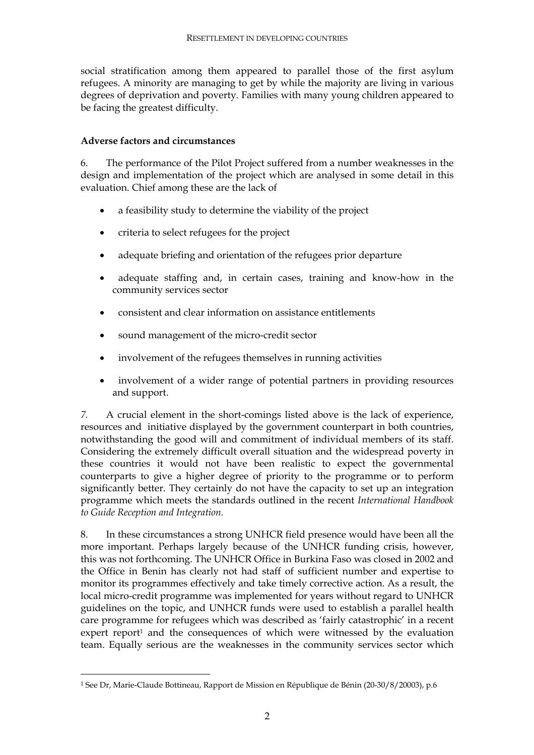social stratification among them appeared to parallel those of the first asylum refugees. A minority are managing to get by while the majority are living in various degrees of deprivation and poverty. Families with many young children appeared to be facing the greatest difficulty.

**Adverse factors and circumstances**

6. The performance of the Pilot Project suffered from a number weaknesses in the design and implementation of the project which are analysed in some detail in this evaluation. Chief among these are the lack of

- a feasibility study to determine the viability of the project
- criteria to select refugees for the project
- adequate briefing and orientation of the refugees prior departure
- adequate staffing and, in certain cases, training and know-how in the community services sector
- consistent and clear information on assistance entitlements
- sound management of the micro-credit sector
- involvement of the refugees themselves in running activities
- involvement of a wider range of potential partners in providing resources and support.

*7.* A crucial element in the short-comings listed above is the lack of experience, resources and initiative displayed by the government counterpart in both countries, notwithstanding the good will and commitment of individual members of its staff. Considering the extremely difficult overall situation and the widespread poverty in these countries it would not have been realistic to expect the governmental counterparts to give a higher degree of priority to the programme or to perform significantly better. They certainly do not have the capacity to set up an integration programme which meets the standards outlined in the recent *International Handbook to Guide Reception and Integration.*

8. In these circumstances a strong UNHCR field presence would have been all the more important. Perhaps largely because of the UNHCR funding crisis, however, this was not forthcoming. The UNHCR Office in Burkina Faso was closed in 2002 and the Office in Benin has clearly not had staff of sufficient number and expertise to monitor its programmes effectively and take timely corrective action. As a result, the local micro-credit programme was implemented for years without regard to UNHCR guidelines on the topic, and UNHCR funds were used to establish a parallel health care programme for refugees which was described as 'fairly catastrophic' in a recent expert report[1] and the consequences of which were witnessed by the evaluation team. Equally serious are the weaknesses in the community services sector which

[1] See Dr, Marie-Claude Bottineau, Rapport de Mission en République de Bénin (20-30/8/20003), p.6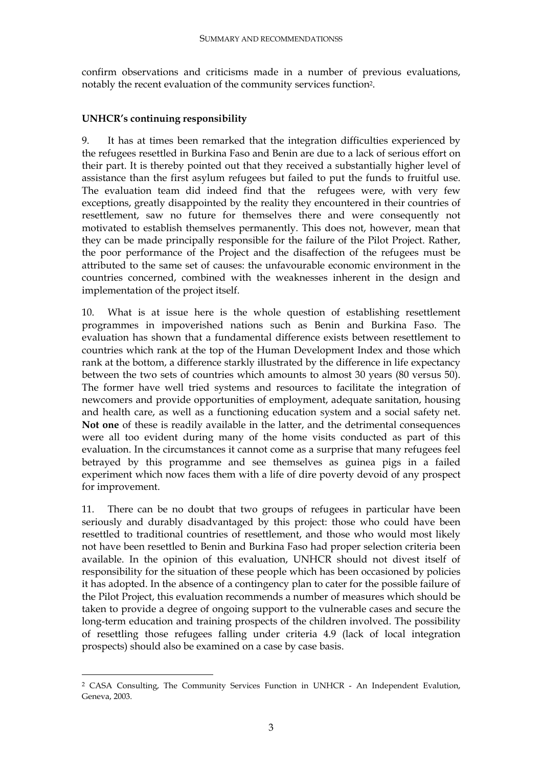confirm observations and criticisms made in a number of previous evaluations, notably the recent evaluation of the community services function[2].

**UNHCR's continuing responsibility**

9. It has at times been remarked that the integration difficulties experienced by the refugees resettled in Burkina Faso and Benin are due to a lack of serious effort on their part. It is thereby pointed out that they received a substantially higher level of assistance than the first asylum refugees but failed to put the funds to fruitful use. The evaluation team did indeed find that the refugees were, with very few exceptions, greatly disappointed by the reality they encountered in their countries of resettlement, saw no future for themselves there and were consequently not motivated to establish themselves permanently. This does not, however, mean that they can be made principally responsible for the failure of the Pilot Project. Rather, the poor performance of the Project and the disaffection of the refugees must be attributed to the same set of causes: the unfavourable economic environment in the countries concerned, combined with the weaknesses inherent in the design and implementation of the project itself.

10. What is at issue here is the whole question of establishing resettlement programmes in impoverished nations such as Benin and Burkina Faso. The evaluation has shown that a fundamental difference exists between resettlement to countries which rank at the top of the Human Development Index and those which rank at the bottom, a difference starkly illustrated by the difference in life expectancy between the two sets of countries which amounts to almost 30 years (80 versus 50). The former have well tried systems and resources to facilitate the integration of newcomers and provide opportunities of employment, adequate sanitation, housing and health care, as well as a functioning education system and a social safety net. **Not one** of these is readily available in the latter, and the detrimental consequences were all too evident during many of the home visits conducted as part of this evaluation. In the circumstances it cannot come as a surprise that many refugees feel betrayed by this programme and see themselves as guinea pigs in a failed experiment which now faces them with a life of dire poverty devoid of any prospect for improvement.

11. There can be no doubt that two groups of refugees in particular have been seriously and durably disadvantaged by this project: those who could have been resettled to traditional countries of resettlement, and those who would most likely not have been resettled to Benin and Burkina Faso had proper selection criteria been available. In the opinion of this evaluation, UNHCR should not divest itself of responsibility for the situation of these people which has been occasioned by policies it has adopted. In the absence of a contingency plan to cater for the possible failure of the Pilot Project, this evaluation recommends a number of measures which should be taken to provide a degree of ongoing support to the vulnerable cases and secure the long-term education and training prospects of the children involved. The possibility of resettling those refugees falling under criteria 4.9 (lack of local integration prospects) should also be examined on a case by case basis.

---

[2] CASA Consulting, The Community Services Function in UNHCR - An Independent Evalution, Geneva, 2003.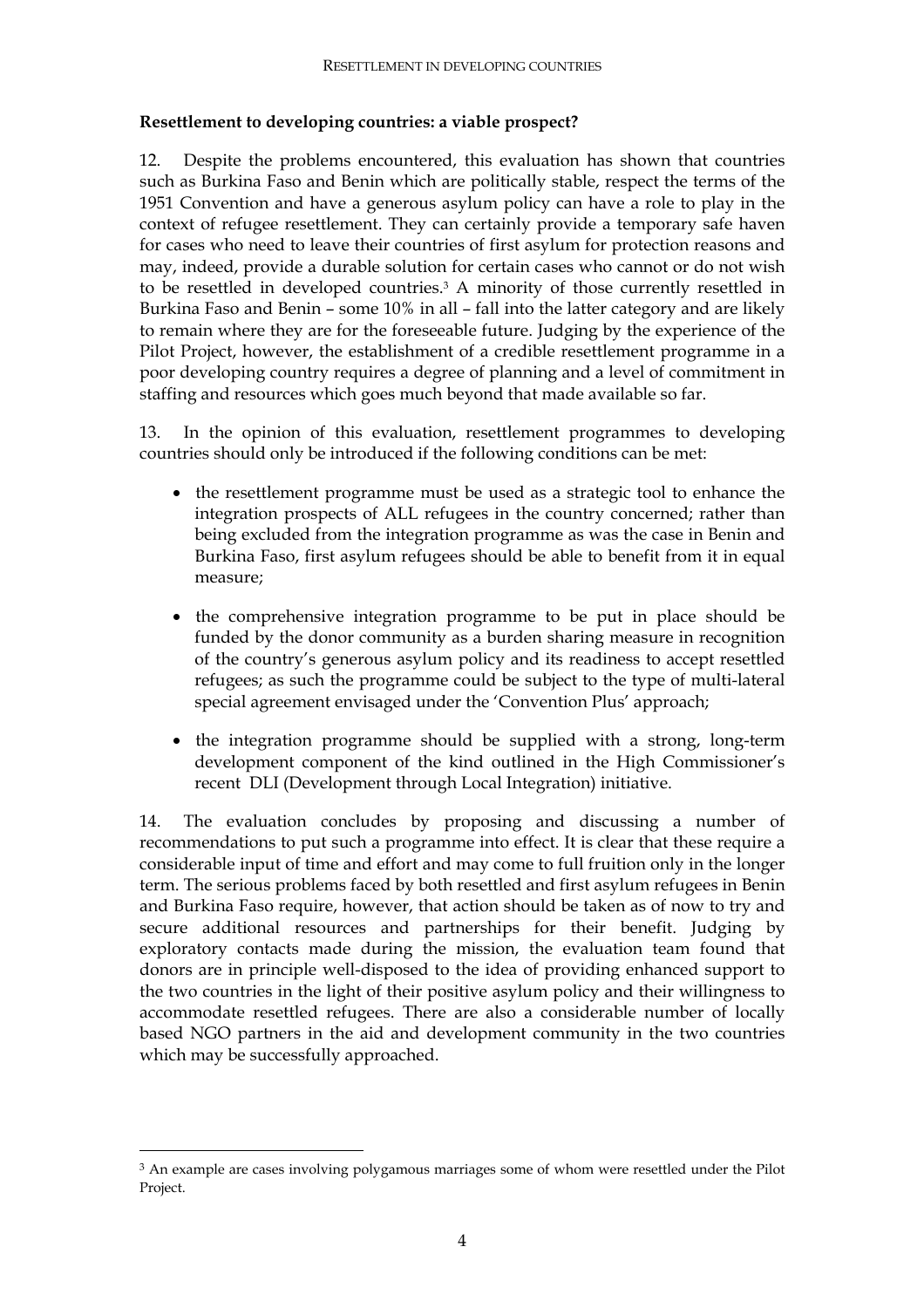**Resettlement to developing countries: a viable prospect?**

12. Despite the problems encountered, this evaluation has shown that countries such as Burkina Faso and Benin which are politically stable, respect the terms of the 1951 Convention and have a generous asylum policy can have a role to play in the context of refugee resettlement. They can certainly provide a temporary safe haven for cases who need to leave their countries of first asylum for protection reasons and may, indeed, provide a durable solution for certain cases who cannot or do not wish to be resettled in developed countries.[3] A minority of those currently resettled in Burkina Faso and Benin – some 10% in all – fall into the latter category and are likely to remain where they are for the foreseeable future. Judging by the experience of the Pilot Project, however, the establishment of a credible resettlement programme in a poor developing country requires a degree of planning and a level of commitment in staffing and resources which goes much beyond that made available so far.

13. In the opinion of this evaluation, resettlement programmes to developing countries should only be introduced if the following conditions can be met:

- the resettlement programme must be used as a strategic tool to enhance the integration prospects of ALL refugees in the country concerned; rather than being excluded from the integration programme as was the case in Benin and Burkina Faso, first asylum refugees should be able to benefit from it in equal measure;
- the comprehensive integration programme to be put in place should be funded by the donor community as a burden sharing measure in recognition of the country's generous asylum policy and its readiness to accept resettled refugees; as such the programme could be subject to the type of multi-lateral special agreement envisaged under the 'Convention Plus' approach;
- the integration programme should be supplied with a strong, long-term development component of the kind outlined in the High Commissioner's recent DLI (Development through Local Integration) initiative.

14. The evaluation concludes by proposing and discussing a number of recommendations to put such a programme into effect. It is clear that these require a considerable input of time and effort and may come to full fruition only in the longer term. The serious problems faced by both resettled and first asylum refugees in Benin and Burkina Faso require, however, that action should be taken as of now to try and secure additional resources and partnerships for their benefit. Judging by exploratory contacts made during the mission, the evaluation team found that donors are in principle well-disposed to the idea of providing enhanced support to the two countries in the light of their positive asylum policy and their willingness to accommodate resettled refugees. There are also a considerable number of locally based NGO partners in the aid and development community in the two countries which may be successfully approached.

---

[3] An example are cases involving polygamous marriages some of whom were resettled under the Pilot Project.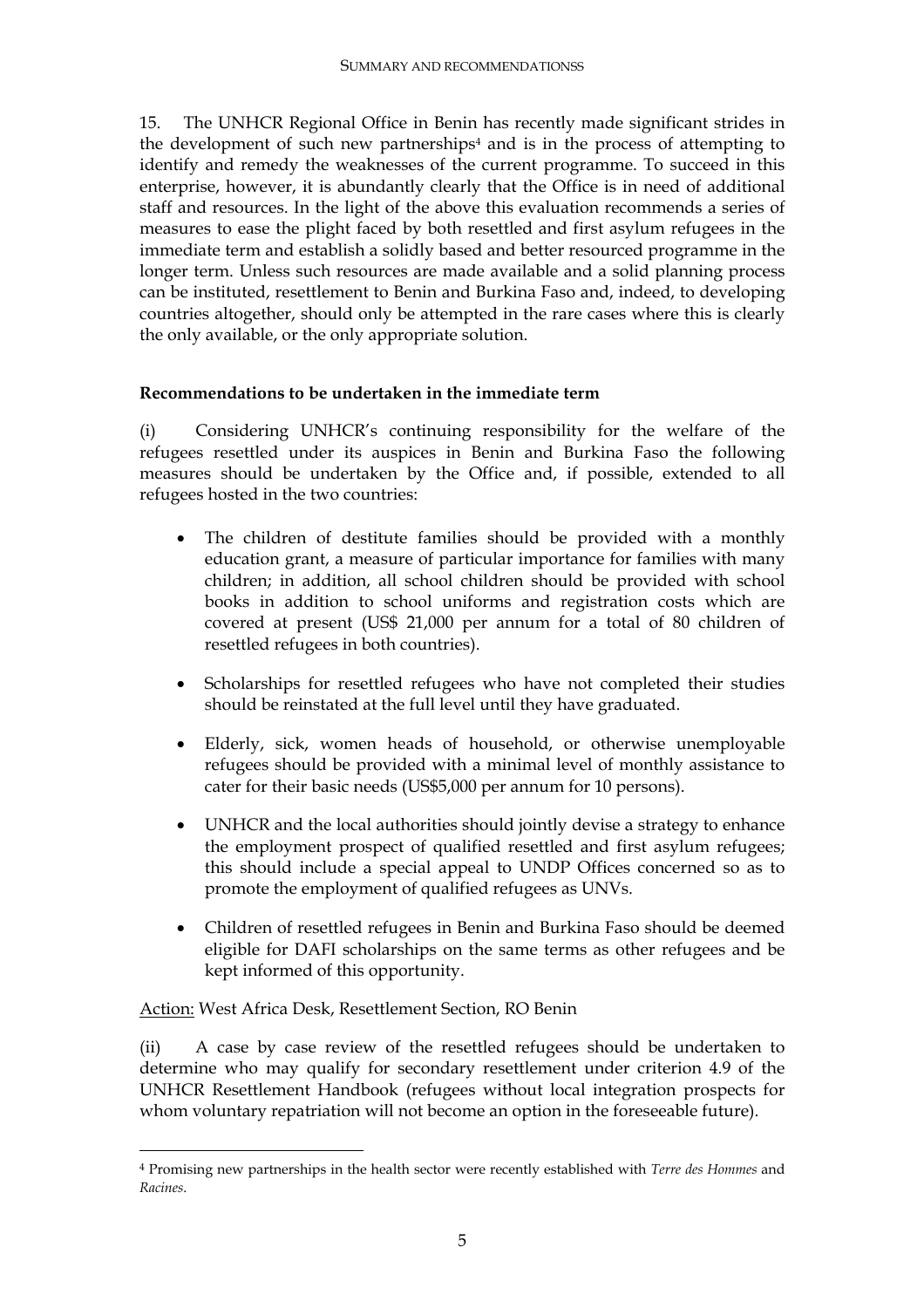15. The UNHCR Regional Office in Benin has recently made significant strides in the development of such new partnerships[4] and is in the process of attempting to identify and remedy the weaknesses of the current programme. To succeed in this enterprise, however, it is abundantly clearly that the Office is in need of additional staff and resources. In the light of the above this evaluation recommends a series of measures to ease the plight faced by both resettled and first asylum refugees in the immediate term and establish a solidly based and better resourced programme in the longer term. Unless such resources are made available and a solid planning process can be instituted, resettlement to Benin and Burkina Faso and, indeed, to developing countries altogether, should only be attempted in the rare cases where this is clearly the only available, or the only appropriate solution.

**Recommendations to be undertaken in the immediate term**

(i) Considering UNHCR's continuing responsibility for the welfare of the refugees resettled under its auspices in Benin and Burkina Faso the following measures should be undertaken by the Office and, if possible, extended to all refugees hosted in the two countries:

- The children of destitute families should be provided with a monthly education grant, a measure of particular importance for families with many children; in addition, all school children should be provided with school books in addition to school uniforms and registration costs which are covered at present (US$ 21,000 per annum for a total of 80 children of resettled refugees in both countries).
- Scholarships for resettled refugees who have not completed their studies should be reinstated at the full level until they have graduated.
- Elderly, sick, women heads of household, or otherwise unemployable refugees should be provided with a minimal level of monthly assistance to cater for their basic needs (US$5,000 per annum for 10 persons).
- UNHCR and the local authorities should jointly devise a strategy to enhance the employment prospect of qualified resettled and first asylum refugees; this should include a special appeal to UNDP Offices concerned so as to promote the employment of qualified refugees as UNVs.
- Children of resettled refugees in Benin and Burkina Faso should be deemed eligible for DAFI scholarships on the same terms as other refugees and be kept informed of this opportunity.

Action: West Africa Desk, Resettlement Section, RO Benin

(ii) A case by case review of the resettled refugees should be undertaken to determine who may qualify for secondary resettlement under criterion 4.9 of the UNHCR Resettlement Handbook (refugees without local integration prospects for whom voluntary repatriation will not become an option in the foreseeable future).

---

[4] Promising new partnerships in the health sector were recently established with *Terre des Hommes* and *Racines*.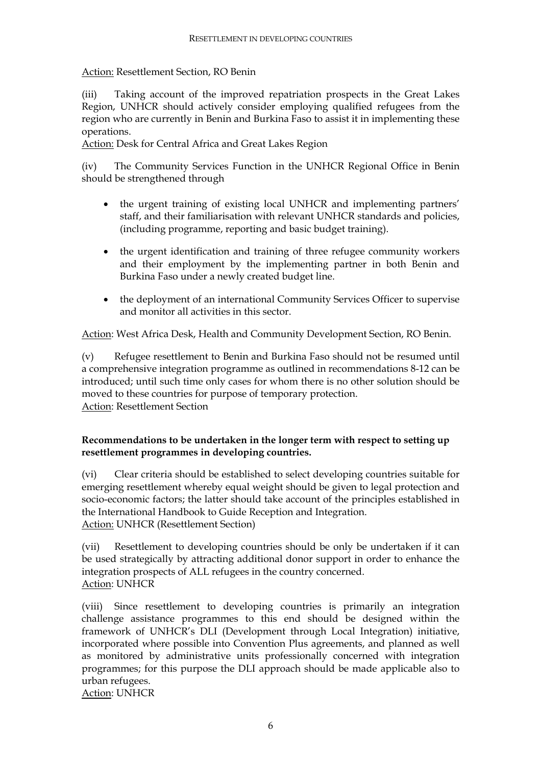Action: Resettlement Section, RO Benin

(iii) Taking account of the improved repatriation prospects in the Great Lakes Region, UNHCR should actively consider employing qualified refugees from the region who are currently in Benin and Burkina Faso to assist it in implementing these operations.
Action: Desk for Central Africa and Great Lakes Region

(iv) The Community Services Function in the UNHCR Regional Office in Benin should be strengthened through

- the urgent training of existing local UNHCR and implementing partners' staff, and their familiarisation with relevant UNHCR standards and policies, (including programme, reporting and basic budget training).
- the urgent identification and training of three refugee community workers and their employment by the implementing partner in both Benin and Burkina Faso under a newly created budget line.
- the deployment of an international Community Services Officer to supervise and monitor all activities in this sector.

Action: West Africa Desk, Health and Community Development Section, RO Benin.

(v) Refugee resettlement to Benin and Burkina Faso should not be resumed until a comprehensive integration programme as outlined in recommendations 8-12 can be introduced; until such time only cases for whom there is no other solution should be moved to these countries for purpose of temporary protection.
Action: Resettlement Section

**Recommendations to be undertaken in the longer term with respect to setting up resettlement programmes in developing countries.**

(vi) Clear criteria should be established to select developing countries suitable for emerging resettlement whereby equal weight should be given to legal protection and socio-economic factors; the latter should take account of the principles established in the International Handbook to Guide Reception and Integration.
Action: UNHCR (Resettlement Section)

(vii) Resettlement to developing countries should be only be undertaken if it can be used strategically by attracting additional donor support in order to enhance the integration prospects of ALL refugees in the country concerned.
Action: UNHCR

(viii) Since resettlement to developing countries is primarily an integration challenge assistance programmes to this end should be designed within the framework of UNHCR's DLI (Development through Local Integration) initiative, incorporated where possible into Convention Plus agreements, and planned as well as monitored by administrative units professionally concerned with integration programmes; for this purpose the DLI approach should be made applicable also to urban refugees.
Action: UNHCR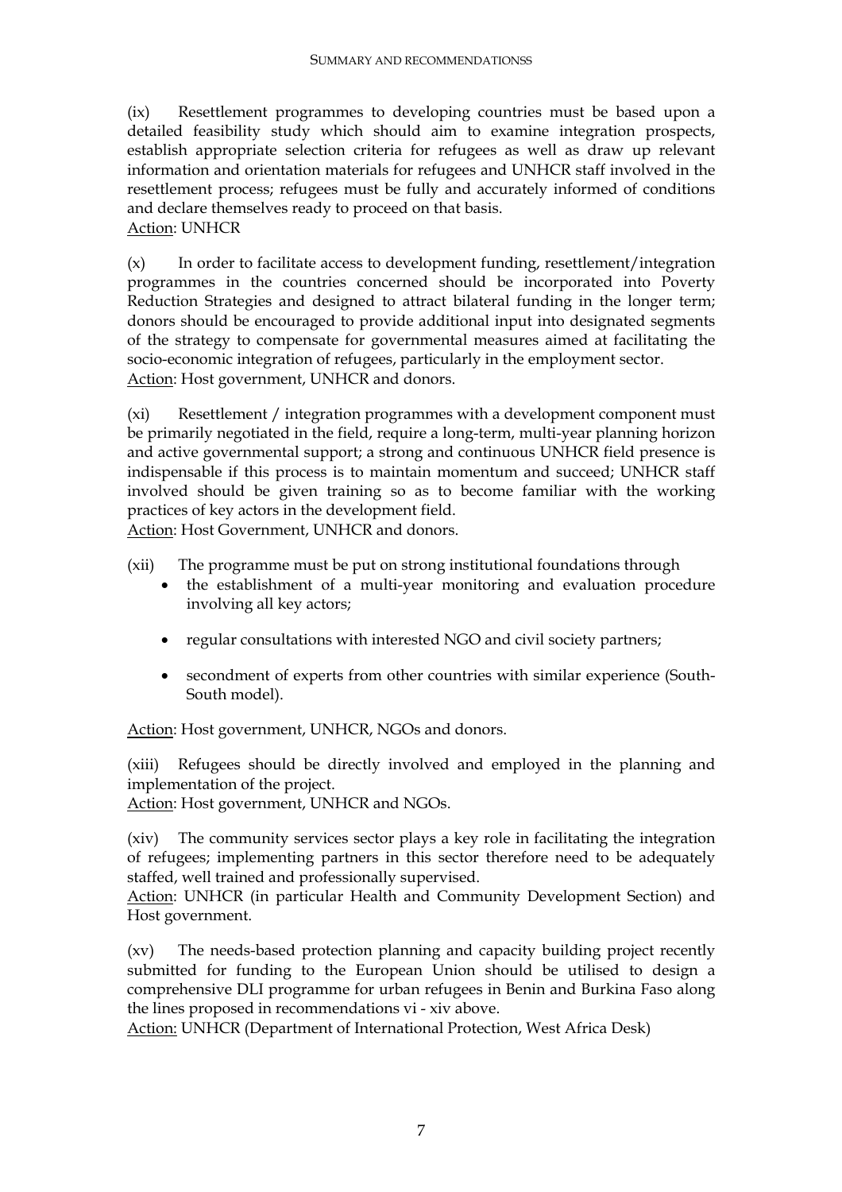(ix) Resettlement programmes to developing countries must be based upon a detailed feasibility study which should aim to examine integration prospects, establish appropriate selection criteria for refugees as well as draw up relevant information and orientation materials for refugees and UNHCR staff involved in the resettlement process; refugees must be fully and accurately informed of conditions and declare themselves ready to proceed on that basis.
Action: UNHCR

(x) In order to facilitate access to development funding, resettlement/integration programmes in the countries concerned should be incorporated into Poverty Reduction Strategies and designed to attract bilateral funding in the longer term; donors should be encouraged to provide additional input into designated segments of the strategy to compensate for governmental measures aimed at facilitating the socio-economic integration of refugees, particularly in the employment sector.
Action: Host government, UNHCR and donors.

(xi) Resettlement / integration programmes with a development component must be primarily negotiated in the field, require a long-term, multi-year planning horizon and active governmental support; a strong and continuous UNHCR field presence is indispensable if this process is to maintain momentum and succeed; UNHCR staff involved should be given training so as to become familiar with the working practices of key actors in the development field.
Action: Host Government, UNHCR and donors.

(xii) The programme must be put on strong institutional foundations through

- the establishment of a multi-year monitoring and evaluation procedure involving all key actors;
- regular consultations with interested NGO and civil society partners;
- secondment of experts from other countries with similar experience (South-South model).

Action: Host government, UNHCR, NGOs and donors.

(xiii) Refugees should be directly involved and employed in the planning and implementation of the project.
Action: Host government, UNHCR and NGOs.

(xiv) The community services sector plays a key role in facilitating the integration of refugees; implementing partners in this sector therefore need to be adequately staffed, well trained and professionally supervised.
Action: UNHCR (in particular Health and Community Development Section) and Host government.

(xv) The needs-based protection planning and capacity building project recently submitted for funding to the European Union should be utilised to design a comprehensive DLI programme for urban refugees in Benin and Burkina Faso along the lines proposed in recommendations vi - xiv above.
Action: UNHCR (Department of International Protection, West Africa Desk)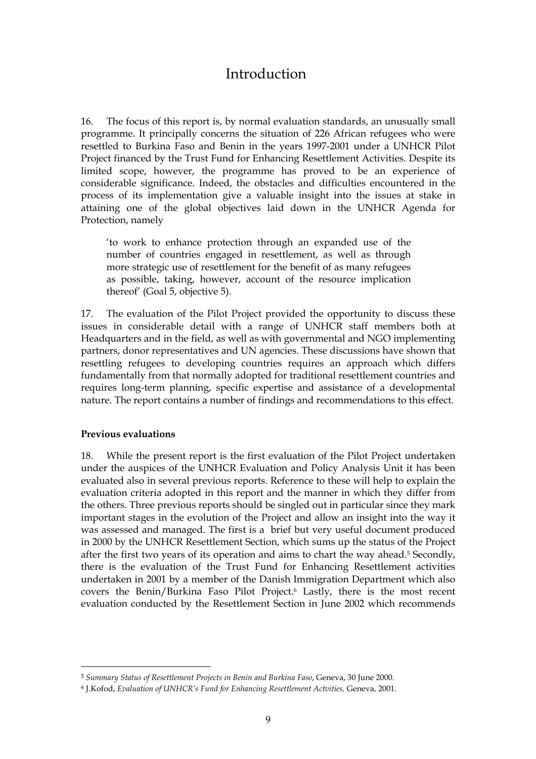# Introduction

16. The focus of this report is, by normal evaluation standards, an unusually small programme. It principally concerns the situation of 226 African refugees who were resettled to Burkina Faso and Benin in the years 1997-2001 under a UNHCR Pilot Project financed by the Trust Fund for Enhancing Resettlement Activities. Despite its limited scope, however, the programme has proved to be an experience of considerable significance. Indeed, the obstacles and difficulties encountered in the process of its implementation give a valuable insight into the issues at stake in attaining one of the global objectives laid down in the UNHCR Agenda for Protection, namely

> 'to work to enhance protection through an expanded use of the number of countries engaged in resettlement, as well as through more strategic use of resettlement for the benefit of as many refugees as possible, taking, however, account of the resource implication thereof' (Goal 5, objective 5).

17. The evaluation of the Pilot Project provided the opportunity to discuss these issues in considerable detail with a range of UNHCR staff members both at Headquarters and in the field, as well as with governmental and NGO implementing partners, donor representatives and UN agencies. These discussions have shown that resettling refugees to developing countries requires an approach which differs fundamentally from that normally adopted for traditional resettlement countries and requires long-term planning, specific expertise and assistance of a developmental nature. The report contains a number of findings and recommendations to this effect.

**Previous evaluations**

18. While the present report is the first evaluation of the Pilot Project undertaken under the auspices of the UNHCR Evaluation and Policy Analysis Unit it has been evaluated also in several previous reports. Reference to these will help to explain the evaluation criteria adopted in this report and the manner in which they differ from the others. Three previous reports should be singled out in particular since they mark important stages in the evolution of the Project and allow an insight into the way it was assessed and managed. The first is a brief but very useful document produced in 2000 by the UNHCR Resettlement Section, which sums up the status of the Project after the first two years of its operation and aims to chart the way ahead.[5] Secondly, there is the evaluation of the Trust Fund for Enhancing Resettlement activities undertaken in 2001 by a member of the Danish Immigration Department which also covers the Benin/Burkina Faso Pilot Project.[6] Lastly, there is the most recent evaluation conducted by the Resettlement Section in June 2002 which recommends

---

[5] *Summary Status of Resettlement Projects in Benin and Burkina Faso*, Geneva, 30 June 2000.

[6] J.Kofod, *Evaluation of UNHCR's Fund for Enhancing Resettlement Actvities,* Geneva, 2001.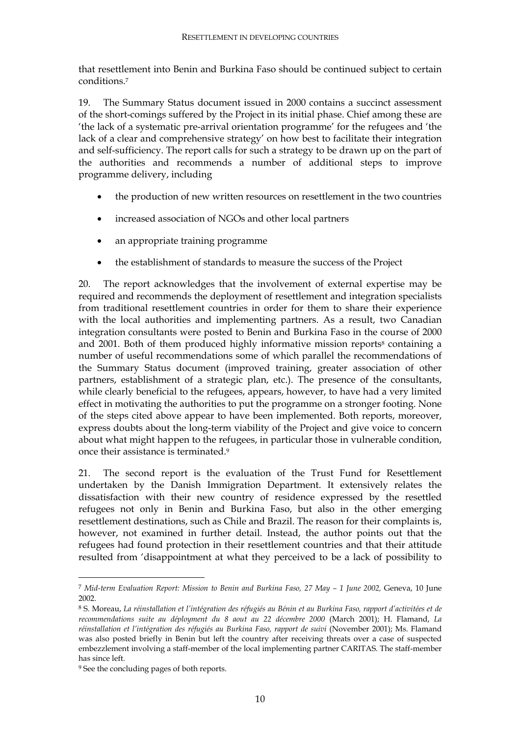that resettlement into Benin and Burkina Faso should be continued subject to certain conditions.[7]

19. The Summary Status document issued in 2000 contains a succinct assessment of the short-comings suffered by the Project in its initial phase. Chief among these are 'the lack of a systematic pre-arrival orientation programme' for the refugees and 'the lack of a clear and comprehensive strategy' on how best to facilitate their integration and self-sufficiency. The report calls for such a strategy to be drawn up on the part of the authorities and recommends a number of additional steps to improve programme delivery, including

- the production of new written resources on resettlement in the two countries
- increased association of NGOs and other local partners
- an appropriate training programme
- the establishment of standards to measure the success of the Project

20. The report acknowledges that the involvement of external expertise may be required and recommends the deployment of resettlement and integration specialists from traditional resettlement countries in order for them to share their experience with the local authorities and implementing partners. As a result, two Canadian integration consultants were posted to Benin and Burkina Faso in the course of 2000 and 2001. Both of them produced highly informative mission reports[8] containing a number of useful recommendations some of which parallel the recommendations of the Summary Status document (improved training, greater association of other partners, establishment of a strategic plan, etc.). The presence of the consultants, while clearly beneficial to the refugees, appears, however, to have had a very limited effect in motivating the authorities to put the programme on a stronger footing. None of the steps cited above appear to have been implemented. Both reports, moreover, express doubts about the long-term viability of the Project and give voice to concern about what might happen to the refugees, in particular those in vulnerable condition, once their assistance is terminated.[9]

21. The second report is the evaluation of the Trust Fund for Resettlement undertaken by the Danish Immigration Department. It extensively relates the dissatisfaction with their new country of residence expressed by the resettled refugees not only in Benin and Burkina Faso, but also in the other emerging resettlement destinations, such as Chile and Brazil. The reason for their complaints is, however, not examined in further detail. Instead, the author points out that the refugees had found protection in their resettlement countries and that their attitude resulted from 'disappointment at what they perceived to be a lack of possibility to

---

[7] *Mid-term Evaluation Report: Mission to Benin and Burkina Faso, 27 May – 1 June 2002,* Geneva, 10 June 2002.

[8] S. Moreau, *La réinstallation et l'intégration des réfugiés au Bénin et au Burkina Faso, rapport d'activitées et de recommendations suite au déployment du 8 aout au 22 décembre 2000* (March 2001); H. Flamand, *La réinstallation et l'intégration des réfugiés au Burkina Faso, rapport de suivi* (November 2001); Ms. Flamand was also posted briefly in Benin but left the country after receiving threats over a case of suspected embezzlement involving a staff-member of the local implementing partner CARITAS. The staff-member has since left.

[9] See the concluding pages of both reports.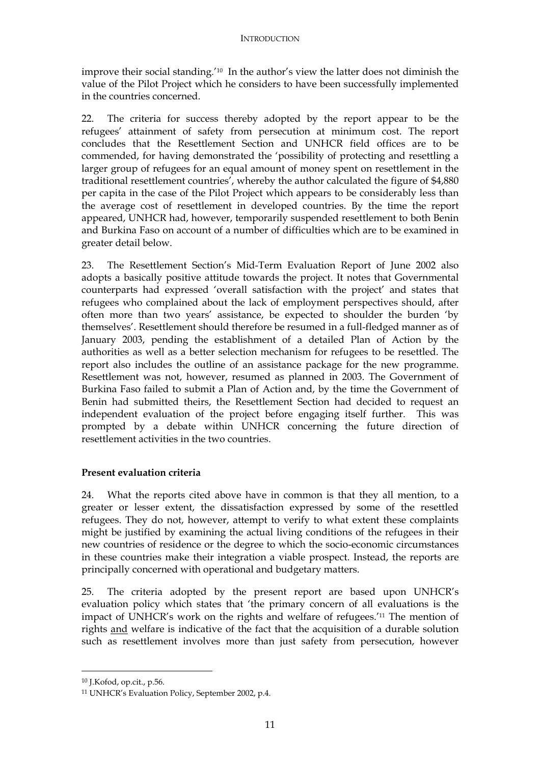improve their social standing.'[10] In the author's view the latter does not diminish the value of the Pilot Project which he considers to have been successfully implemented in the countries concerned.

22. The criteria for success thereby adopted by the report appear to be the refugees' attainment of safety from persecution at minimum cost. The report concludes that the Resettlement Section and UNHCR field offices are to be commended, for having demonstrated the 'possibility of protecting and resettling a larger group of refugees for an equal amount of money spent on resettlement in the traditional resettlement countries', whereby the author calculated the figure of $4,880 per capita in the case of the Pilot Project which appears to be considerably less than the average cost of resettlement in developed countries. By the time the report appeared, UNHCR had, however, temporarily suspended resettlement to both Benin and Burkina Faso on account of a number of difficulties which are to be examined in greater detail below.

23. The Resettlement Section's Mid-Term Evaluation Report of June 2002 also adopts a basically positive attitude towards the project. It notes that Governmental counterparts had expressed 'overall satisfaction with the project' and states that refugees who complained about the lack of employment perspectives should, after often more than two years' assistance, be expected to shoulder the burden 'by themselves'. Resettlement should therefore be resumed in a full-fledged manner as of January 2003, pending the establishment of a detailed Plan of Action by the authorities as well as a better selection mechanism for refugees to be resettled. The report also includes the outline of an assistance package for the new programme. Resettlement was not, however, resumed as planned in 2003. The Government of Burkina Faso failed to submit a Plan of Action and, by the time the Government of Benin had submitted theirs, the Resettlement Section had decided to request an independent evaluation of the project before engaging itself further. This was prompted by a debate within UNHCR concerning the future direction of resettlement activities in the two countries.

**Present evaluation criteria**

24. What the reports cited above have in common is that they all mention, to a greater or lesser extent, the dissatisfaction expressed by some of the resettled refugees. They do not, however, attempt to verify to what extent these complaints might be justified by examining the actual living conditions of the refugees in their new countries of residence or the degree to which the socio-economic circumstances in these countries make their integration a viable prospect. Instead, the reports are principally concerned with operational and budgetary matters.

25. The criteria adopted by the present report are based upon UNHCR's evaluation policy which states that 'the primary concern of all evaluations is the impact of UNHCR's work on the rights and welfare of refugees.'[11] The mention of rights <u>and</u> welfare is indicative of the fact that the acquisition of a durable solution such as resettlement involves more than just safety from persecution, however

---

[10] J.Kofod, op.cit., p.56.

[11] UNHCR's Evaluation Policy, September 2002, p.4.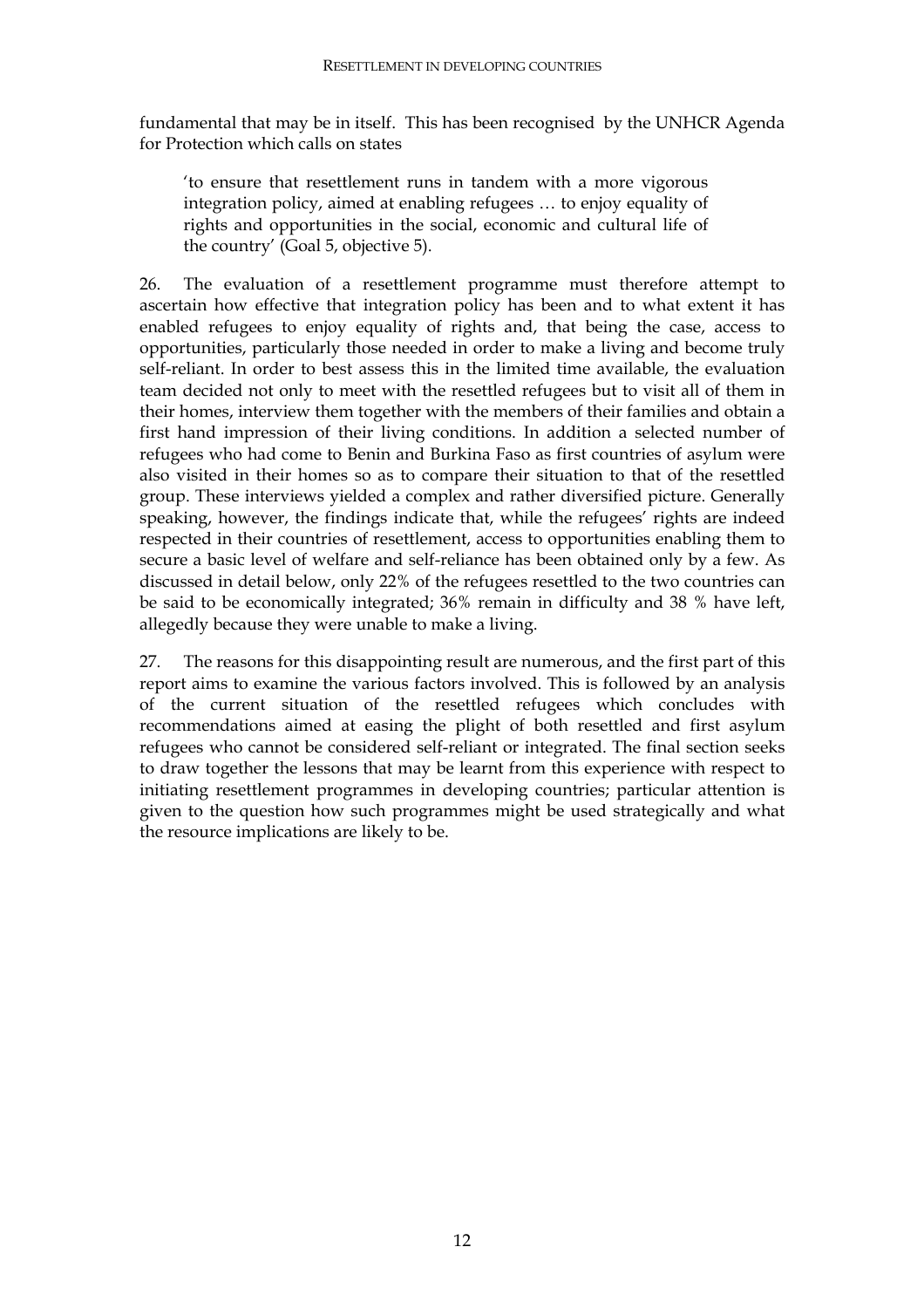fundamental that may be in itself. This has been recognised by the UNHCR Agenda for Protection which calls on states

> 'to ensure that resettlement runs in tandem with a more vigorous integration policy, aimed at enabling refugees … to enjoy equality of rights and opportunities in the social, economic and cultural life of the country' (Goal 5, objective 5).

26. The evaluation of a resettlement programme must therefore attempt to ascertain how effective that integration policy has been and to what extent it has enabled refugees to enjoy equality of rights and, that being the case, access to opportunities, particularly those needed in order to make a living and become truly self-reliant. In order to best assess this in the limited time available, the evaluation team decided not only to meet with the resettled refugees but to visit all of them in their homes, interview them together with the members of their families and obtain a first hand impression of their living conditions. In addition a selected number of refugees who had come to Benin and Burkina Faso as first countries of asylum were also visited in their homes so as to compare their situation to that of the resettled group. These interviews yielded a complex and rather diversified picture. Generally speaking, however, the findings indicate that, while the refugees' rights are indeed respected in their countries of resettlement, access to opportunities enabling them to secure a basic level of welfare and self-reliance has been obtained only by a few. As discussed in detail below, only 22% of the refugees resettled to the two countries can be said to be economically integrated; 36% remain in difficulty and 38 % have left, allegedly because they were unable to make a living.

27. The reasons for this disappointing result are numerous, and the first part of this report aims to examine the various factors involved. This is followed by an analysis of the current situation of the resettled refugees which concludes with recommendations aimed at easing the plight of both resettled and first asylum refugees who cannot be considered self-reliant or integrated. The final section seeks to draw together the lessons that may be learnt from this experience with respect to initiating resettlement programmes in developing countries; particular attention is given to the question how such programmes might be used strategically and what the resource implications are likely to be.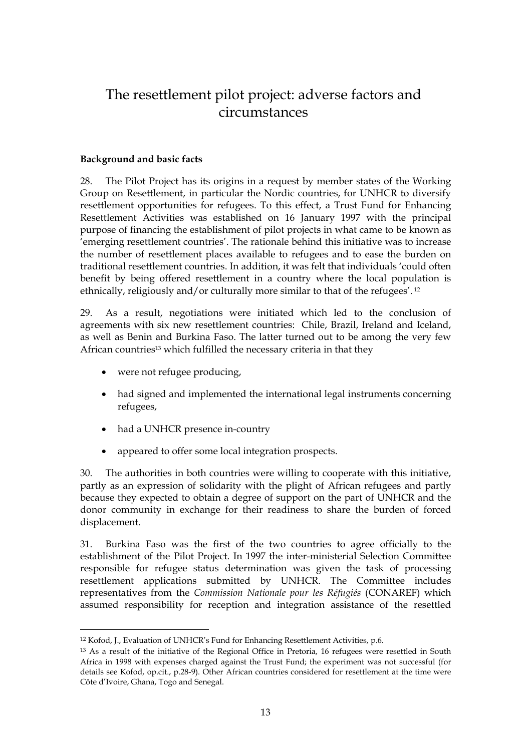# The resettlement pilot project: adverse factors and circumstances

**Background and basic facts**

28. The Pilot Project has its origins in a request by member states of the Working Group on Resettlement, in particular the Nordic countries, for UNHCR to diversify resettlement opportunities for refugees. To this effect, a Trust Fund for Enhancing Resettlement Activities was established on 16 January 1997 with the principal purpose of financing the establishment of pilot projects in what came to be known as 'emerging resettlement countries'. The rationale behind this initiative was to increase the number of resettlement places available to refugees and to ease the burden on traditional resettlement countries. In addition, it was felt that individuals 'could often benefit by being offered resettlement in a country where the local population is ethnically, religiously and/or culturally more similar to that of the refugees'. [12]

29. As a result, negotiations were initiated which led to the conclusion of agreements with six new resettlement countries: Chile, Brazil, Ireland and Iceland, as well as Benin and Burkina Faso. The latter turned out to be among the very few African countries[13] which fulfilled the necessary criteria in that they

- were not refugee producing,
- had signed and implemented the international legal instruments concerning refugees,
- had a UNHCR presence in-country
- appeared to offer some local integration prospects.

30. The authorities in both countries were willing to cooperate with this initiative, partly as an expression of solidarity with the plight of African refugees and partly because they expected to obtain a degree of support on the part of UNHCR and the donor community in exchange for their readiness to share the burden of forced displacement.

31. Burkina Faso was the first of the two countries to agree officially to the establishment of the Pilot Project. In 1997 the inter-ministerial Selection Committee responsible for refugee status determination was given the task of processing resettlement applications submitted by UNHCR. The Committee includes representatives from the *Commission Nationale pour les Réfugiés* (CONAREF) which assumed responsibility for reception and integration assistance of the resettled

[12] Kofod, J., Evaluation of UNHCR's Fund for Enhancing Resettlement Activities, p.6.

[13] As a result of the initiative of the Regional Office in Pretoria, 16 refugees were resettled in South Africa in 1998 with expenses charged against the Trust Fund; the experiment was not successful (for details see Kofod, op.cit., p.28-9). Other African countries considered for resettlement at the time were Côte d'Ivoire, Ghana, Togo and Senegal.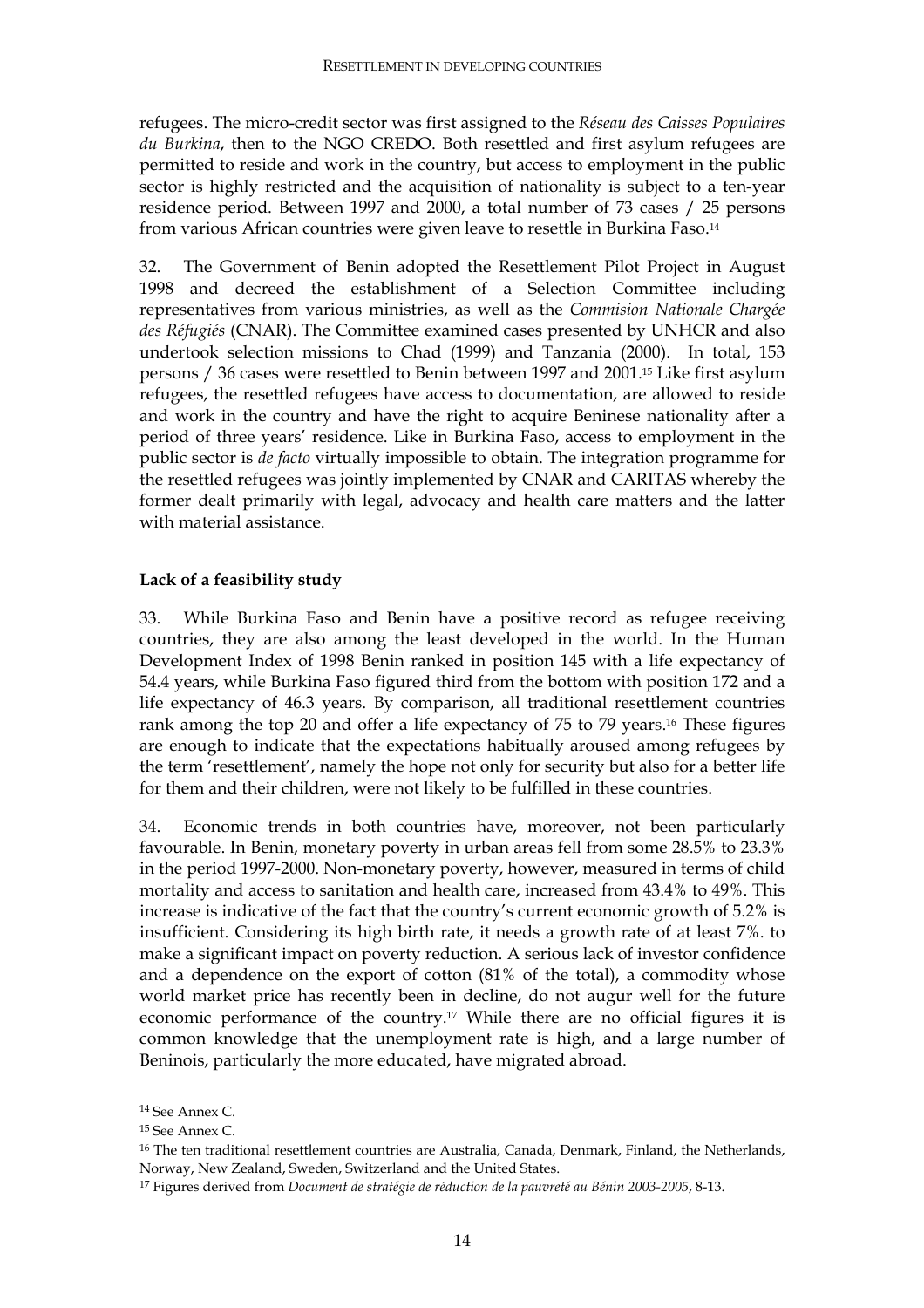refugees. The micro-credit sector was first assigned to the *Réseau des Caisses Populaires du Burkina*, then to the NGO CREDO. Both resettled and first asylum refugees are permitted to reside and work in the country, but access to employment in the public sector is highly restricted and the acquisition of nationality is subject to a ten-year residence period. Between 1997 and 2000, a total number of 73 cases / 25 persons from various African countries were given leave to resettle in Burkina Faso.[14]

32. The Government of Benin adopted the Resettlement Pilot Project in August 1998 and decreed the establishment of a Selection Committee including representatives from various ministries, as well as the *Commision Nationale Chargée des Réfugiés* (CNAR). The Committee examined cases presented by UNHCR and also undertook selection missions to Chad (1999) and Tanzania (2000). In total, 153 persons / 36 cases were resettled to Benin between 1997 and 2001.[15] Like first asylum refugees, the resettled refugees have access to documentation, are allowed to reside and work in the country and have the right to acquire Beninese nationality after a period of three years' residence. Like in Burkina Faso, access to employment in the public sector is *de facto* virtually impossible to obtain. The integration programme for the resettled refugees was jointly implemented by CNAR and CARITAS whereby the former dealt primarily with legal, advocacy and health care matters and the latter with material assistance.

**Lack of a feasibility study**

33. While Burkina Faso and Benin have a positive record as refugee receiving countries, they are also among the least developed in the world. In the Human Development Index of 1998 Benin ranked in position 145 with a life expectancy of 54.4 years, while Burkina Faso figured third from the bottom with position 172 and a life expectancy of 46.3 years. By comparison, all traditional resettlement countries rank among the top 20 and offer a life expectancy of 75 to 79 years.[16] These figures are enough to indicate that the expectations habitually aroused among refugees by the term 'resettlement', namely the hope not only for security but also for a better life for them and their children, were not likely to be fulfilled in these countries.

34. Economic trends in both countries have, moreover, not been particularly favourable. In Benin, monetary poverty in urban areas fell from some 28.5% to 23.3% in the period 1997-2000. Non-monetary poverty, however, measured in terms of child mortality and access to sanitation and health care, increased from 43.4% to 49%. This increase is indicative of the fact that the country's current economic growth of 5.2% is insufficient. Considering its high birth rate, it needs a growth rate of at least 7%. to make a significant impact on poverty reduction. A serious lack of investor confidence and a dependence on the export of cotton (81% of the total), a commodity whose world market price has recently been in decline, do not augur well for the future economic performance of the country.[17] While there are no official figures it is common knowledge that the unemployment rate is high, and a large number of Beninois, particularly the more educated, have migrated abroad.

---

[14] See Annex C.

[15] See Annex C.

[16] The ten traditional resettlement countries are Australia, Canada, Denmark, Finland, the Netherlands, Norway, New Zealand, Sweden, Switzerland and the United States.

[17] Figures derived from *Document de stratégie de réduction de la pauvreté au Bénin 2003-2005*, 8-13.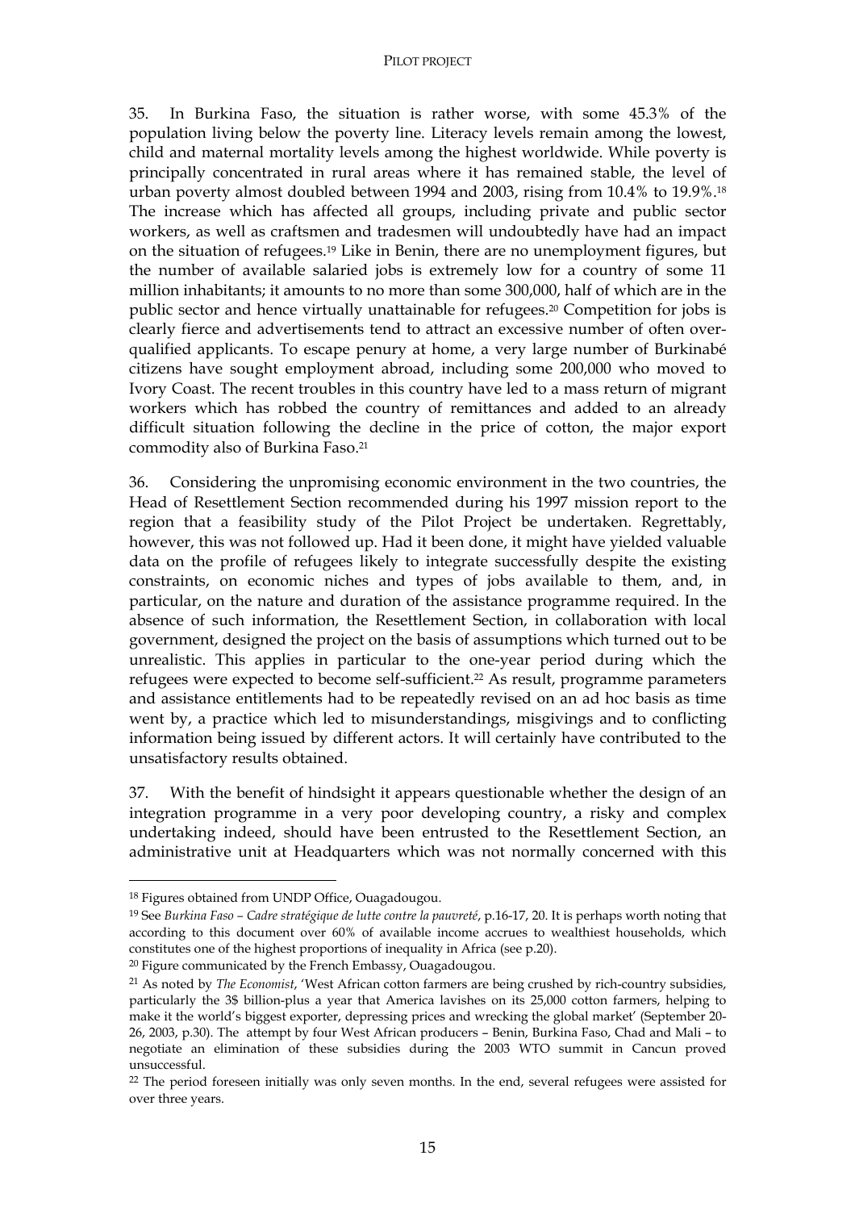35. In Burkina Faso, the situation is rather worse, with some 45.3% of the population living below the poverty line. Literacy levels remain among the lowest, child and maternal mortality levels among the highest worldwide. While poverty is principally concentrated in rural areas where it has remained stable, the level of urban poverty almost doubled between 1994 and 2003, rising from 10.4% to 19.9%.[18] The increase which has affected all groups, including private and public sector workers, as well as craftsmen and tradesmen will undoubtedly have had an impact on the situation of refugees.[19] Like in Benin, there are no unemployment figures, but the number of available salaried jobs is extremely low for a country of some 11 million inhabitants; it amounts to no more than some 300,000, half of which are in the public sector and hence virtually unattainable for refugees.[20] Competition for jobs is clearly fierce and advertisements tend to attract an excessive number of often over-qualified applicants. To escape penury at home, a very large number of Burkinabé citizens have sought employment abroad, including some 200,000 who moved to Ivory Coast. The recent troubles in this country have led to a mass return of migrant workers which has robbed the country of remittances and added to an already difficult situation following the decline in the price of cotton, the major export commodity also of Burkina Faso.[21]

36. Considering the unpromising economic environment in the two countries, the Head of Resettlement Section recommended during his 1997 mission report to the region that a feasibility study of the Pilot Project be undertaken. Regrettably, however, this was not followed up. Had it been done, it might have yielded valuable data on the profile of refugees likely to integrate successfully despite the existing constraints, on economic niches and types of jobs available to them, and, in particular, on the nature and duration of the assistance programme required. In the absence of such information, the Resettlement Section, in collaboration with local government, designed the project on the basis of assumptions which turned out to be unrealistic. This applies in particular to the one-year period during which the refugees were expected to become self-sufficient.[22] As result, programme parameters and assistance entitlements had to be repeatedly revised on an ad hoc basis as time went by, a practice which led to misunderstandings, misgivings and to conflicting information being issued by different actors. It will certainly have contributed to the unsatisfactory results obtained.

37. With the benefit of hindsight it appears questionable whether the design of an integration programme in a very poor developing country, a risky and complex undertaking indeed, should have been entrusted to the Resettlement Section, an administrative unit at Headquarters which was not normally concerned with this

---

[18] Figures obtained from UNDP Office, Ouagadougou.

[19] See *Burkina Faso – Cadre stratégique de lutte contre la pauvreté*, p.16-17, 20. It is perhaps worth noting that according to this document over 60% of available income accrues to wealthiest households, which constitutes one of the highest proportions of inequality in Africa (see p.20).

[20] Figure communicated by the French Embassy, Ouagadougou.

[21] As noted by *The Economist*, 'West African cotton farmers are being crushed by rich-country subsidies, particularly the 3$ billion-plus a year that America lavishes on its 25,000 cotton farmers, helping to make it the world's biggest exporter, depressing prices and wrecking the global market' (September 20-26, 2003, p.30). The attempt by four West African producers – Benin, Burkina Faso, Chad and Mali – to negotiate an elimination of these subsidies during the 2003 WTO summit in Cancun proved unsuccessful.

[22] The period foreseen initially was only seven months. In the end, several refugees were assisted for over three years.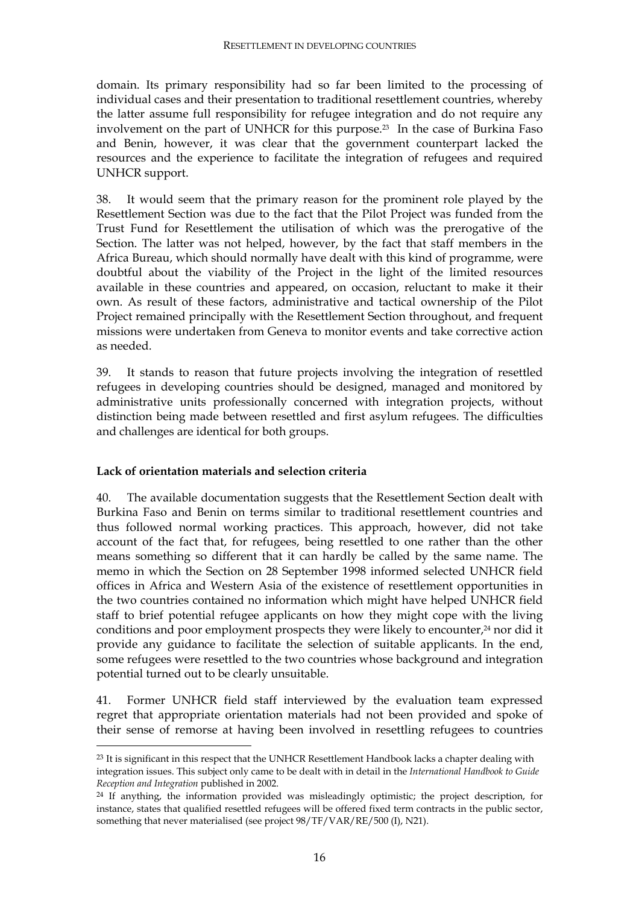domain. Its primary responsibility had so far been limited to the processing of individual cases and their presentation to traditional resettlement countries, whereby the latter assume full responsibility for refugee integration and do not require any involvement on the part of UNHCR for this purpose.[23] In the case of Burkina Faso and Benin, however, it was clear that the government counterpart lacked the resources and the experience to facilitate the integration of refugees and required UNHCR support.

38. It would seem that the primary reason for the prominent role played by the Resettlement Section was due to the fact that the Pilot Project was funded from the Trust Fund for Resettlement the utilisation of which was the prerogative of the Section. The latter was not helped, however, by the fact that staff members in the Africa Bureau, which should normally have dealt with this kind of programme, were doubtful about the viability of the Project in the light of the limited resources available in these countries and appeared, on occasion, reluctant to make it their own. As result of these factors, administrative and tactical ownership of the Pilot Project remained principally with the Resettlement Section throughout, and frequent missions were undertaken from Geneva to monitor events and take corrective action as needed.

39. It stands to reason that future projects involving the integration of resettled refugees in developing countries should be designed, managed and monitored by administrative units professionally concerned with integration projects, without distinction being made between resettled and first asylum refugees. The difficulties and challenges are identical for both groups.

**Lack of orientation materials and selection criteria**

40. The available documentation suggests that the Resettlement Section dealt with Burkina Faso and Benin on terms similar to traditional resettlement countries and thus followed normal working practices. This approach, however, did not take account of the fact that, for refugees, being resettled to one rather than the other means something so different that it can hardly be called by the same name. The memo in which the Section on 28 September 1998 informed selected UNHCR field offices in Africa and Western Asia of the existence of resettlement opportunities in the two countries contained no information which might have helped UNHCR field staff to brief potential refugee applicants on how they might cope with the living conditions and poor employment prospects they were likely to encounter,[24] nor did it provide any guidance to facilitate the selection of suitable applicants. In the end, some refugees were resettled to the two countries whose background and integration potential turned out to be clearly unsuitable.

41. Former UNHCR field staff interviewed by the evaluation team expressed regret that appropriate orientation materials had not been provided and spoke of their sense of remorse at having been involved in resettling refugees to countries

---

[23] It is significant in this respect that the UNHCR Resettlement Handbook lacks a chapter dealing with integration issues. This subject only came to be dealt with in detail in the *International Handbook to Guide Reception and Integration* published in 2002.

[24] If anything, the information provided was misleadingly optimistic; the project description, for instance, states that qualified resettled refugees will be offered fixed term contracts in the public sector, something that never materialised (see project 98/TF/VAR/RE/500 (I), N21).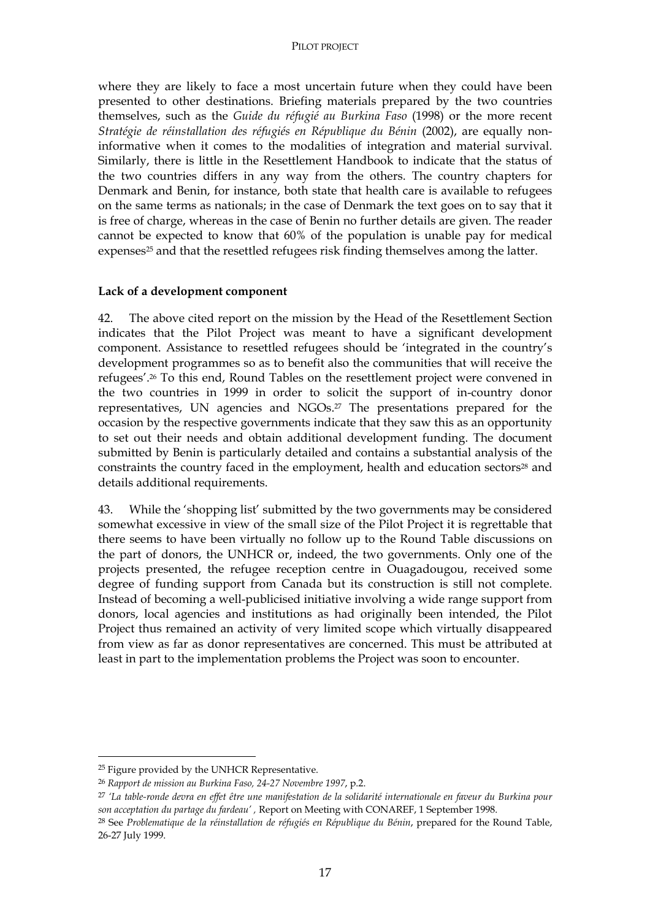where they are likely to face a most uncertain future when they could have been presented to other destinations. Briefing materials prepared by the two countries themselves, such as the *Guide du réfugié au Burkina Faso* (1998) or the more recent *Stratégie de réinstallation des réfugiés en République du Bénin* (2002), are equally non-informative when it comes to the modalities of integration and material survival. Similarly, there is little in the Resettlement Handbook to indicate that the status of the two countries differs in any way from the others. The country chapters for Denmark and Benin, for instance, both state that health care is available to refugees on the same terms as nationals; in the case of Denmark the text goes on to say that it is free of charge, whereas in the case of Benin no further details are given. The reader cannot be expected to know that 60% of the population is unable pay for medical expenses[25] and that the resettled refugees risk finding themselves among the latter.

**Lack of a development component**

42. The above cited report on the mission by the Head of the Resettlement Section indicates that the Pilot Project was meant to have a significant development component. Assistance to resettled refugees should be 'integrated in the country's development programmes so as to benefit also the communities that will receive the refugees'.[26] To this end, Round Tables on the resettlement project were convened in the two countries in 1999 in order to solicit the support of in-country donor representatives, UN agencies and NGOs.[27] The presentations prepared for the occasion by the respective governments indicate that they saw this as an opportunity to set out their needs and obtain additional development funding. The document submitted by Benin is particularly detailed and contains a substantial analysis of the constraints the country faced in the employment, health and education sectors[28] and details additional requirements.

43. While the 'shopping list' submitted by the two governments may be considered somewhat excessive in view of the small size of the Pilot Project it is regrettable that there seems to have been virtually no follow up to the Round Table discussions on the part of donors, the UNHCR or, indeed, the two governments. Only one of the projects presented, the refugee reception centre in Ouagadougou, received some degree of funding support from Canada but its construction is still not complete. Instead of becoming a well-publicised initiative involving a wide range support from donors, local agencies and institutions as had originally been intended, the Pilot Project thus remained an activity of very limited scope which virtually disappeared from view as far as donor representatives are concerned. This must be attributed at least in part to the implementation problems the Project was soon to encounter.

---

[25] Figure provided by the UNHCR Representative.

[26] *Rapport de mission au Burkina Faso, 24-27 Novembre 1997*, p.2.

[27] *'La table-ronde devra en effet être une manifestation de la solidarité internationale en faveur du Burkina pour son acceptation du partage du fardeau' ,* Report on Meeting with CONAREF, 1 September 1998.

[28] See *Problematique de la réinstallation de réfugiés en République du Bénin*, prepared for the Round Table, 26-27 July 1999.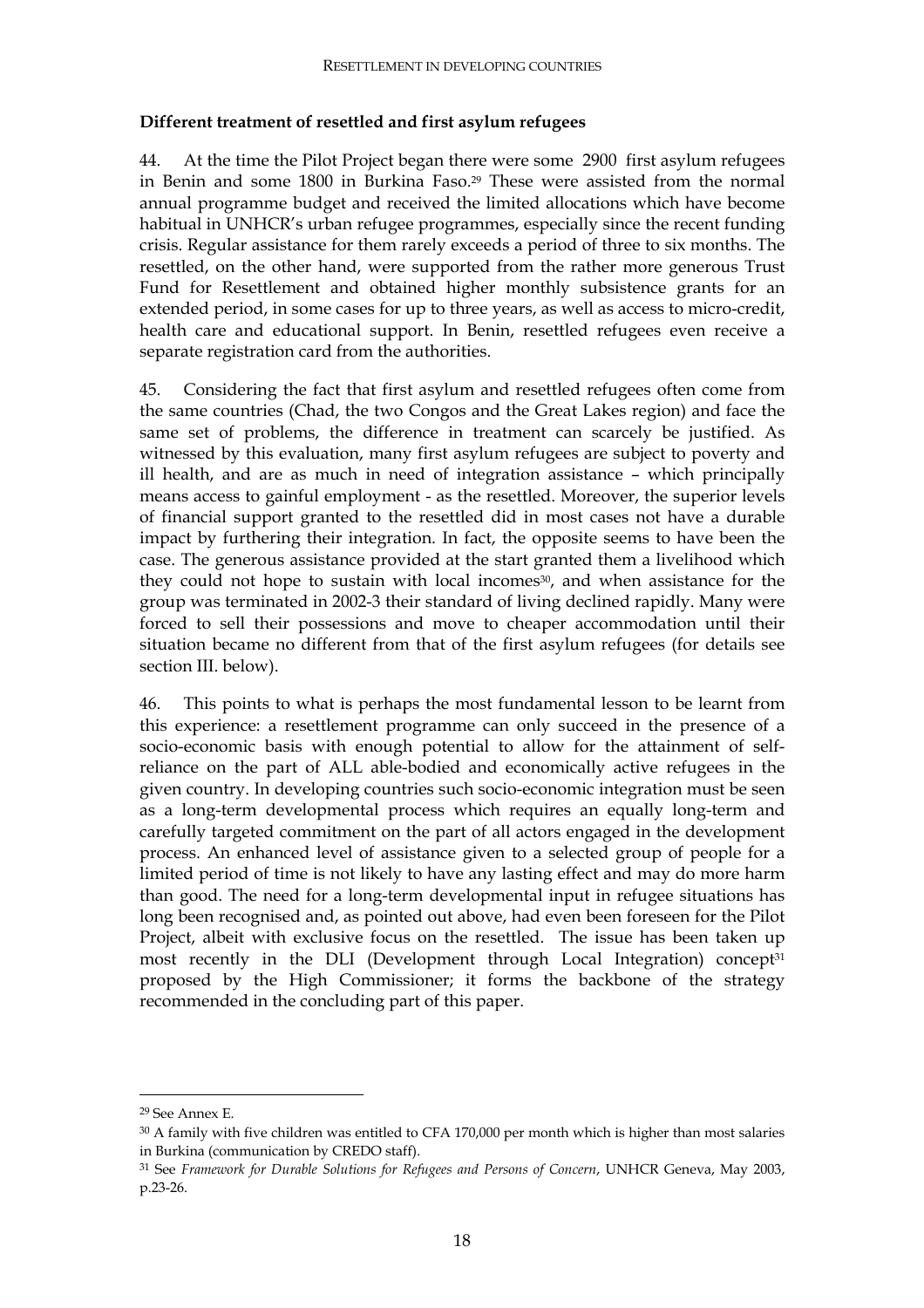**Different treatment of resettled and first asylum refugees**

44. At the time the Pilot Project began there were some 2900 first asylum refugees in Benin and some 1800 in Burkina Faso.[29] These were assisted from the normal annual programme budget and received the limited allocations which have become habitual in UNHCR's urban refugee programmes, especially since the recent funding crisis. Regular assistance for them rarely exceeds a period of three to six months. The resettled, on the other hand, were supported from the rather more generous Trust Fund for Resettlement and obtained higher monthly subsistence grants for an extended period, in some cases for up to three years, as well as access to micro-credit, health care and educational support. In Benin, resettled refugees even receive a separate registration card from the authorities.

45. Considering the fact that first asylum and resettled refugees often come from the same countries (Chad, the two Congos and the Great Lakes region) and face the same set of problems, the difference in treatment can scarcely be justified. As witnessed by this evaluation, many first asylum refugees are subject to poverty and ill health, and are as much in need of integration assistance – which principally means access to gainful employment - as the resettled. Moreover, the superior levels of financial support granted to the resettled did in most cases not have a durable impact by furthering their integration. In fact, the opposite seems to have been the case. The generous assistance provided at the start granted them a livelihood which they could not hope to sustain with local incomes[30], and when assistance for the group was terminated in 2002-3 their standard of living declined rapidly. Many were forced to sell their possessions and move to cheaper accommodation until their situation became no different from that of the first asylum refugees (for details see section III. below).

46. This points to what is perhaps the most fundamental lesson to be learnt from this experience: a resettlement programme can only succeed in the presence of a socio-economic basis with enough potential to allow for the attainment of self-reliance on the part of ALL able-bodied and economically active refugees in the given country. In developing countries such socio-economic integration must be seen as a long-term developmental process which requires an equally long-term and carefully targeted commitment on the part of all actors engaged in the development process. An enhanced level of assistance given to a selected group of people for a limited period of time is not likely to have any lasting effect and may do more harm than good. The need for a long-term developmental input in refugee situations has long been recognised and, as pointed out above, had even been foreseen for the Pilot Project, albeit with exclusive focus on the resettled. The issue has been taken up most recently in the DLI (Development through Local Integration) concept[31] proposed by the High Commissioner; it forms the backbone of the strategy recommended in the concluding part of this paper.

---

[29] See Annex E.

[30] A family with five children was entitled to CFA 170,000 per month which is higher than most salaries in Burkina (communication by CREDO staff).

[31] See *Framework for Durable Solutions for Refugees and Persons of Concern*, UNHCR Geneva, May 2003, p.23-26.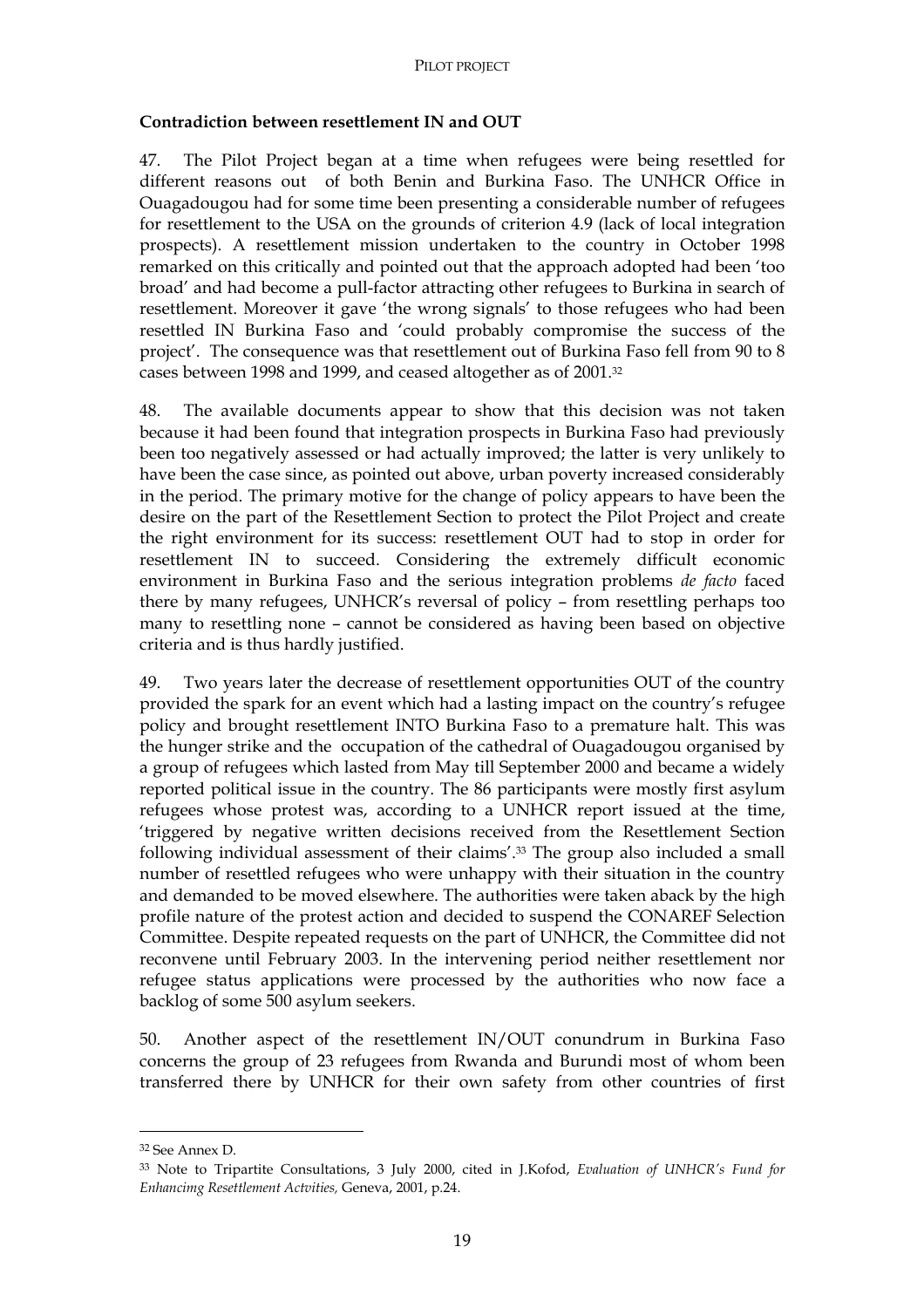**Contradiction between resettlement IN and OUT**

47. The Pilot Project began at a time when refugees were being resettled for different reasons out of both Benin and Burkina Faso. The UNHCR Office in Ouagadougou had for some time been presenting a considerable number of refugees for resettlement to the USA on the grounds of criterion 4.9 (lack of local integration prospects). A resettlement mission undertaken to the country in October 1998 remarked on this critically and pointed out that the approach adopted had been 'too broad' and had become a pull-factor attracting other refugees to Burkina in search of resettlement. Moreover it gave 'the wrong signals' to those refugees who had been resettled IN Burkina Faso and 'could probably compromise the success of the project'. The consequence was that resettlement out of Burkina Faso fell from 90 to 8 cases between 1998 and 1999, and ceased altogether as of 2001.[32]

48. The available documents appear to show that this decision was not taken because it had been found that integration prospects in Burkina Faso had previously been too negatively assessed or had actually improved; the latter is very unlikely to have been the case since, as pointed out above, urban poverty increased considerably in the period. The primary motive for the change of policy appears to have been the desire on the part of the Resettlement Section to protect the Pilot Project and create the right environment for its success: resettlement OUT had to stop in order for resettlement IN to succeed. Considering the extremely difficult economic environment in Burkina Faso and the serious integration problems *de facto* faced there by many refugees, UNHCR's reversal of policy – from resettling perhaps too many to resettling none – cannot be considered as having been based on objective criteria and is thus hardly justified.

49. Two years later the decrease of resettlement opportunities OUT of the country provided the spark for an event which had a lasting impact on the country's refugee policy and brought resettlement INTO Burkina Faso to a premature halt. This was the hunger strike and the occupation of the cathedral of Ouagadougou organised by a group of refugees which lasted from May till September 2000 and became a widely reported political issue in the country. The 86 participants were mostly first asylum refugees whose protest was, according to a UNHCR report issued at the time, 'triggered by negative written decisions received from the Resettlement Section following individual assessment of their claims'.[33] The group also included a small number of resettled refugees who were unhappy with their situation in the country and demanded to be moved elsewhere. The authorities were taken aback by the high profile nature of the protest action and decided to suspend the CONAREF Selection Committee. Despite repeated requests on the part of UNHCR, the Committee did not reconvene until February 2003. In the intervening period neither resettlement nor refugee status applications were processed by the authorities who now face a backlog of some 500 asylum seekers.

50. Another aspect of the resettlement IN/OUT conundrum in Burkina Faso concerns the group of 23 refugees from Rwanda and Burundi most of whom been transferred there by UNHCR for their own safety from other countries of first

---

[32] See Annex D.

[33] Note to Tripartite Consultations, 3 July 2000, cited in J.Kofod, *Evaluation of UNHCR's Fund for Enhancimg Resettlement Actvities,* Geneva, 2001, p.24.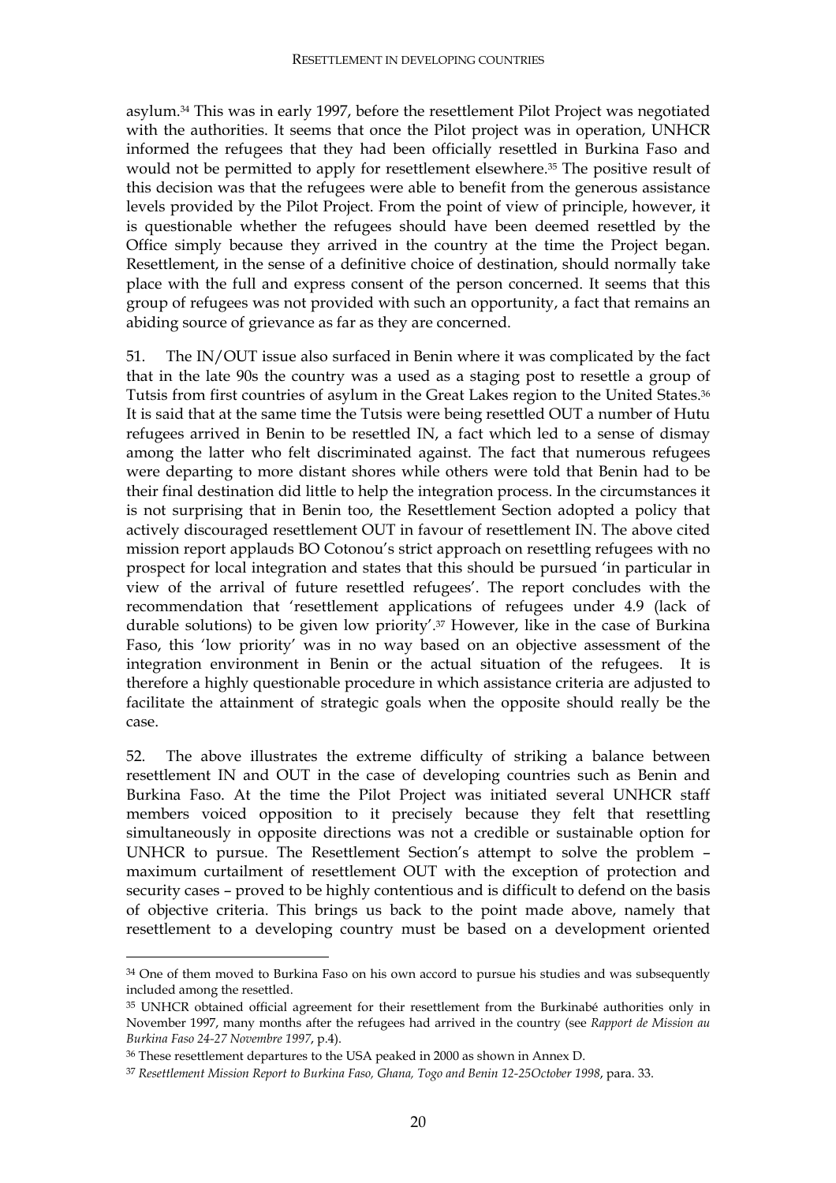asylum.[34] This was in early 1997, before the resettlement Pilot Project was negotiated with the authorities. It seems that once the Pilot project was in operation, UNHCR informed the refugees that they had been officially resettled in Burkina Faso and would not be permitted to apply for resettlement elsewhere.[35] The positive result of this decision was that the refugees were able to benefit from the generous assistance levels provided by the Pilot Project. From the point of view of principle, however, it is questionable whether the refugees should have been deemed resettled by the Office simply because they arrived in the country at the time the Project began. Resettlement, in the sense of a definitive choice of destination, should normally take place with the full and express consent of the person concerned. It seems that this group of refugees was not provided with such an opportunity, a fact that remains an abiding source of grievance as far as they are concerned.

51. The IN/OUT issue also surfaced in Benin where it was complicated by the fact that in the late 90s the country was a used as a staging post to resettle a group of Tutsis from first countries of asylum in the Great Lakes region to the United States.[36] It is said that at the same time the Tutsis were being resettled OUT a number of Hutu refugees arrived in Benin to be resettled IN, a fact which led to a sense of dismay among the latter who felt discriminated against. The fact that numerous refugees were departing to more distant shores while others were told that Benin had to be their final destination did little to help the integration process. In the circumstances it is not surprising that in Benin too, the Resettlement Section adopted a policy that actively discouraged resettlement OUT in favour of resettlement IN. The above cited mission report applauds BO Cotonou's strict approach on resettling refugees with no prospect for local integration and states that this should be pursued 'in particular in view of the arrival of future resettled refugees'. The report concludes with the recommendation that 'resettlement applications of refugees under 4.9 (lack of durable solutions) to be given low priority'.[37] However, like in the case of Burkina Faso, this 'low priority' was in no way based on an objective assessment of the integration environment in Benin or the actual situation of the refugees. It is therefore a highly questionable procedure in which assistance criteria are adjusted to facilitate the attainment of strategic goals when the opposite should really be the case.

52. The above illustrates the extreme difficulty of striking a balance between resettlement IN and OUT in the case of developing countries such as Benin and Burkina Faso. At the time the Pilot Project was initiated several UNHCR staff members voiced opposition to it precisely because they felt that resettling simultaneously in opposite directions was not a credible or sustainable option for UNHCR to pursue. The Resettlement Section's attempt to solve the problem – maximum curtailment of resettlement OUT with the exception of protection and security cases – proved to be highly contentious and is difficult to defend on the basis of objective criteria. This brings us back to the point made above, namely that resettlement to a developing country must be based on a development oriented

---

[34] One of them moved to Burkina Faso on his own accord to pursue his studies and was subsequently included among the resettled.

[35] UNHCR obtained official agreement for their resettlement from the Burkinabé authorities only in November 1997, many months after the refugees had arrived in the country (see *Rapport de Mission au Burkina Faso 24-27 Novembre 1997*, p.4).

[36] These resettlement departures to the USA peaked in 2000 as shown in Annex D.

[37] *Resettlement Mission Report to Burkina Faso, Ghana, Togo and Benin 12-25October 1998*, para. 33.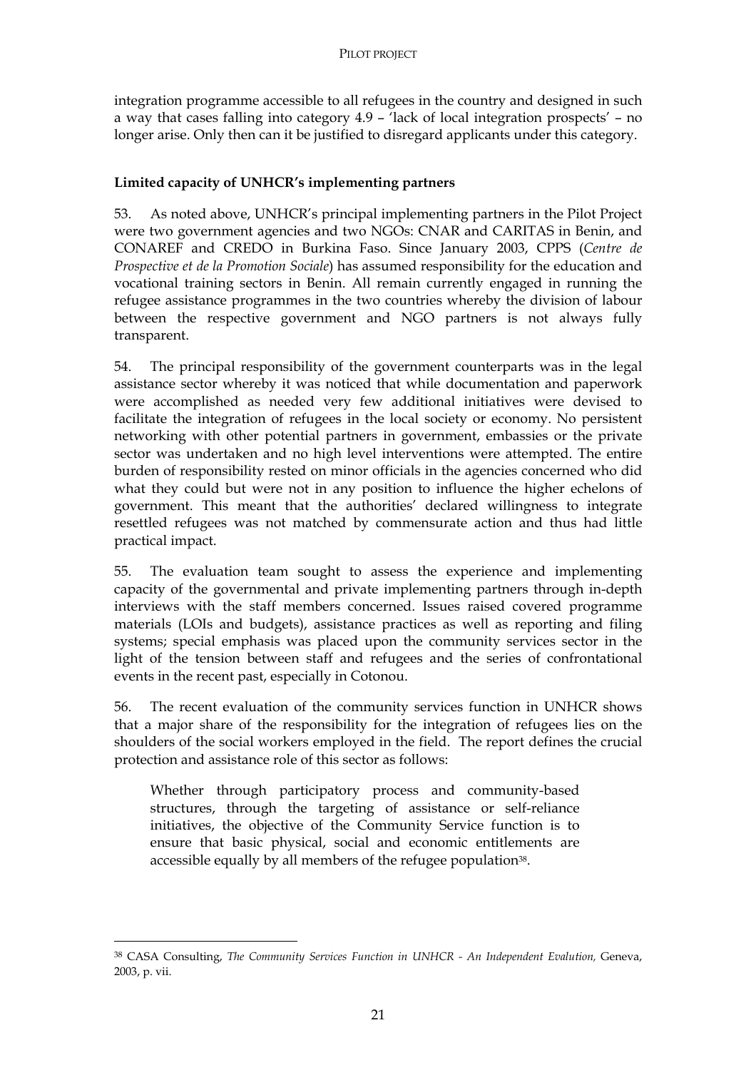integration programme accessible to all refugees in the country and designed in such a way that cases falling into category 4.9 – 'lack of local integration prospects' – no longer arise. Only then can it be justified to disregard applicants under this category.

**Limited capacity of UNHCR's implementing partners**

53. As noted above, UNHCR's principal implementing partners in the Pilot Project were two government agencies and two NGOs: CNAR and CARITAS in Benin, and CONAREF and CREDO in Burkina Faso. Since January 2003, CPPS (*Centre de Prospective et de la Promotion Sociale*) has assumed responsibility for the education and vocational training sectors in Benin. All remain currently engaged in running the refugee assistance programmes in the two countries whereby the division of labour between the respective government and NGO partners is not always fully transparent.

54. The principal responsibility of the government counterparts was in the legal assistance sector whereby it was noticed that while documentation and paperwork were accomplished as needed very few additional initiatives were devised to facilitate the integration of refugees in the local society or economy. No persistent networking with other potential partners in government, embassies or the private sector was undertaken and no high level interventions were attempted. The entire burden of responsibility rested on minor officials in the agencies concerned who did what they could but were not in any position to influence the higher echelons of government. This meant that the authorities' declared willingness to integrate resettled refugees was not matched by commensurate action and thus had little practical impact.

55. The evaluation team sought to assess the experience and implementing capacity of the governmental and private implementing partners through in-depth interviews with the staff members concerned. Issues raised covered programme materials (LOIs and budgets), assistance practices as well as reporting and filing systems; special emphasis was placed upon the community services sector in the light of the tension between staff and refugees and the series of confrontational events in the recent past, especially in Cotonou.

56. The recent evaluation of the community services function in UNHCR shows that a major share of the responsibility for the integration of refugees lies on the shoulders of the social workers employed in the field. The report defines the crucial protection and assistance role of this sector as follows:

> Whether through participatory process and community-based structures, through the targeting of assistance or self-reliance initiatives, the objective of the Community Service function is to ensure that basic physical, social and economic entitlements are accessible equally by all members of the refugee population[38].

---

[38] CASA Consulting, *The Community Services Function in UNHCR - An Independent Evalution,* Geneva, 2003, p. vii.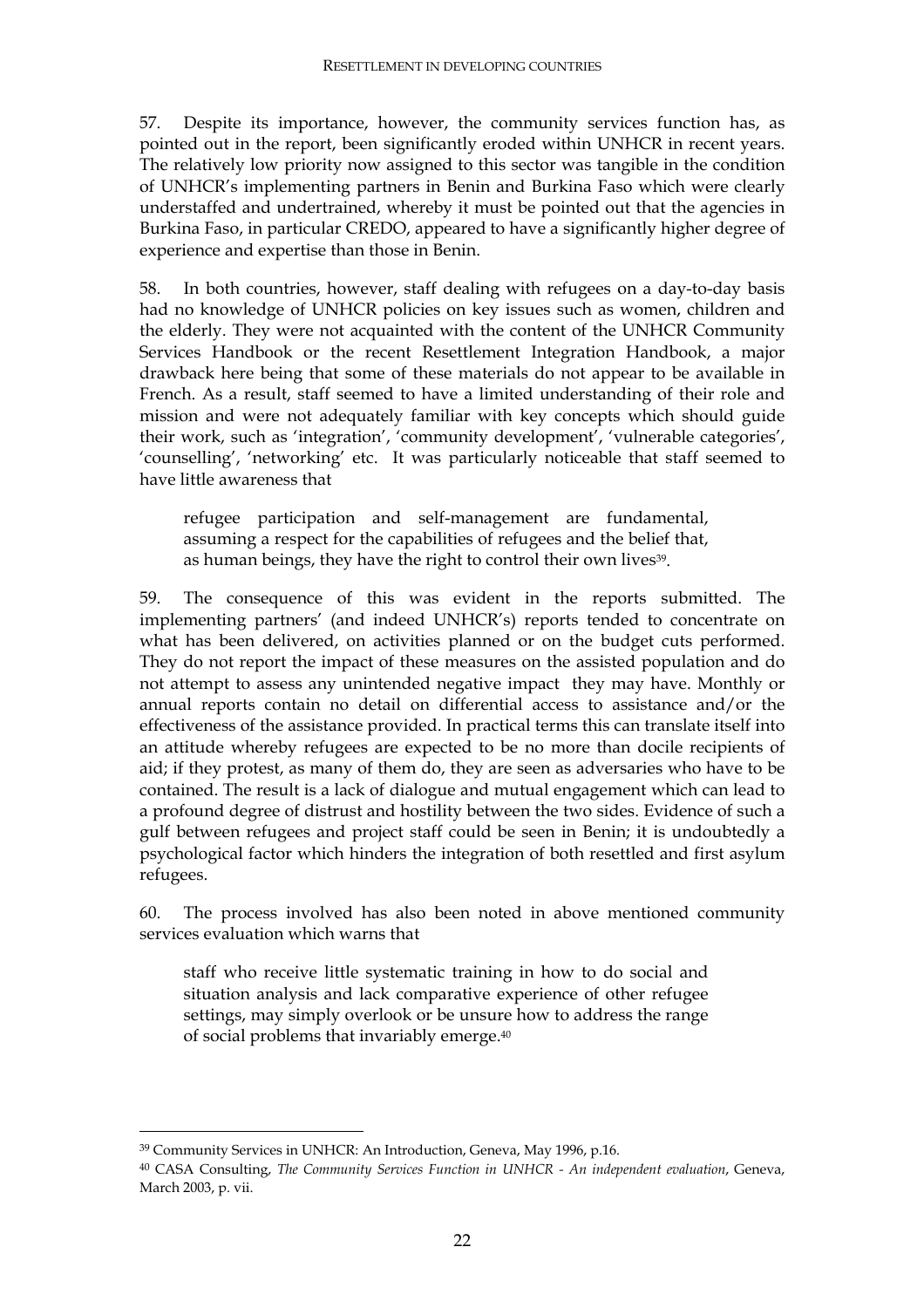57. Despite its importance, however, the community services function has, as pointed out in the report, been significantly eroded within UNHCR in recent years. The relatively low priority now assigned to this sector was tangible in the condition of UNHCR's implementing partners in Benin and Burkina Faso which were clearly understaffed and undertrained, whereby it must be pointed out that the agencies in Burkina Faso, in particular CREDO, appeared to have a significantly higher degree of experience and expertise than those in Benin.

58. In both countries, however, staff dealing with refugees on a day-to-day basis had no knowledge of UNHCR policies on key issues such as women, children and the elderly. They were not acquainted with the content of the UNHCR Community Services Handbook or the recent Resettlement Integration Handbook, a major drawback here being that some of these materials do not appear to be available in French. As a result, staff seemed to have a limited understanding of their role and mission and were not adequately familiar with key concepts which should guide their work, such as 'integration', 'community development', 'vulnerable categories', 'counselling', 'networking' etc. It was particularly noticeable that staff seemed to have little awareness that

> refugee participation and self-management are fundamental, assuming a respect for the capabilities of refugees and the belief that, as human beings, they have the right to control their own lives[39].

59. The consequence of this was evident in the reports submitted. The implementing partners' (and indeed UNHCR's) reports tended to concentrate on what has been delivered, on activities planned or on the budget cuts performed. They do not report the impact of these measures on the assisted population and do not attempt to assess any unintended negative impact they may have. Monthly or annual reports contain no detail on differential access to assistance and/or the effectiveness of the assistance provided. In practical terms this can translate itself into an attitude whereby refugees are expected to be no more than docile recipients of aid; if they protest, as many of them do, they are seen as adversaries who have to be contained. The result is a lack of dialogue and mutual engagement which can lead to a profound degree of distrust and hostility between the two sides. Evidence of such a gulf between refugees and project staff could be seen in Benin; it is undoubtedly a psychological factor which hinders the integration of both resettled and first asylum refugees.

60. The process involved has also been noted in above mentioned community services evaluation which warns that

> staff who receive little systematic training in how to do social and situation analysis and lack comparative experience of other refugee settings, may simply overlook or be unsure how to address the range of social problems that invariably emerge.[40]

---

[39] Community Services in UNHCR: An Introduction, Geneva, May 1996, p.16.

[40] CASA Consulting, *The Community Services Function in UNHCR - An independent evaluation*, Geneva, March 2003, p. vii.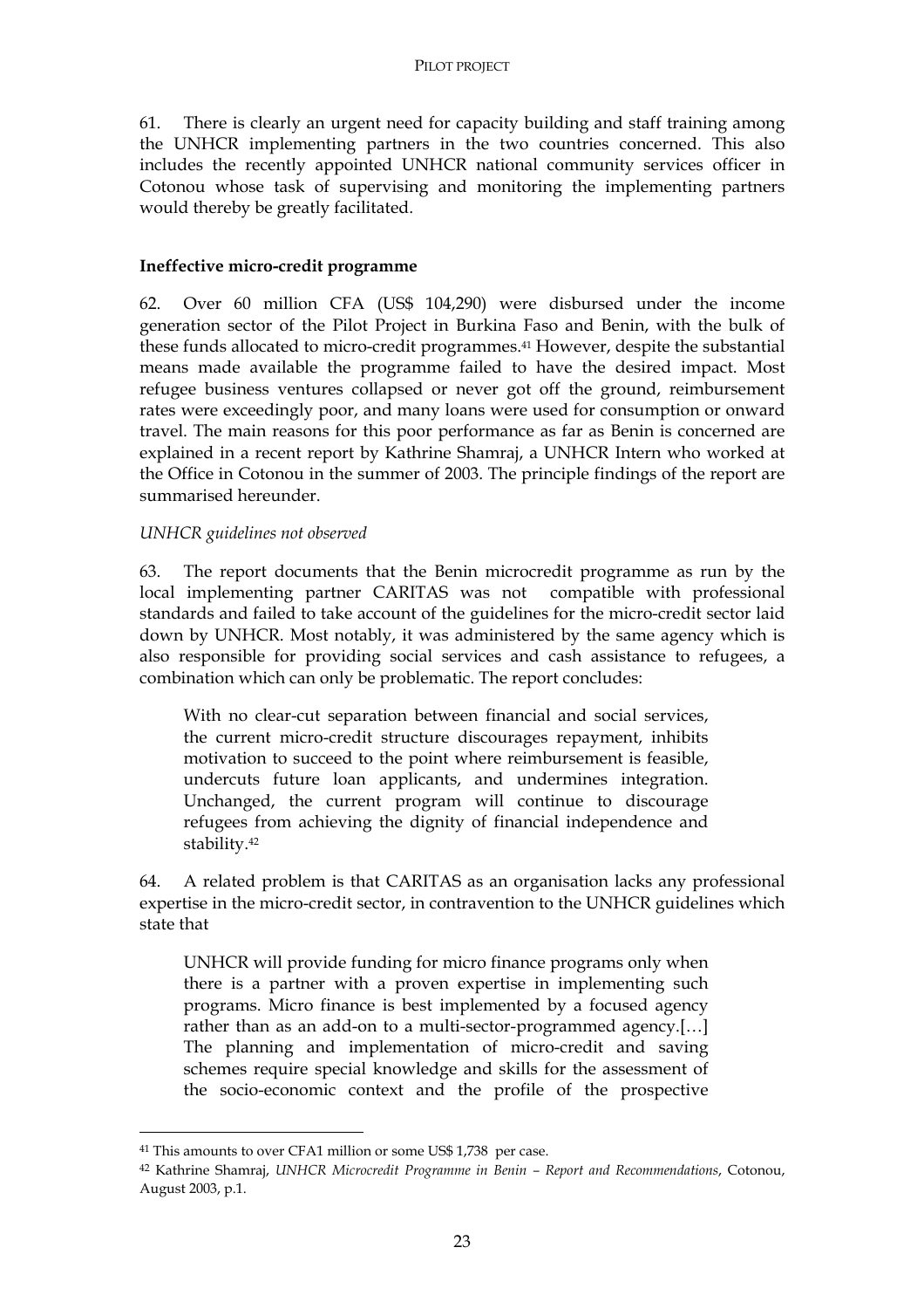61. There is clearly an urgent need for capacity building and staff training among the UNHCR implementing partners in the two countries concerned. This also includes the recently appointed UNHCR national community services officer in Cotonou whose task of supervising and monitoring the implementing partners would thereby be greatly facilitated.

**Ineffective micro-credit programme**

62. Over 60 million CFA (US$ 104,290) were disbursed under the income generation sector of the Pilot Project in Burkina Faso and Benin, with the bulk of these funds allocated to micro-credit programmes.[41] However, despite the substantial means made available the programme failed to have the desired impact. Most refugee business ventures collapsed or never got off the ground, reimbursement rates were exceedingly poor, and many loans were used for consumption or onward travel. The main reasons for this poor performance as far as Benin is concerned are explained in a recent report by Kathrine Shamraj, a UNHCR Intern who worked at the Office in Cotonou in the summer of 2003. The principle findings of the report are summarised hereunder.

*UNHCR guidelines not observed*

63. The report documents that the Benin microcredit programme as run by the local implementing partner CARITAS was not compatible with professional standards and failed to take account of the guidelines for the micro-credit sector laid down by UNHCR. Most notably, it was administered by the same agency which is also responsible for providing social services and cash assistance to refugees, a combination which can only be problematic. The report concludes:

> With no clear-cut separation between financial and social services, the current micro-credit structure discourages repayment, inhibits motivation to succeed to the point where reimbursement is feasible, undercuts future loan applicants, and undermines integration. Unchanged, the current program will continue to discourage refugees from achieving the dignity of financial independence and stability.[42]

64. A related problem is that CARITAS as an organisation lacks any professional expertise in the micro-credit sector, in contravention to the UNHCR guidelines which state that

> UNHCR will provide funding for micro finance programs only when there is a partner with a proven expertise in implementing such programs. Micro finance is best implemented by a focused agency rather than as an add-on to a multi-sector-programmed agency.[…] The planning and implementation of micro-credit and saving schemes require special knowledge and skills for the assessment of the socio-economic context and the profile of the prospective

---

[41] This amounts to over CFA1 million or some US$ 1,738 per case.

[42] Kathrine Shamraj, *UNHCR Microcredit Programme in Benin – Report and Recommendations*, Cotonou, August 2003, p.1.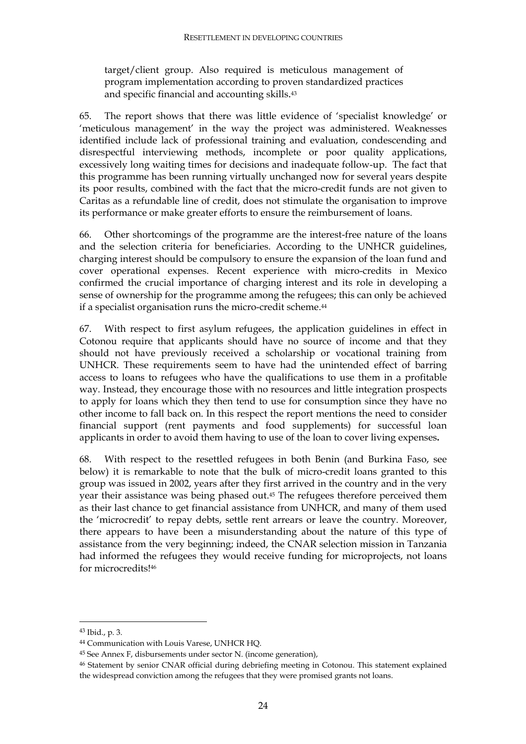> target/client group. Also required is meticulous management of program implementation according to proven standardized practices and specific financial and accounting skills.[43]

65. The report shows that there was little evidence of 'specialist knowledge' or 'meticulous management' in the way the project was administered. Weaknesses identified include lack of professional training and evaluation, condescending and disrespectful interviewing methods, incomplete or poor quality applications, excessively long waiting times for decisions and inadequate follow-up. The fact that this programme has been running virtually unchanged now for several years despite its poor results, combined with the fact that the micro-credit funds are not given to Caritas as a refundable line of credit, does not stimulate the organisation to improve its performance or make greater efforts to ensure the reimbursement of loans.

66. Other shortcomings of the programme are the interest-free nature of the loans and the selection criteria for beneficiaries. According to the UNHCR guidelines, charging interest should be compulsory to ensure the expansion of the loan fund and cover operational expenses. Recent experience with micro-credits in Mexico confirmed the crucial importance of charging interest and its role in developing a sense of ownership for the programme among the refugees; this can only be achieved if a specialist organisation runs the micro-credit scheme.[44]

67. With respect to first asylum refugees, the application guidelines in effect in Cotonou require that applicants should have no source of income and that they should not have previously received a scholarship or vocational training from UNHCR. These requirements seem to have had the unintended effect of barring access to loans to refugees who have the qualifications to use them in a profitable way. Instead, they encourage those with no resources and little integration prospects to apply for loans which they then tend to use for consumption since they have no other income to fall back on. In this respect the report mentions the need to consider financial support (rent payments and food supplements) for successful loan applicants in order to avoid them having to use of the loan to cover living expenses**.**

68. With respect to the resettled refugees in both Benin (and Burkina Faso, see below) it is remarkable to note that the bulk of micro-credit loans granted to this group was issued in 2002, years after they first arrived in the country and in the very year their assistance was being phased out.[45] The refugees therefore perceived them as their last chance to get financial assistance from UNHCR, and many of them used the 'microcredit' to repay debts, settle rent arrears or leave the country. Moreover, there appears to have been a misunderstanding about the nature of this type of assistance from the very beginning; indeed, the CNAR selection mission in Tanzania had informed the refugees they would receive funding for microprojects, not loans for microcredits![46]

---

[43] Ibid., p. 3.

[44] Communication with Louis Varese, UNHCR HQ.

[45] See Annex F, disbursements under sector N. (income generation),

[46] Statement by senior CNAR official during debriefing meeting in Cotonou. This statement explained the widespread conviction among the refugees that they were promised grants not loans.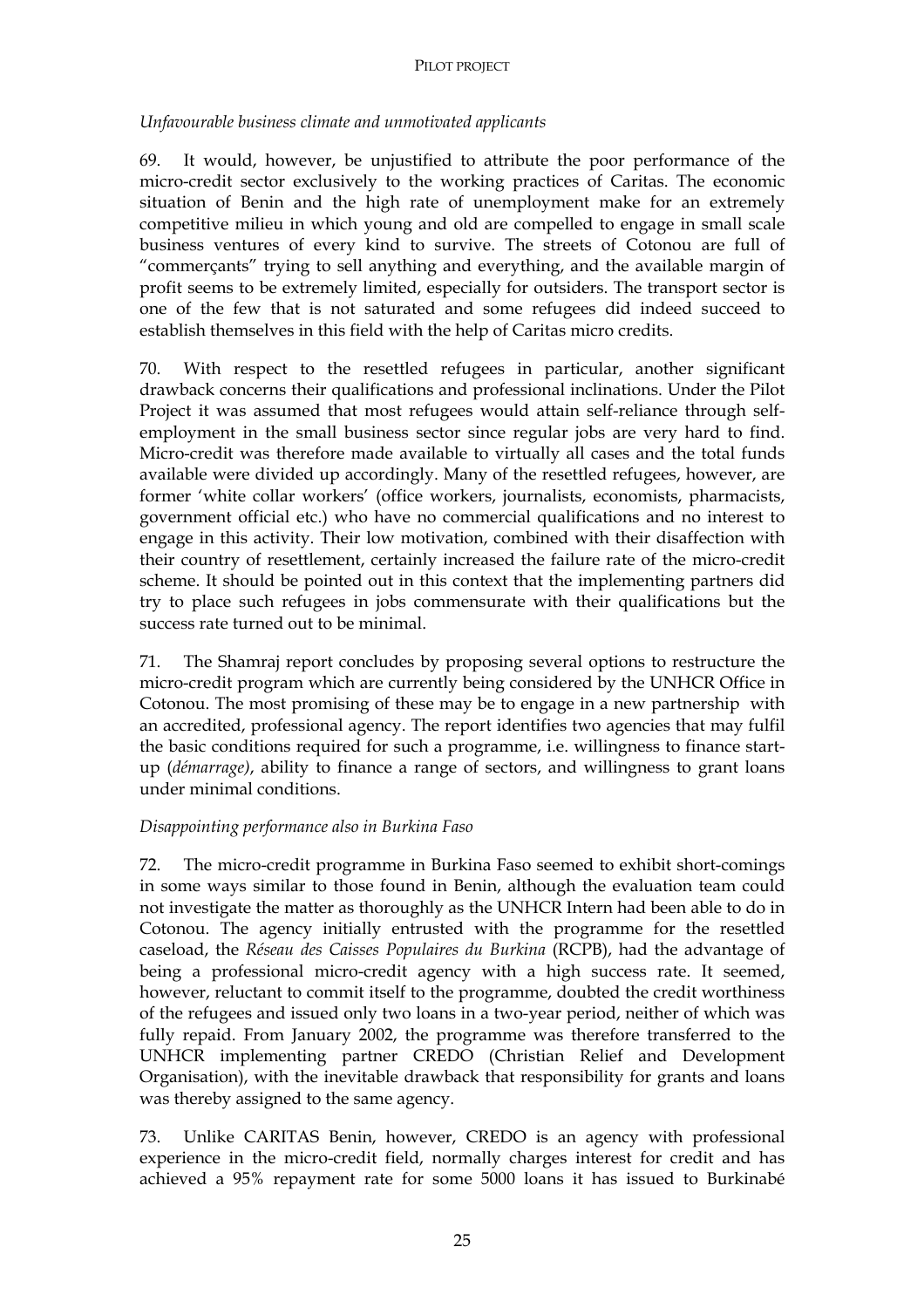*Unfavourable business climate and unmotivated applicants*

69. It would, however, be unjustified to attribute the poor performance of the micro-credit sector exclusively to the working practices of Caritas. The economic situation of Benin and the high rate of unemployment make for an extremely competitive milieu in which young and old are compelled to engage in small scale business ventures of every kind to survive. The streets of Cotonou are full of "commerçants" trying to sell anything and everything, and the available margin of profit seems to be extremely limited, especially for outsiders. The transport sector is one of the few that is not saturated and some refugees did indeed succeed to establish themselves in this field with the help of Caritas micro credits.

70. With respect to the resettled refugees in particular, another significant drawback concerns their qualifications and professional inclinations. Under the Pilot Project it was assumed that most refugees would attain self-reliance through self-employment in the small business sector since regular jobs are very hard to find. Micro-credit was therefore made available to virtually all cases and the total funds available were divided up accordingly. Many of the resettled refugees, however, are former 'white collar workers' (office workers, journalists, economists, pharmacists, government official etc.) who have no commercial qualifications and no interest to engage in this activity. Their low motivation, combined with their disaffection with their country of resettlement, certainly increased the failure rate of the micro-credit scheme. It should be pointed out in this context that the implementing partners did try to place such refugees in jobs commensurate with their qualifications but the success rate turned out to be minimal.

71. The Shamraj report concludes by proposing several options to restructure the micro-credit program which are currently being considered by the UNHCR Office in Cotonou. The most promising of these may be to engage in a new partnership with an accredited, professional agency. The report identifies two agencies that may fulfil the basic conditions required for such a programme, i.e. willingness to finance start-up (*démarrage)*, ability to finance a range of sectors, and willingness to grant loans under minimal conditions.

*Disappointing performance also in Burkina Faso*

72. The micro-credit programme in Burkina Faso seemed to exhibit short-comings in some ways similar to those found in Benin, although the evaluation team could not investigate the matter as thoroughly as the UNHCR Intern had been able to do in Cotonou. The agency initially entrusted with the programme for the resettled caseload, the *Réseau des Caisses Populaires du Burkina* (RCPB), had the advantage of being a professional micro-credit agency with a high success rate. It seemed, however, reluctant to commit itself to the programme, doubted the credit worthiness of the refugees and issued only two loans in a two-year period, neither of which was fully repaid. From January 2002, the programme was therefore transferred to the UNHCR implementing partner CREDO (Christian Relief and Development Organisation), with the inevitable drawback that responsibility for grants and loans was thereby assigned to the same agency.

73. Unlike CARITAS Benin, however, CREDO is an agency with professional experience in the micro-credit field, normally charges interest for credit and has achieved a 95% repayment rate for some 5000 loans it has issued to Burkinabé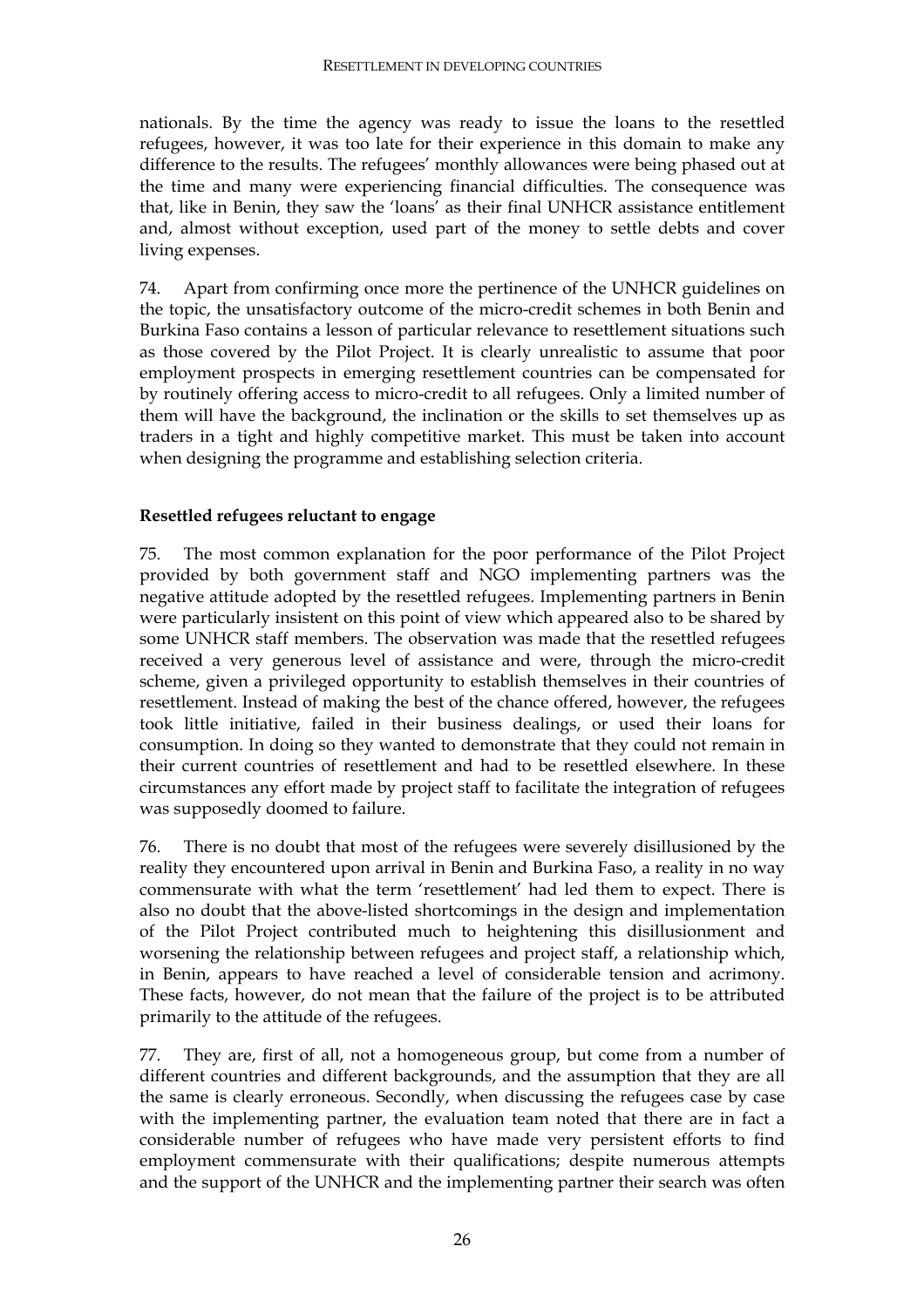nationals. By the time the agency was ready to issue the loans to the resettled refugees, however, it was too late for their experience in this domain to make any difference to the results. The refugees' monthly allowances were being phased out at the time and many were experiencing financial difficulties. The consequence was that, like in Benin, they saw the 'loans' as their final UNHCR assistance entitlement and, almost without exception, used part of the money to settle debts and cover living expenses.

74. Apart from confirming once more the pertinence of the UNHCR guidelines on the topic, the unsatisfactory outcome of the micro-credit schemes in both Benin and Burkina Faso contains a lesson of particular relevance to resettlement situations such as those covered by the Pilot Project. It is clearly unrealistic to assume that poor employment prospects in emerging resettlement countries can be compensated for by routinely offering access to micro-credit to all refugees. Only a limited number of them will have the background, the inclination or the skills to set themselves up as traders in a tight and highly competitive market. This must be taken into account when designing the programme and establishing selection criteria.

**Resettled refugees reluctant to engage**

75. The most common explanation for the poor performance of the Pilot Project provided by both government staff and NGO implementing partners was the negative attitude adopted by the resettled refugees. Implementing partners in Benin were particularly insistent on this point of view which appeared also to be shared by some UNHCR staff members. The observation was made that the resettled refugees received a very generous level of assistance and were, through the micro-credit scheme, given a privileged opportunity to establish themselves in their countries of resettlement. Instead of making the best of the chance offered, however, the refugees took little initiative, failed in their business dealings, or used their loans for consumption. In doing so they wanted to demonstrate that they could not remain in their current countries of resettlement and had to be resettled elsewhere. In these circumstances any effort made by project staff to facilitate the integration of refugees was supposedly doomed to failure.

76. There is no doubt that most of the refugees were severely disillusioned by the reality they encountered upon arrival in Benin and Burkina Faso, a reality in no way commensurate with what the term 'resettlement' had led them to expect. There is also no doubt that the above-listed shortcomings in the design and implementation of the Pilot Project contributed much to heightening this disillusionment and worsening the relationship between refugees and project staff, a relationship which, in Benin, appears to have reached a level of considerable tension and acrimony. These facts, however, do not mean that the failure of the project is to be attributed primarily to the attitude of the refugees.

77. They are, first of all, not a homogeneous group, but come from a number of different countries and different backgrounds, and the assumption that they are all the same is clearly erroneous. Secondly, when discussing the refugees case by case with the implementing partner, the evaluation team noted that there are in fact a considerable number of refugees who have made very persistent efforts to find employment commensurate with their qualifications; despite numerous attempts and the support of the UNHCR and the implementing partner their search was often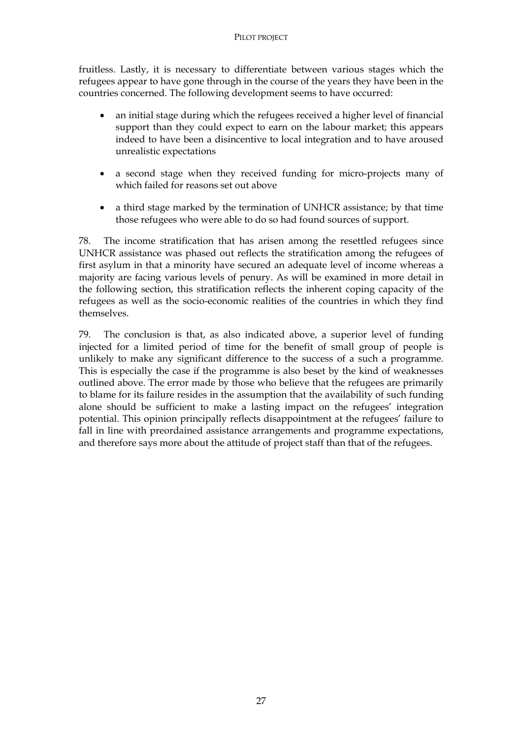fruitless. Lastly, it is necessary to differentiate between various stages which the refugees appear to have gone through in the course of the years they have been in the countries concerned. The following development seems to have occurred:

- an initial stage during which the refugees received a higher level of financial support than they could expect to earn on the labour market; this appears indeed to have been a disincentive to local integration and to have aroused unrealistic expectations

- a second stage when they received funding for micro-projects many of which failed for reasons set out above

- a third stage marked by the termination of UNHCR assistance; by that time those refugees who were able to do so had found sources of support.

78. The income stratification that has arisen among the resettled refugees since UNHCR assistance was phased out reflects the stratification among the refugees of first asylum in that a minority have secured an adequate level of income whereas a majority are facing various levels of penury. As will be examined in more detail in the following section, this stratification reflects the inherent coping capacity of the refugees as well as the socio-economic realities of the countries in which they find themselves.

79. The conclusion is that, as also indicated above, a superior level of funding injected for a limited period of time for the benefit of small group of people is unlikely to make any significant difference to the success of a such a programme. This is especially the case if the programme is also beset by the kind of weaknesses outlined above. The error made by those who believe that the refugees are primarily to blame for its failure resides in the assumption that the availability of such funding alone should be sufficient to make a lasting impact on the refugees' integration potential. This opinion principally reflects disappointment at the refugees' failure to fall in line with preordained assistance arrangements and programme expectations, and therefore says more about the attitude of project staff than that of the refugees.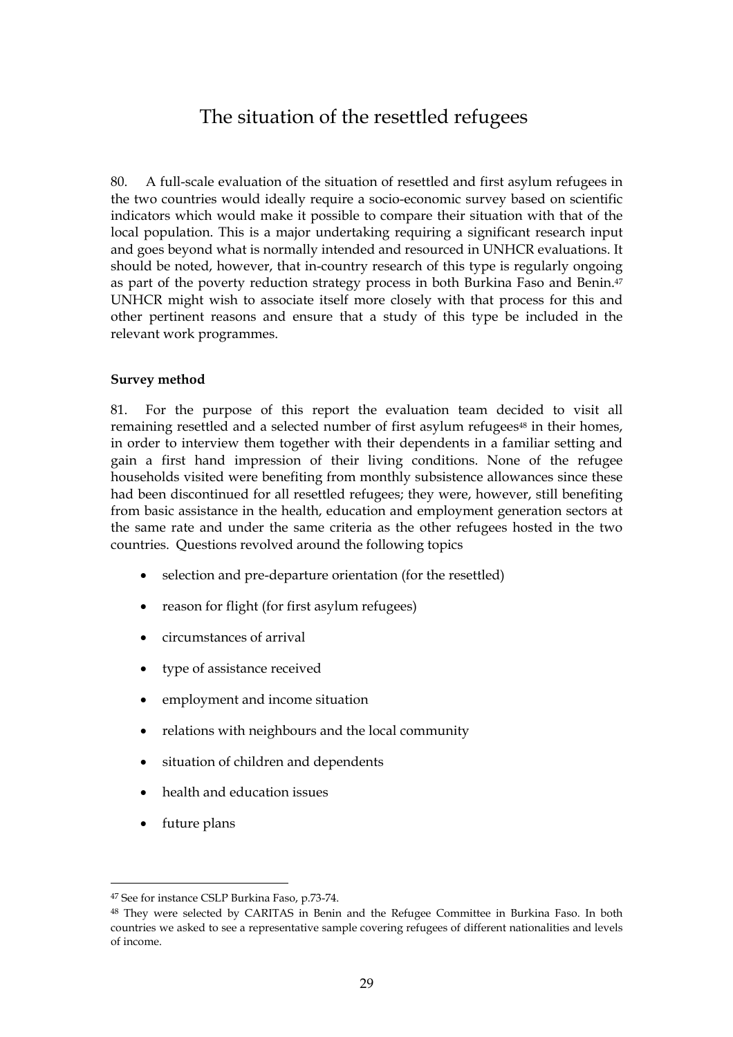# The situation of the resettled refugees

80. A full-scale evaluation of the situation of resettled and first asylum refugees in the two countries would ideally require a socio-economic survey based on scientific indicators which would make it possible to compare their situation with that of the local population. This is a major undertaking requiring a significant research input and goes beyond what is normally intended and resourced in UNHCR evaluations. It should be noted, however, that in-country research of this type is regularly ongoing as part of the poverty reduction strategy process in both Burkina Faso and Benin.[47] UNHCR might wish to associate itself more closely with that process for this and other pertinent reasons and ensure that a study of this type be included in the relevant work programmes.

**Survey method**

81. For the purpose of this report the evaluation team decided to visit all remaining resettled and a selected number of first asylum refugees[48] in their homes, in order to interview them together with their dependents in a familiar setting and gain a first hand impression of their living conditions. None of the refugee households visited were benefiting from monthly subsistence allowances since these had been discontinued for all resettled refugees; they were, however, still benefiting from basic assistance in the health, education and employment generation sectors at the same rate and under the same criteria as the other refugees hosted in the two countries. Questions revolved around the following topics

- selection and pre-departure orientation (for the resettled)
- reason for flight (for first asylum refugees)
- circumstances of arrival
- type of assistance received
- employment and income situation
- relations with neighbours and the local community
- situation of children and dependents
- health and education issues
- future plans

---

[47] See for instance CSLP Burkina Faso, p.73-74.

[48] They were selected by CARITAS in Benin and the Refugee Committee in Burkina Faso. In both countries we asked to see a representative sample covering refugees of different nationalities and levels of income.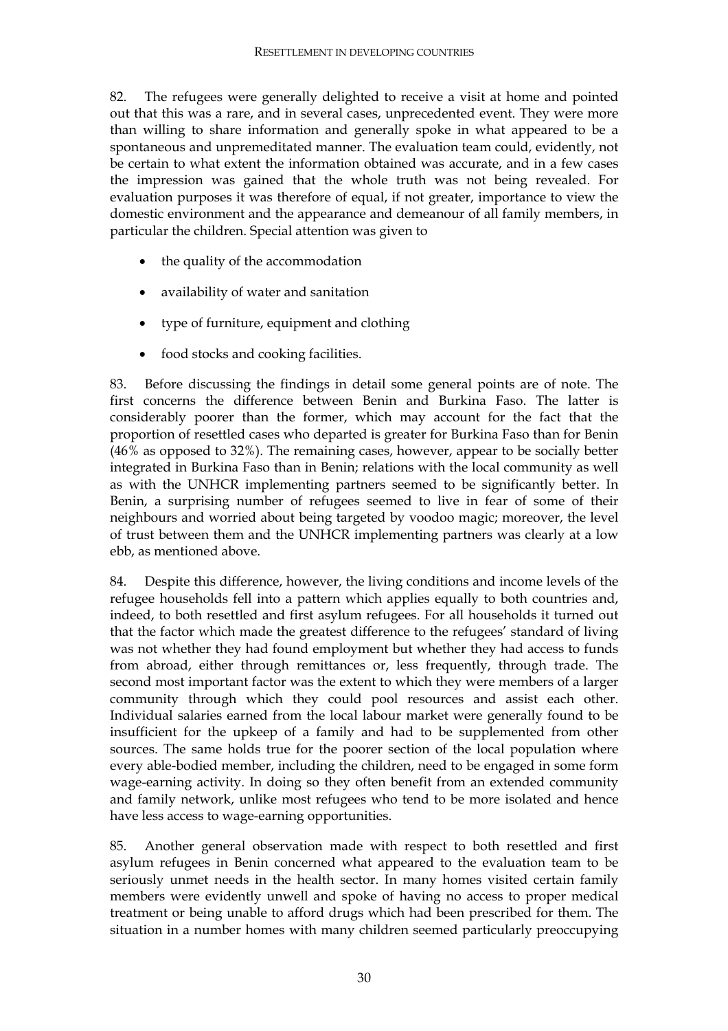82. The refugees were generally delighted to receive a visit at home and pointed out that this was a rare, and in several cases, unprecedented event. They were more than willing to share information and generally spoke in what appeared to be a spontaneous and unpremeditated manner. The evaluation team could, evidently, not be certain to what extent the information obtained was accurate, and in a few cases the impression was gained that the whole truth was not being revealed. For evaluation purposes it was therefore of equal, if not greater, importance to view the domestic environment and the appearance and demeanour of all family members, in particular the children. Special attention was given to

- the quality of the accommodation
- availability of water and sanitation
- type of furniture, equipment and clothing
- food stocks and cooking facilities.

83. Before discussing the findings in detail some general points are of note. The first concerns the difference between Benin and Burkina Faso. The latter is considerably poorer than the former, which may account for the fact that the proportion of resettled cases who departed is greater for Burkina Faso than for Benin (46% as opposed to 32%). The remaining cases, however, appear to be socially better integrated in Burkina Faso than in Benin; relations with the local community as well as with the UNHCR implementing partners seemed to be significantly better. In Benin, a surprising number of refugees seemed to live in fear of some of their neighbours and worried about being targeted by voodoo magic; moreover, the level of trust between them and the UNHCR implementing partners was clearly at a low ebb, as mentioned above.

84. Despite this difference, however, the living conditions and income levels of the refugee households fell into a pattern which applies equally to both countries and, indeed, to both resettled and first asylum refugees. For all households it turned out that the factor which made the greatest difference to the refugees' standard of living was not whether they had found employment but whether they had access to funds from abroad, either through remittances or, less frequently, through trade. The second most important factor was the extent to which they were members of a larger community through which they could pool resources and assist each other. Individual salaries earned from the local labour market were generally found to be insufficient for the upkeep of a family and had to be supplemented from other sources. The same holds true for the poorer section of the local population where every able-bodied member, including the children, need to be engaged in some form wage-earning activity. In doing so they often benefit from an extended community and family network, unlike most refugees who tend to be more isolated and hence have less access to wage-earning opportunities.

85. Another general observation made with respect to both resettled and first asylum refugees in Benin concerned what appeared to the evaluation team to be seriously unmet needs in the health sector. In many homes visited certain family members were evidently unwell and spoke of having no access to proper medical treatment or being unable to afford drugs which had been prescribed for them. The situation in a number homes with many children seemed particularly preoccupying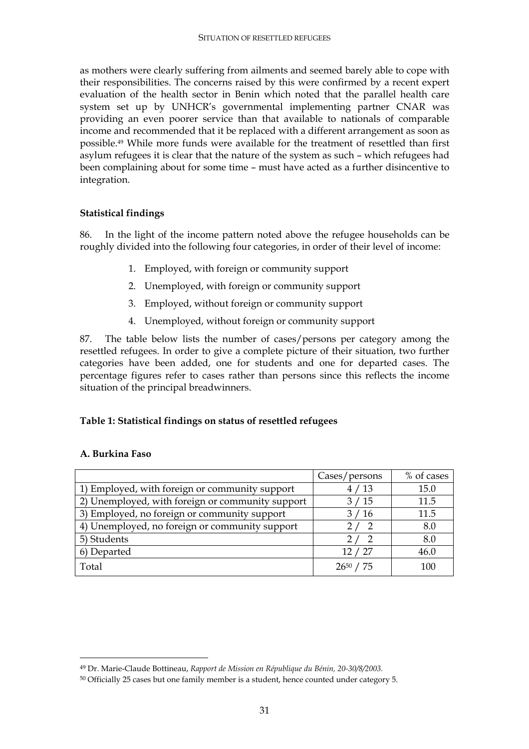as mothers were clearly suffering from ailments and seemed barely able to cope with their responsibilities. The concerns raised by this were confirmed by a recent expert evaluation of the health sector in Benin which noted that the parallel health care system set up by UNHCR's governmental implementing partner CNAR was providing an even poorer service than that available to nationals of comparable income and recommended that it be replaced with a different arrangement as soon as possible.[49] While more funds were available for the treatment of resettled than first asylum refugees it is clear that the nature of the system as such – which refugees had been complaining about for some time – must have acted as a further disincentive to integration.

**Statistical findings**

86. In the light of the income pattern noted above the refugee households can be roughly divided into the following four categories, in order of their level of income:

1. Employed, with foreign or community support
2. Unemployed, with foreign or community support
3. Employed, without foreign or community support
4. Unemployed, without foreign or community support

87. The table below lists the number of cases/persons per category among the resettled refugees. In order to give a complete picture of their situation, two further categories have been added, one for students and one for departed cases. The percentage figures refer to cases rather than persons since this reflects the income situation of the principal breadwinners.

**Table 1: Statistical findings on status of resettled refugees**

**A. Burkina Faso**

| | Cases/persons | % of cases |
|---|---|---|
| 1) Employed, with foreign or community support | 4 / 13 | 15.0 |
| 2) Unemployed, with foreign or community support | 3 / 15 | 11.5 |
| 3) Employed, no foreign or community support | 3 / 16 | 11.5 |
| 4) Unemployed, no foreign or community support | 2 / 2 | 8.0 |
| 5) Students | 2 / 2 | 8.0 |
| 6) Departed | 12 / 27 | 46.0 |
| Total | 26[50] / 75 | 100 |

[49] Dr. Marie-Claude Bottineau, *Rapport de Mission en République du Bénin, 20-30/8/2003.*

[50] Officially 25 cases but one family member is a student, hence counted under category 5.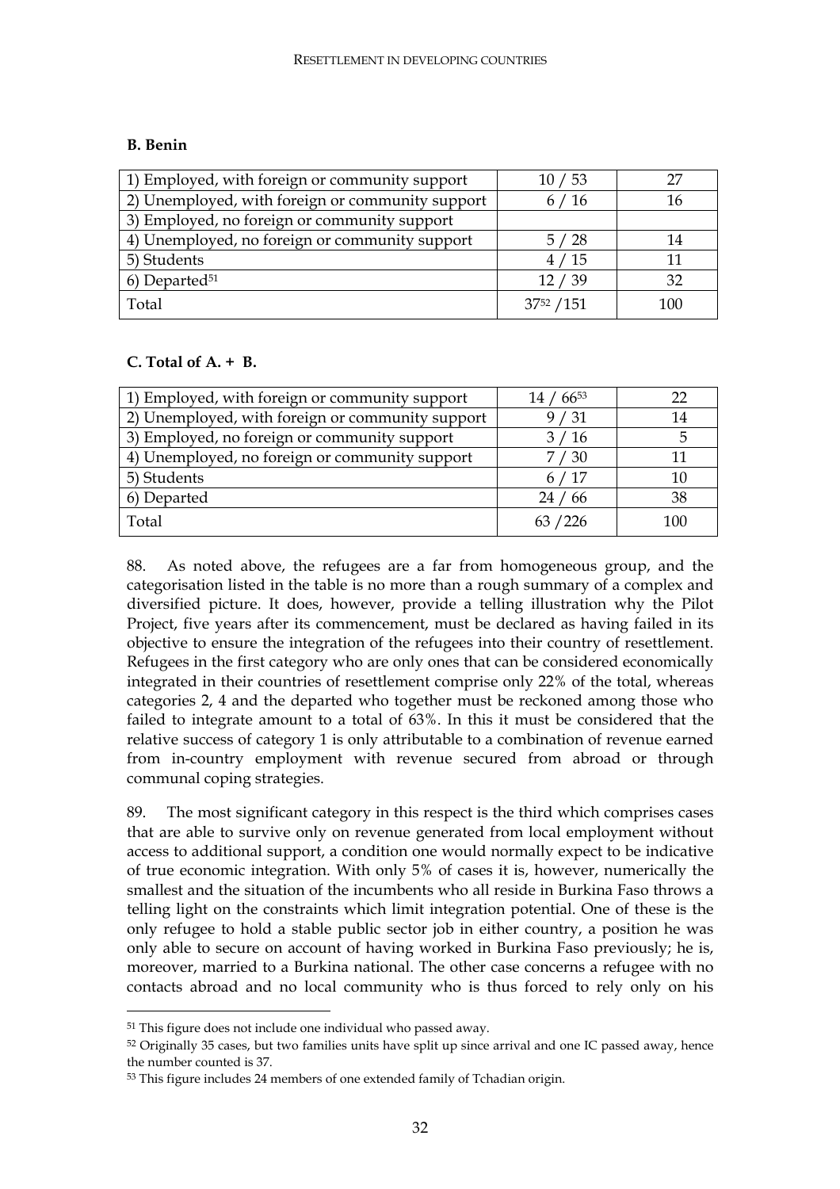**B. Benin**

| | | |
|---|---|---|
| 1) Employed, with foreign or community support | 10 / 53 | 27 |
| 2) Unemployed, with foreign or community support | 6 / 16 | 16 |
| 3) Employed, no foreign or community support | | |
| 4) Unemployed, no foreign or community support | 5 / 28 | 14 |
| 5) Students | 4 / 15 | 11 |
| 6) Departed[51] | 12 / 39 | 32 |
| Total | 37[52] /151 | 100 |

**C. Total of A. + B.**

| | | |
|---|---|---|
| 1) Employed, with foreign or community support | 14 / 66[53] | 22 |
| 2) Unemployed, with foreign or community support | 9 / 31 | 14 |
| 3) Employed, no foreign or community support | 3 / 16 | 5 |
| 4) Unemployed, no foreign or community support | 7 / 30 | 11 |
| 5) Students | 6 / 17 | 10 |
| 6) Departed | 24 / 66 | 38 |
| Total | 63 /226 | 100 |

88. As noted above, the refugees are a far from homogeneous group, and the categorisation listed in the table is no more than a rough summary of a complex and diversified picture. It does, however, provide a telling illustration why the Pilot Project, five years after its commencement, must be declared as having failed in its objective to ensure the integration of the refugees into their country of resettlement. Refugees in the first category who are only ones that can be considered economically integrated in their countries of resettlement comprise only 22% of the total, whereas categories 2, 4 and the departed who together must be reckoned among those who failed to integrate amount to a total of 63%. In this it must be considered that the relative success of category 1 is only attributable to a combination of revenue earned from in-country employment with revenue secured from abroad or through communal coping strategies.

89. The most significant category in this respect is the third which comprises cases that are able to survive only on revenue generated from local employment without access to additional support, a condition one would normally expect to be indicative of true economic integration. With only 5% of cases it is, however, numerically the smallest and the situation of the incumbents who all reside in Burkina Faso throws a telling light on the constraints which limit integration potential. One of these is the only refugee to hold a stable public sector job in either country, a position he was only able to secure on account of having worked in Burkina Faso previously; he is, moreover, married to a Burkina national. The other case concerns a refugee with no contacts abroad and no local community who is thus forced to rely only on his

---

[51] This figure does not include one individual who passed away.

[52] Originally 35 cases, but two families units have split up since arrival and one IC passed away, hence the number counted is 37.

[53] This figure includes 24 members of one extended family of Tchadian origin.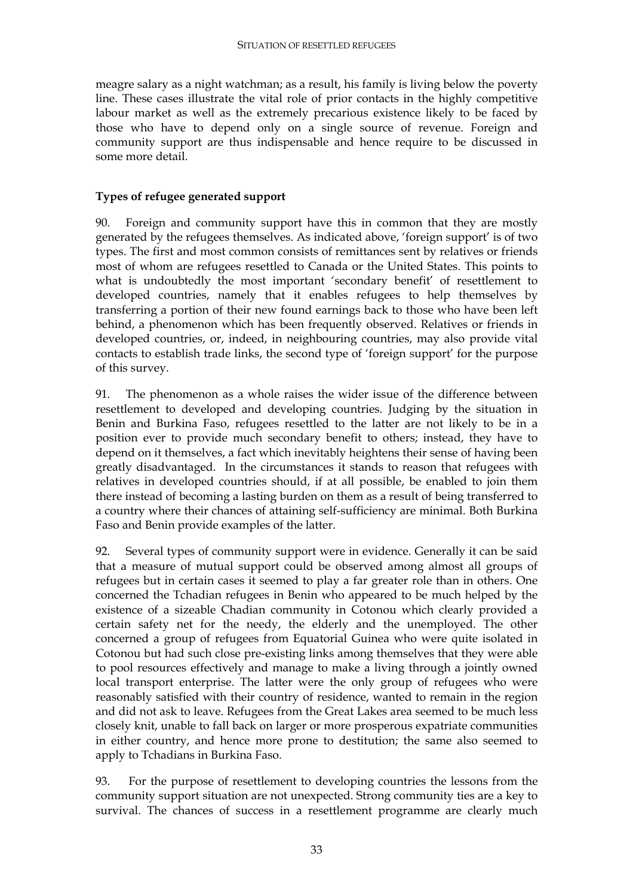meagre salary as a night watchman; as a result, his family is living below the poverty line. These cases illustrate the vital role of prior contacts in the highly competitive labour market as well as the extremely precarious existence likely to be faced by those who have to depend only on a single source of revenue. Foreign and community support are thus indispensable and hence require to be discussed in some more detail.

### Types of refugee generated support

90. Foreign and community support have this in common that they are mostly generated by the refugees themselves. As indicated above, 'foreign support' is of two types. The first and most common consists of remittances sent by relatives or friends most of whom are refugees resettled to Canada or the United States. This points to what is undoubtedly the most important 'secondary benefit' of resettlement to developed countries, namely that it enables refugees to help themselves by transferring a portion of their new found earnings back to those who have been left behind, a phenomenon which has been frequently observed. Relatives or friends in developed countries, or, indeed, in neighbouring countries, may also provide vital contacts to establish trade links, the second type of 'foreign support' for the purpose of this survey.

91. The phenomenon as a whole raises the wider issue of the difference between resettlement to developed and developing countries. Judging by the situation in Benin and Burkina Faso, refugees resettled to the latter are not likely to be in a position ever to provide much secondary benefit to others; instead, they have to depend on it themselves, a fact which inevitably heightens their sense of having been greatly disadvantaged. In the circumstances it stands to reason that refugees with relatives in developed countries should, if at all possible, be enabled to join them there instead of becoming a lasting burden on them as a result of being transferred to a country where their chances of attaining self-sufficiency are minimal. Both Burkina Faso and Benin provide examples of the latter.

92. Several types of community support were in evidence. Generally it can be said that a measure of mutual support could be observed among almost all groups of refugees but in certain cases it seemed to play a far greater role than in others. One concerned the Tchadian refugees in Benin who appeared to be much helped by the existence of a sizeable Chadian community in Cotonou which clearly provided a certain safety net for the needy, the elderly and the unemployed. The other concerned a group of refugees from Equatorial Guinea who were quite isolated in Cotonou but had such close pre-existing links among themselves that they were able to pool resources effectively and manage to make a living through a jointly owned local transport enterprise. The latter were the only group of refugees who were reasonably satisfied with their country of residence, wanted to remain in the region and did not ask to leave. Refugees from the Great Lakes area seemed to be much less closely knit, unable to fall back on larger or more prosperous expatriate communities in either country, and hence more prone to destitution; the same also seemed to apply to Tchadians in Burkina Faso.

93. For the purpose of resettlement to developing countries the lessons from the community support situation are not unexpected. Strong community ties are a key to survival. The chances of success in a resettlement programme are clearly much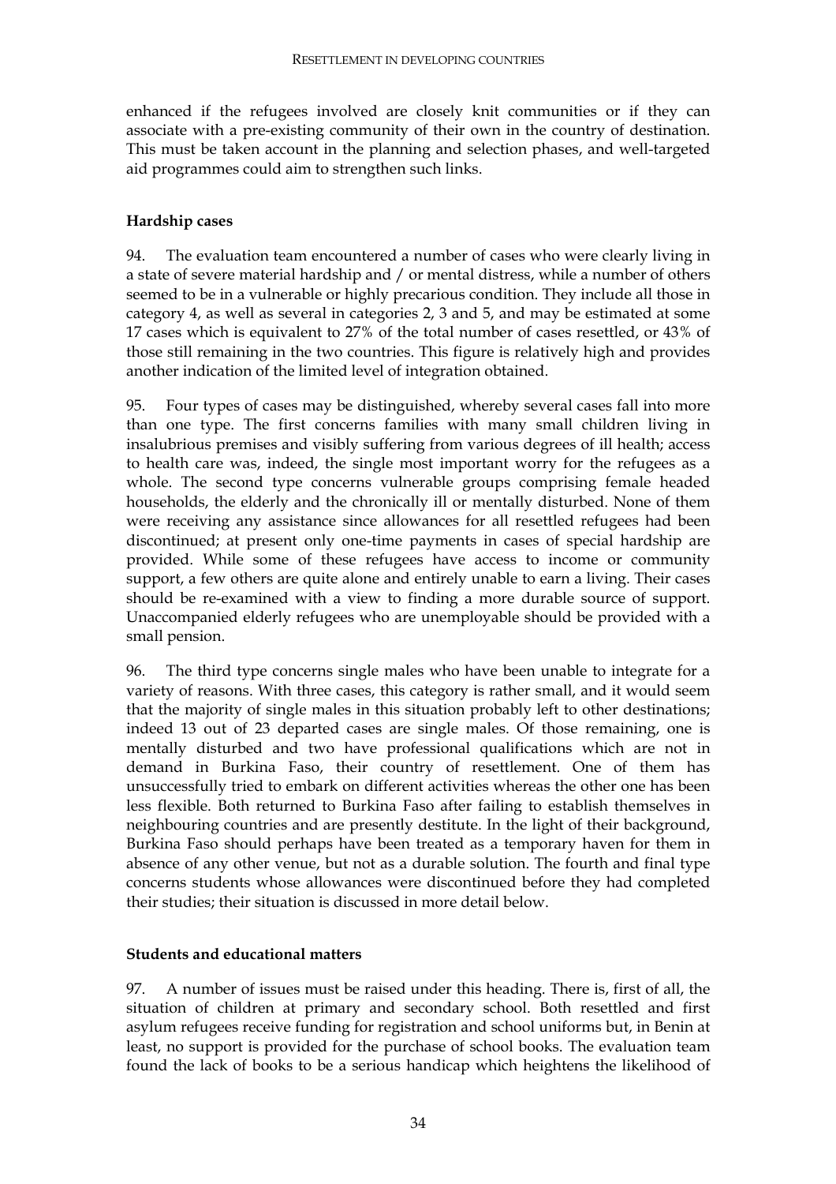enhanced if the refugees involved are closely knit communities or if they can associate with a pre-existing community of their own in the country of destination. This must be taken account in the planning and selection phases, and well-targeted aid programmes could aim to strengthen such links.

### Hardship cases

94. The evaluation team encountered a number of cases who were clearly living in a state of severe material hardship and / or mental distress, while a number of others seemed to be in a vulnerable or highly precarious condition. They include all those in category 4, as well as several in categories 2, 3 and 5, and may be estimated at some 17 cases which is equivalent to 27% of the total number of cases resettled, or 43% of those still remaining in the two countries. This figure is relatively high and provides another indication of the limited level of integration obtained.

95. Four types of cases may be distinguished, whereby several cases fall into more than one type. The first concerns families with many small children living in insalubrious premises and visibly suffering from various degrees of ill health; access to health care was, indeed, the single most important worry for the refugees as a whole. The second type concerns vulnerable groups comprising female headed households, the elderly and the chronically ill or mentally disturbed. None of them were receiving any assistance since allowances for all resettled refugees had been discontinued; at present only one-time payments in cases of special hardship are provided. While some of these refugees have access to income or community support, a few others are quite alone and entirely unable to earn a living. Their cases should be re-examined with a view to finding a more durable source of support. Unaccompanied elderly refugees who are unemployable should be provided with a small pension.

96. The third type concerns single males who have been unable to integrate for a variety of reasons. With three cases, this category is rather small, and it would seem that the majority of single males in this situation probably left to other destinations; indeed 13 out of 23 departed cases are single males. Of those remaining, one is mentally disturbed and two have professional qualifications which are not in demand in Burkina Faso, their country of resettlement. One of them has unsuccessfully tried to embark on different activities whereas the other one has been less flexible. Both returned to Burkina Faso after failing to establish themselves in neighbouring countries and are presently destitute. In the light of their background, Burkina Faso should perhaps have been treated as a temporary haven for them in absence of any other venue, but not as a durable solution. The fourth and final type concerns students whose allowances were discontinued before they had completed their studies; their situation is discussed in more detail below.

### Students and educational matters

97. A number of issues must be raised under this heading. There is, first of all, the situation of children at primary and secondary school. Both resettled and first asylum refugees receive funding for registration and school uniforms but, in Benin at least, no support is provided for the purchase of school books. The evaluation team found the lack of books to be a serious handicap which heightens the likelihood of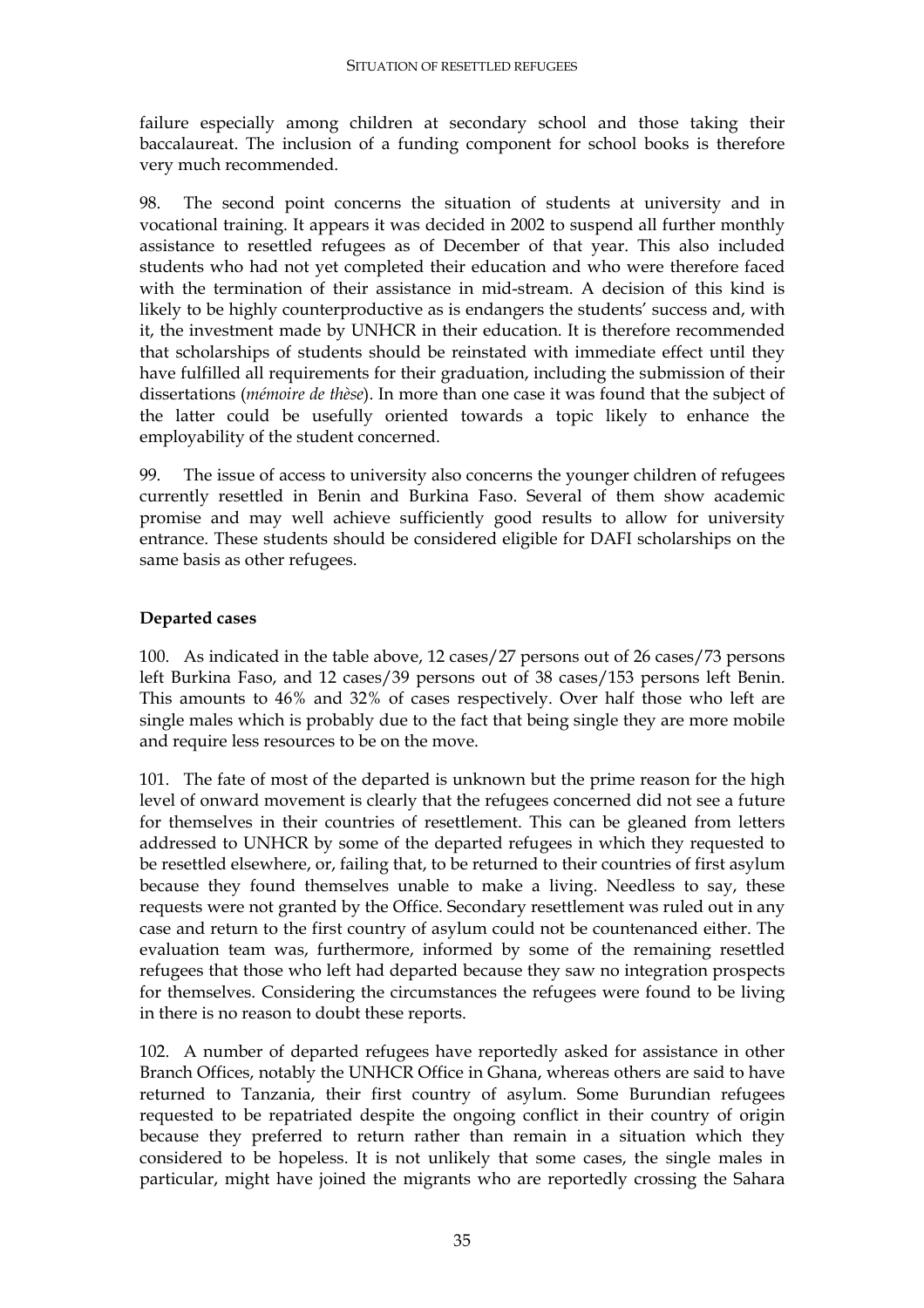failure especially among children at secondary school and those taking their baccalaureat. The inclusion of a funding component for school books is therefore very much recommended.

98. The second point concerns the situation of students at university and in vocational training. It appears it was decided in 2002 to suspend all further monthly assistance to resettled refugees as of December of that year. This also included students who had not yet completed their education and who were therefore faced with the termination of their assistance in mid-stream. A decision of this kind is likely to be highly counterproductive as is endangers the students' success and, with it, the investment made by UNHCR in their education. It is therefore recommended that scholarships of students should be reinstated with immediate effect until they have fulfilled all requirements for their graduation, including the submission of their dissertations (*mémoire de thèse*). In more than one case it was found that the subject of the latter could be usefully oriented towards a topic likely to enhance the employability of the student concerned.

99. The issue of access to university also concerns the younger children of refugees currently resettled in Benin and Burkina Faso. Several of them show academic promise and may well achieve sufficiently good results to allow for university entrance. These students should be considered eligible for DAFI scholarships on the same basis as other refugees.

**Departed cases**

100. As indicated in the table above, 12 cases/27 persons out of 26 cases/73 persons left Burkina Faso, and 12 cases/39 persons out of 38 cases/153 persons left Benin. This amounts to 46% and 32% of cases respectively. Over half those who left are single males which is probably due to the fact that being single they are more mobile and require less resources to be on the move.

101. The fate of most of the departed is unknown but the prime reason for the high level of onward movement is clearly that the refugees concerned did not see a future for themselves in their countries of resettlement. This can be gleaned from letters addressed to UNHCR by some of the departed refugees in which they requested to be resettled elsewhere, or, failing that, to be returned to their countries of first asylum because they found themselves unable to make a living. Needless to say, these requests were not granted by the Office. Secondary resettlement was ruled out in any case and return to the first country of asylum could not be countenanced either. The evaluation team was, furthermore, informed by some of the remaining resettled refugees that those who left had departed because they saw no integration prospects for themselves. Considering the circumstances the refugees were found to be living in there is no reason to doubt these reports.

102. A number of departed refugees have reportedly asked for assistance in other Branch Offices, notably the UNHCR Office in Ghana, whereas others are said to have returned to Tanzania, their first country of asylum. Some Burundian refugees requested to be repatriated despite the ongoing conflict in their country of origin because they preferred to return rather than remain in a situation which they considered to be hopeless. It is not unlikely that some cases, the single males in particular, might have joined the migrants who are reportedly crossing the Sahara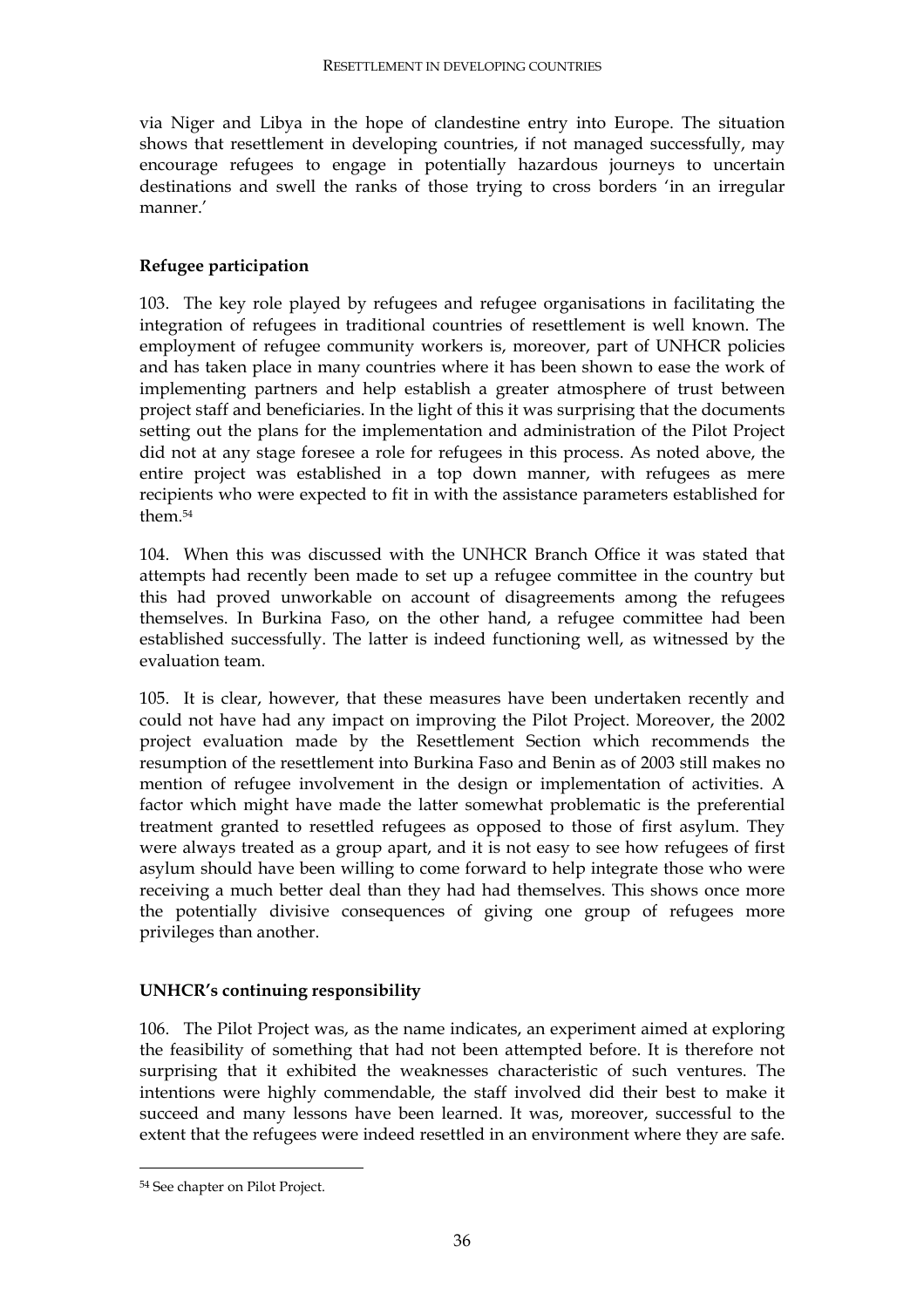via Niger and Libya in the hope of clandestine entry into Europe. The situation shows that resettlement in developing countries, if not managed successfully, may encourage refugees to engage in potentially hazardous journeys to uncertain destinations and swell the ranks of those trying to cross borders 'in an irregular manner.'

**Refugee participation**

103. The key role played by refugees and refugee organisations in facilitating the integration of refugees in traditional countries of resettlement is well known. The employment of refugee community workers is, moreover, part of UNHCR policies and has taken place in many countries where it has been shown to ease the work of implementing partners and help establish a greater atmosphere of trust between project staff and beneficiaries. In the light of this it was surprising that the documents setting out the plans for the implementation and administration of the Pilot Project did not at any stage foresee a role for refugees in this process. As noted above, the entire project was established in a top down manner, with refugees as mere recipients who were expected to fit in with the assistance parameters established for them.[54]

104. When this was discussed with the UNHCR Branch Office it was stated that attempts had recently been made to set up a refugee committee in the country but this had proved unworkable on account of disagreements among the refugees themselves. In Burkina Faso, on the other hand, a refugee committee had been established successfully. The latter is indeed functioning well, as witnessed by the evaluation team.

105. It is clear, however, that these measures have been undertaken recently and could not have had any impact on improving the Pilot Project. Moreover, the 2002 project evaluation made by the Resettlement Section which recommends the resumption of the resettlement into Burkina Faso and Benin as of 2003 still makes no mention of refugee involvement in the design or implementation of activities. A factor which might have made the latter somewhat problematic is the preferential treatment granted to resettled refugees as opposed to those of first asylum. They were always treated as a group apart, and it is not easy to see how refugees of first asylum should have been willing to come forward to help integrate those who were receiving a much better deal than they had had themselves. This shows once more the potentially divisive consequences of giving one group of refugees more privileges than another.

**UNHCR's continuing responsibility**

106. The Pilot Project was, as the name indicates, an experiment aimed at exploring the feasibility of something that had not been attempted before. It is therefore not surprising that it exhibited the weaknesses characteristic of such ventures. The intentions were highly commendable, the staff involved did their best to make it succeed and many lessons have been learned. It was, moreover, successful to the extent that the refugees were indeed resettled in an environment where they are safe.

[54] See chapter on Pilot Project.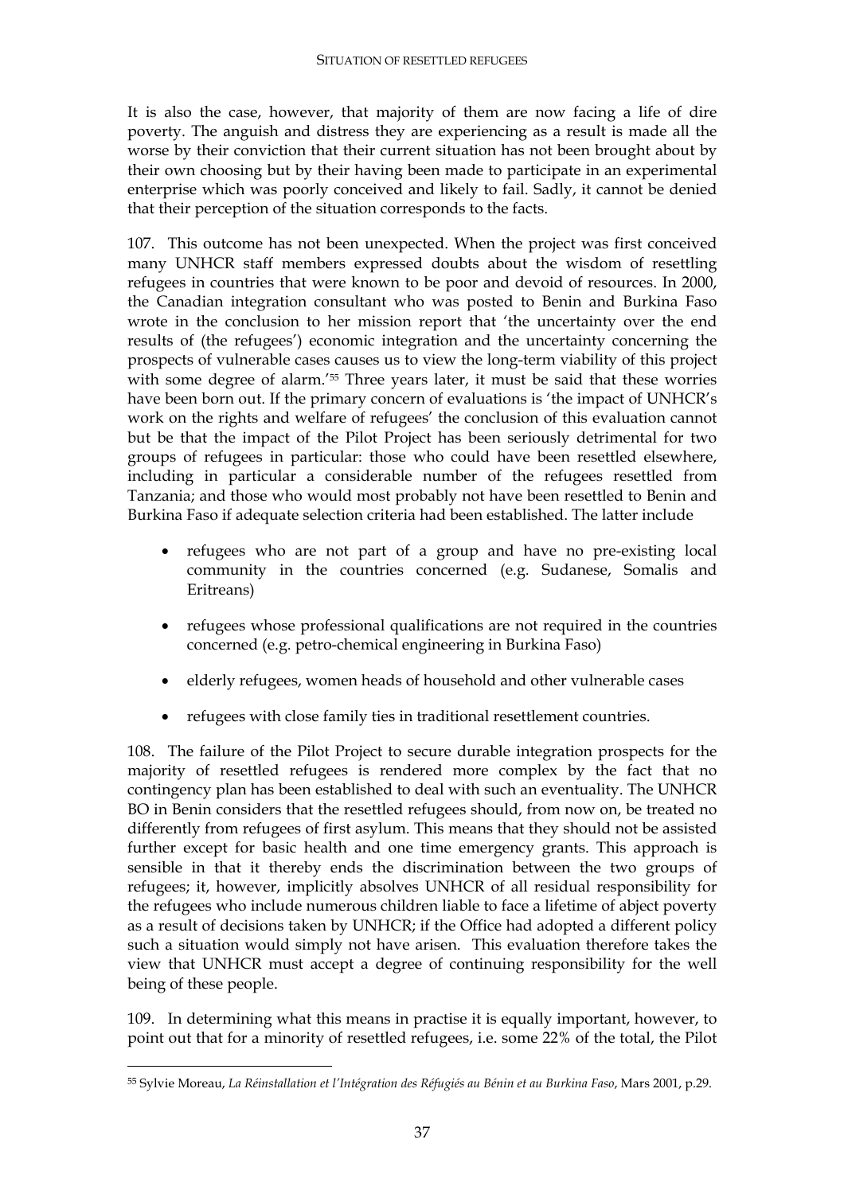It is also the case, however, that majority of them are now facing a life of dire poverty. The anguish and distress they are experiencing as a result is made all the worse by their conviction that their current situation has not been brought about by their own choosing but by their having been made to participate in an experimental enterprise which was poorly conceived and likely to fail. Sadly, it cannot be denied that their perception of the situation corresponds to the facts.

107. This outcome has not been unexpected. When the project was first conceived many UNHCR staff members expressed doubts about the wisdom of resettling refugees in countries that were known to be poor and devoid of resources. In 2000, the Canadian integration consultant who was posted to Benin and Burkina Faso wrote in the conclusion to her mission report that 'the uncertainty over the end results of (the refugees') economic integration and the uncertainty concerning the prospects of vulnerable cases causes us to view the long-term viability of this project with some degree of alarm.'[55] Three years later, it must be said that these worries have been born out. If the primary concern of evaluations is 'the impact of UNHCR's work on the rights and welfare of refugees' the conclusion of this evaluation cannot but be that the impact of the Pilot Project has been seriously detrimental for two groups of refugees in particular: those who could have been resettled elsewhere, including in particular a considerable number of the refugees resettled from Tanzania; and those who would most probably not have been resettled to Benin and Burkina Faso if adequate selection criteria had been established. The latter include

- refugees who are not part of a group and have no pre-existing local community in the countries concerned (e.g. Sudanese, Somalis and Eritreans)
- refugees whose professional qualifications are not required in the countries concerned (e.g. petro-chemical engineering in Burkina Faso)
- elderly refugees, women heads of household and other vulnerable cases
- refugees with close family ties in traditional resettlement countries.

108. The failure of the Pilot Project to secure durable integration prospects for the majority of resettled refugees is rendered more complex by the fact that no contingency plan has been established to deal with such an eventuality. The UNHCR BO in Benin considers that the resettled refugees should, from now on, be treated no differently from refugees of first asylum. This means that they should not be assisted further except for basic health and one time emergency grants. This approach is sensible in that it thereby ends the discrimination between the two groups of refugees; it, however, implicitly absolves UNHCR of all residual responsibility for the refugees who include numerous children liable to face a lifetime of abject poverty as a result of decisions taken by UNHCR; if the Office had adopted a different policy such a situation would simply not have arisen. This evaluation therefore takes the view that UNHCR must accept a degree of continuing responsibility for the well being of these people.

109. In determining what this means in practise it is equally important, however, to point out that for a minority of resettled refugees, i.e. some 22% of the total, the Pilot

[55] Sylvie Moreau, *La Réinstallation et l'Intégration des Réfugiés au Bénin et au Burkina Faso*, Mars 2001, p.29.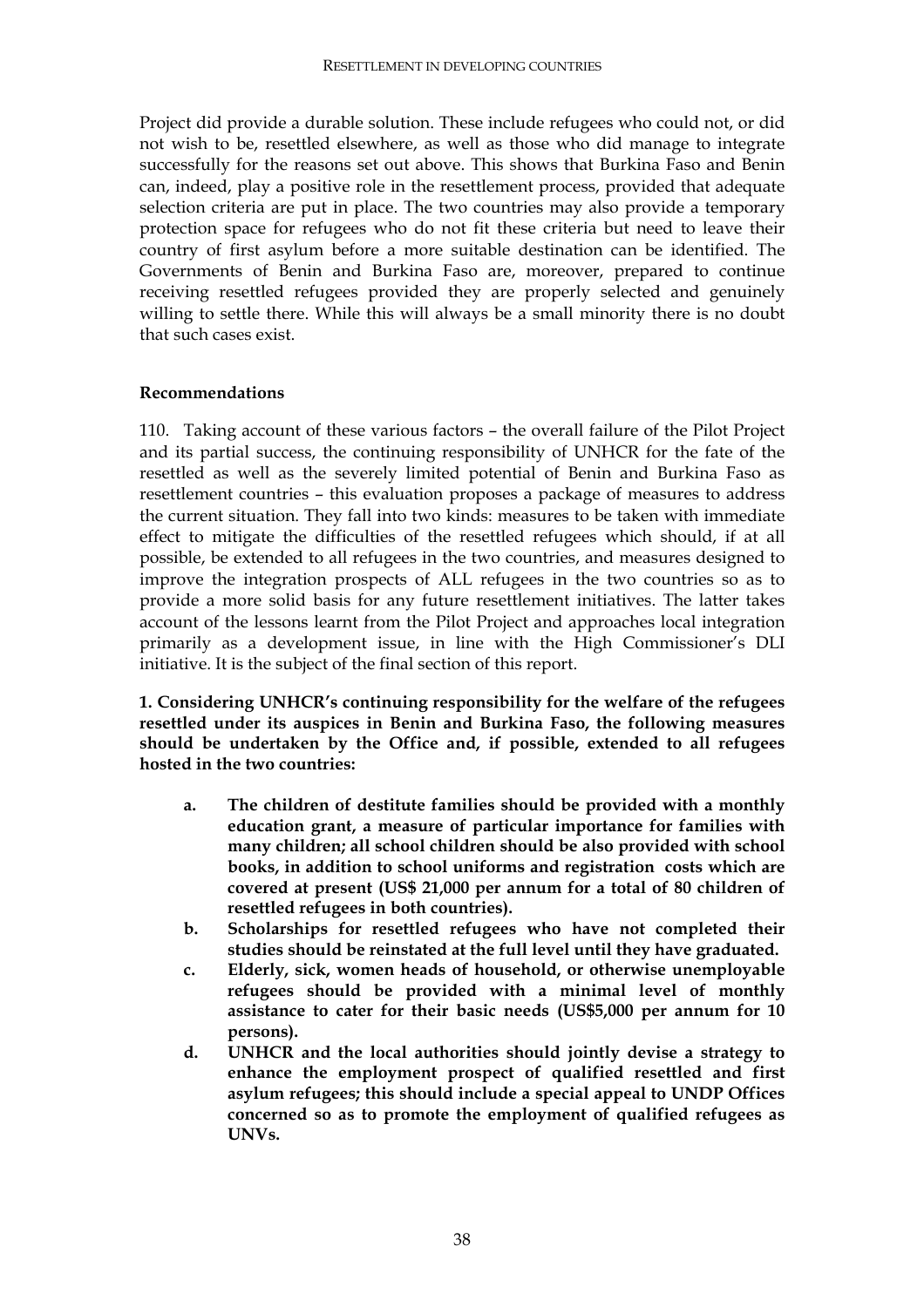Project did provide a durable solution. These include refugees who could not, or did not wish to be, resettled elsewhere, as well as those who did manage to integrate successfully for the reasons set out above. This shows that Burkina Faso and Benin can, indeed, play a positive role in the resettlement process, provided that adequate selection criteria are put in place. The two countries may also provide a temporary protection space for refugees who do not fit these criteria but need to leave their country of first asylum before a more suitable destination can be identified. The Governments of Benin and Burkina Faso are, moreover, prepared to continue receiving resettled refugees provided they are properly selected and genuinely willing to settle there. While this will always be a small minority there is no doubt that such cases exist.

**Recommendations**

110. Taking account of these various factors – the overall failure of the Pilot Project and its partial success, the continuing responsibility of UNHCR for the fate of the resettled as well as the severely limited potential of Benin and Burkina Faso as resettlement countries – this evaluation proposes a package of measures to address the current situation. They fall into two kinds: measures to be taken with immediate effect to mitigate the difficulties of the resettled refugees which should, if at all possible, be extended to all refugees in the two countries, and measures designed to improve the integration prospects of ALL refugees in the two countries so as to provide a more solid basis for any future resettlement initiatives. The latter takes account of the lessons learnt from the Pilot Project and approaches local integration primarily as a development issue, in line with the High Commissioner's DLI initiative. It is the subject of the final section of this report.

**1. Considering UNHCR's continuing responsibility for the welfare of the refugees resettled under its auspices in Benin and Burkina Faso, the following measures should be undertaken by the Office and, if possible, extended to all refugees hosted in the two countries:**

- **a. The children of destitute families should be provided with a monthly education grant, a measure of particular importance for families with many children; all school children should be also provided with school books, in addition to school uniforms and registration costs which are covered at present (US$ 21,000 per annum for a total of 80 children of resettled refugees in both countries).**
- **b. Scholarships for resettled refugees who have not completed their studies should be reinstated at the full level until they have graduated.**
- **c. Elderly, sick, women heads of household, or otherwise unemployable refugees should be provided with a minimal level of monthly assistance to cater for their basic needs (US$5,000 per annum for 10 persons).**
- **d. UNHCR and the local authorities should jointly devise a strategy to enhance the employment prospect of qualified resettled and first asylum refugees; this should include a special appeal to UNDP Offices concerned so as to promote the employment of qualified refugees as UNVs.**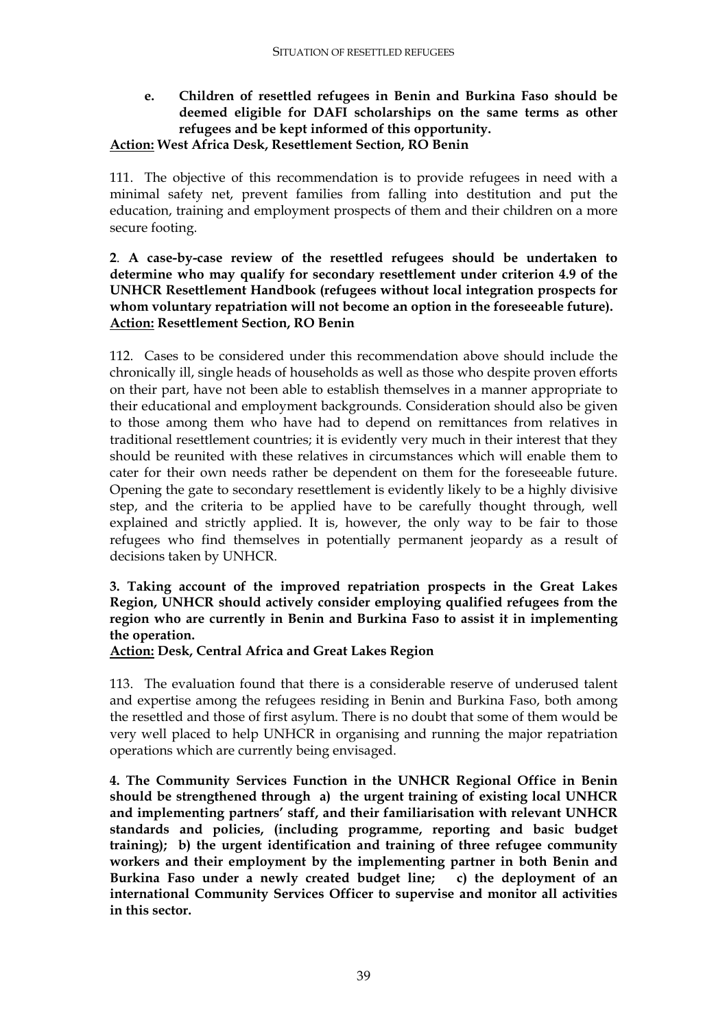**e. Children of resettled refugees in Benin and Burkina Faso should be deemed eligible for DAFI scholarships on the same terms as other refugees and be kept informed of this opportunity.**

**<u>Action:</u> West Africa Desk, Resettlement Section, RO Benin**

111. The objective of this recommendation is to provide refugees in need with a minimal safety net, prevent families from falling into destitution and put the education, training and employment prospects of them and their children on a more secure footing.

**2. A case-by-case review of the resettled refugees should be undertaken to determine who may qualify for secondary resettlement under criterion 4.9 of the UNHCR Resettlement Handbook (refugees without local integration prospects for whom voluntary repatriation will not become an option in the foreseeable future).**
**<u>Action:</u> Resettlement Section, RO Benin**

112. Cases to be considered under this recommendation above should include the chronically ill, single heads of households as well as those who despite proven efforts on their part, have not been able to establish themselves in a manner appropriate to their educational and employment backgrounds. Consideration should also be given to those among them who have had to depend on remittances from relatives in traditional resettlement countries; it is evidently very much in their interest that they should be reunited with these relatives in circumstances which will enable them to cater for their own needs rather be dependent on them for the foreseeable future. Opening the gate to secondary resettlement is evidently likely to be a highly divisive step, and the criteria to be applied have to be carefully thought through, well explained and strictly applied. It is, however, the only way to be fair to those refugees who find themselves in potentially permanent jeopardy as a result of decisions taken by UNHCR.

**3. Taking account of the improved repatriation prospects in the Great Lakes Region, UNHCR should actively consider employing qualified refugees from the region who are currently in Benin and Burkina Faso to assist it in implementing the operation.**
**<u>Action:</u> Desk, Central Africa and Great Lakes Region**

113. The evaluation found that there is a considerable reserve of underused talent and expertise among the refugees residing in Benin and Burkina Faso, both among the resettled and those of first asylum. There is no doubt that some of them would be very well placed to help UNHCR in organising and running the major repatriation operations which are currently being envisaged.

**4. The Community Services Function in the UNHCR Regional Office in Benin should be strengthened through a) the urgent training of existing local UNHCR and implementing partners' staff, and their familiarisation with relevant UNHCR standards and policies, (including programme, reporting and basic budget training); b) the urgent identification and training of three refugee community workers and their employment by the implementing partner in both Benin and Burkina Faso under a newly created budget line; c) the deployment of an international Community Services Officer to supervise and monitor all activities in this sector.**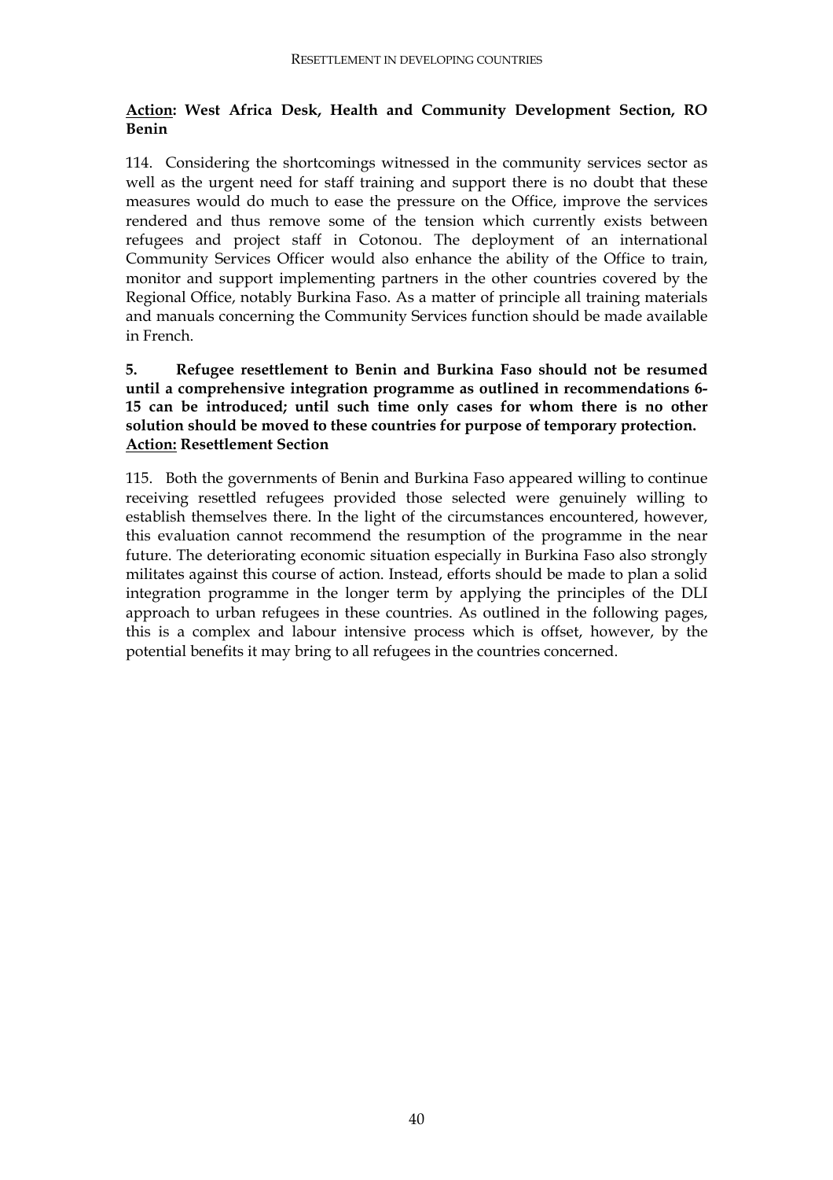**Action: West Africa Desk, Health and Community Development Section, RO Benin**

114. Considering the shortcomings witnessed in the community services sector as well as the urgent need for staff training and support there is no doubt that these measures would do much to ease the pressure on the Office, improve the services rendered and thus remove some of the tension which currently exists between refugees and project staff in Cotonou. The deployment of an international Community Services Officer would also enhance the ability of the Office to train, monitor and support implementing partners in the other countries covered by the Regional Office, notably Burkina Faso. As a matter of principle all training materials and manuals concerning the Community Services function should be made available in French.

**5. Refugee resettlement to Benin and Burkina Faso should not be resumed until a comprehensive integration programme as outlined in recommendations 6-15 can be introduced; until such time only cases for whom there is no other solution should be moved to these countries for purpose of temporary protection.**
**Action: Resettlement Section**

115. Both the governments of Benin and Burkina Faso appeared willing to continue receiving resettled refugees provided those selected were genuinely willing to establish themselves there. In the light of the circumstances encountered, however, this evaluation cannot recommend the resumption of the programme in the near future. The deteriorating economic situation especially in Burkina Faso also strongly militates against this course of action. Instead, efforts should be made to plan a solid integration programme in the longer term by applying the principles of the DLI approach to urban refugees in these countries. As outlined in the following pages, this is a complex and labour intensive process which is offset, however, by the potential benefits it may bring to all refugees in the countries concerned.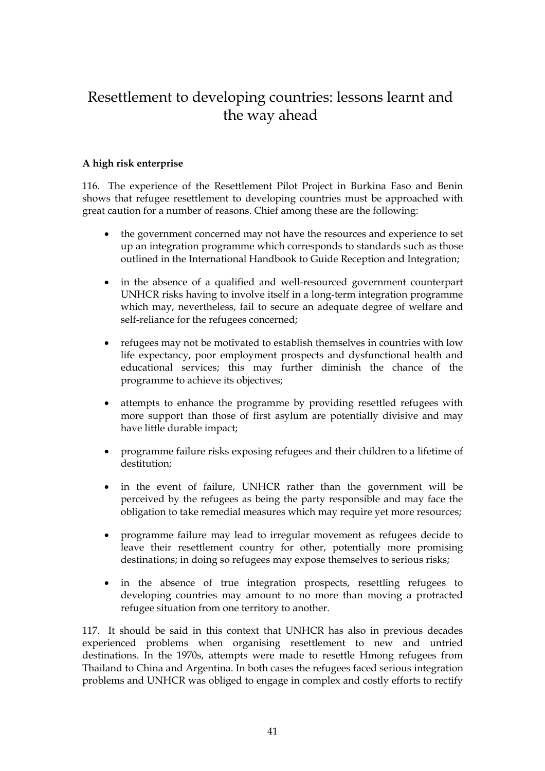# Resettlement to developing countries: lessons learnt and the way ahead

**A high risk enterprise**

116. The experience of the Resettlement Pilot Project in Burkina Faso and Benin shows that refugee resettlement to developing countries must be approached with great caution for a number of reasons. Chief among these are the following:

- the government concerned may not have the resources and experience to set up an integration programme which corresponds to standards such as those outlined in the International Handbook to Guide Reception and Integration;
- in the absence of a qualified and well-resourced government counterpart UNHCR risks having to involve itself in a long-term integration programme which may, nevertheless, fail to secure an adequate degree of welfare and self-reliance for the refugees concerned;
- refugees may not be motivated to establish themselves in countries with low life expectancy, poor employment prospects and dysfunctional health and educational services; this may further diminish the chance of the programme to achieve its objectives;
- attempts to enhance the programme by providing resettled refugees with more support than those of first asylum are potentially divisive and may have little durable impact;
- programme failure risks exposing refugees and their children to a lifetime of destitution;
- in the event of failure, UNHCR rather than the government will be perceived by the refugees as being the party responsible and may face the obligation to take remedial measures which may require yet more resources;
- programme failure may lead to irregular movement as refugees decide to leave their resettlement country for other, potentially more promising destinations; in doing so refugees may expose themselves to serious risks;
- in the absence of true integration prospects, resettling refugees to developing countries may amount to no more than moving a protracted refugee situation from one territory to another.

117. It should be said in this context that UNHCR has also in previous decades experienced problems when organising resettlement to new and untried destinations. In the 1970s, attempts were made to resettle Hmong refugees from Thailand to China and Argentina. In both cases the refugees faced serious integration problems and UNHCR was obliged to engage in complex and costly efforts to rectify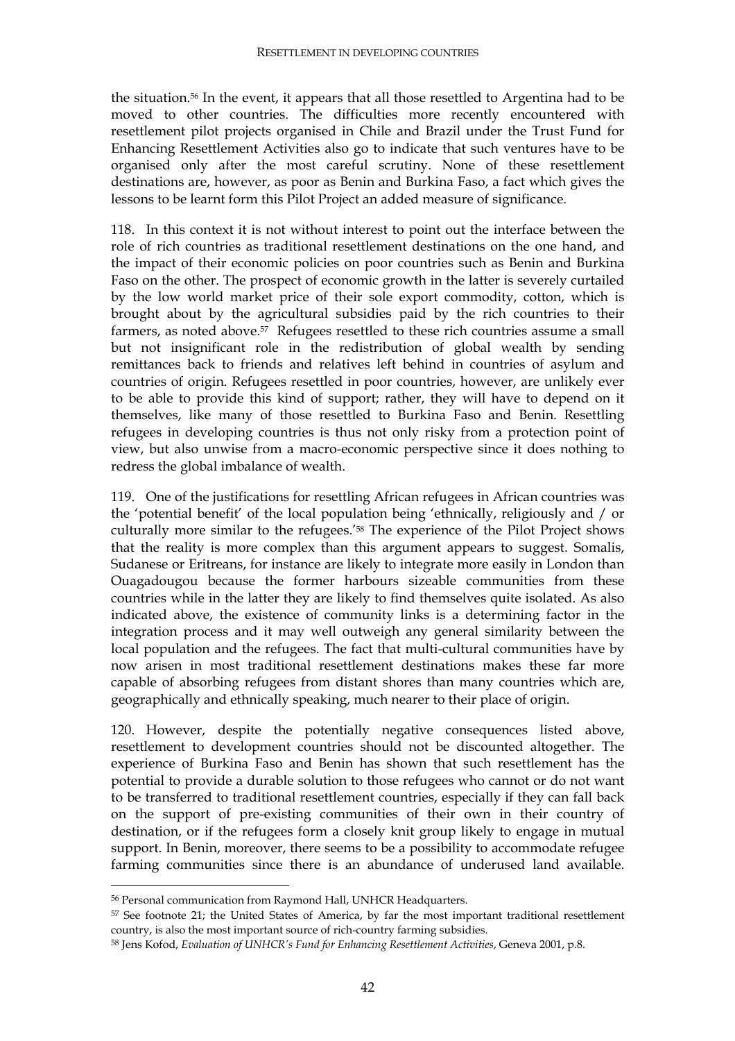the situation.[56] In the event, it appears that all those resettled to Argentina had to be moved to other countries. The difficulties more recently encountered with resettlement pilot projects organised in Chile and Brazil under the Trust Fund for Enhancing Resettlement Activities also go to indicate that such ventures have to be organised only after the most careful scrutiny. None of these resettlement destinations are, however, as poor as Benin and Burkina Faso, a fact which gives the lessons to be learnt form this Pilot Project an added measure of significance.

118. In this context it is not without interest to point out the interface between the role of rich countries as traditional resettlement destinations on the one hand, and the impact of their economic policies on poor countries such as Benin and Burkina Faso on the other. The prospect of economic growth in the latter is severely curtailed by the low world market price of their sole export commodity, cotton, which is brought about by the agricultural subsidies paid by the rich countries to their farmers, as noted above.[57] Refugees resettled to these rich countries assume a small but not insignificant role in the redistribution of global wealth by sending remittances back to friends and relatives left behind in countries of asylum and countries of origin. Refugees resettled in poor countries, however, are unlikely ever to be able to provide this kind of support; rather, they will have to depend on it themselves, like many of those resettled to Burkina Faso and Benin. Resettling refugees in developing countries is thus not only risky from a protection point of view, but also unwise from a macro-economic perspective since it does nothing to redress the global imbalance of wealth.

119. One of the justifications for resettling African refugees in African countries was the 'potential benefit' of the local population being 'ethnically, religiously and / or culturally more similar to the refugees.'[58] The experience of the Pilot Project shows that the reality is more complex than this argument appears to suggest. Somalis, Sudanese or Eritreans, for instance are likely to integrate more easily in London than Ouagadougou because the former harbours sizeable communities from these countries while in the latter they are likely to find themselves quite isolated. As also indicated above, the existence of community links is a determining factor in the integration process and it may well outweigh any general similarity between the local population and the refugees. The fact that multi-cultural communities have by now arisen in most traditional resettlement destinations makes these far more capable of absorbing refugees from distant shores than many countries which are, geographically and ethnically speaking, much nearer to their place of origin.

120. However, despite the potentially negative consequences listed above, resettlement to development countries should not be discounted altogether. The experience of Burkina Faso and Benin has shown that such resettlement has the potential to provide a durable solution to those refugees who cannot or do not want to be transferred to traditional resettlement countries, especially if they can fall back on the support of pre-existing communities of their own in their country of destination, or if the refugees form a closely knit group likely to engage in mutual support. In Benin, moreover, there seems to be a possibility to accommodate refugee farming communities since there is an abundance of underused land available.

---

[56] Personal communication from Raymond Hall, UNHCR Headquarters.

[57] See footnote 21; the United States of America, by far the most important traditional resettlement country, is also the most important source of rich-country farming subsidies.

[58] Jens Kofod, *Evaluation of UNHCR's Fund for Enhancing Resettlement Activities*, Geneva 2001, p.8.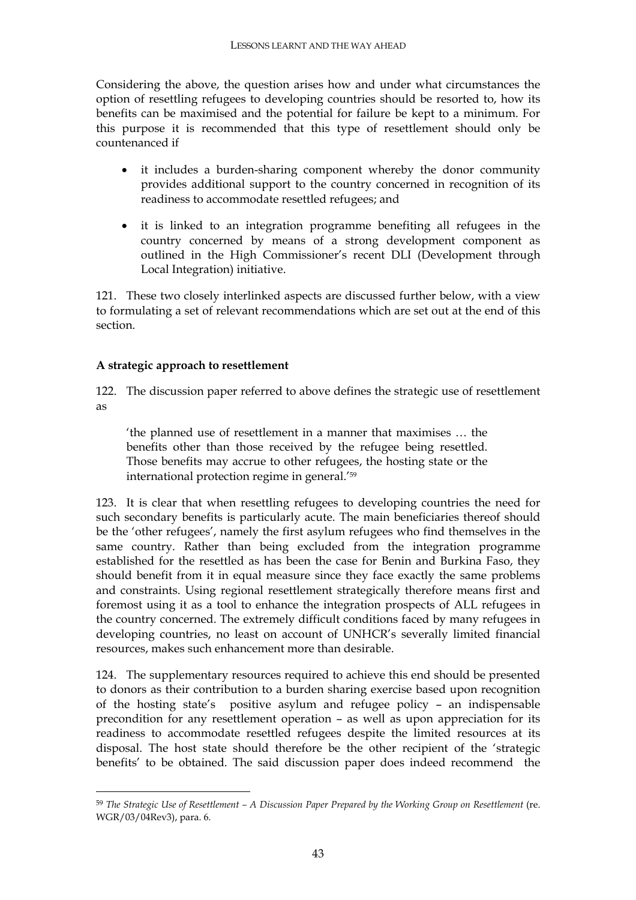Considering the above, the question arises how and under what circumstances the option of resettling refugees to developing countries should be resorted to, how its benefits can be maximised and the potential for failure be kept to a minimum. For this purpose it is recommended that this type of resettlement should only be countenanced if

- it includes a burden-sharing component whereby the donor community provides additional support to the country concerned in recognition of its readiness to accommodate resettled refugees; and
- it is linked to an integration programme benefiting all refugees in the country concerned by means of a strong development component as outlined in the High Commissioner's recent DLI (Development through Local Integration) initiative.

121. These two closely interlinked aspects are discussed further below, with a view to formulating a set of relevant recommendations which are set out at the end of this section.

**A strategic approach to resettlement**

122. The discussion paper referred to above defines the strategic use of resettlement as

> 'the planned use of resettlement in a manner that maximises … the benefits other than those received by the refugee being resettled. Those benefits may accrue to other refugees, the hosting state or the international protection regime in general.'[59]

123. It is clear that when resettling refugees to developing countries the need for such secondary benefits is particularly acute. The main beneficiaries thereof should be the 'other refugees', namely the first asylum refugees who find themselves in the same country. Rather than being excluded from the integration programme established for the resettled as has been the case for Benin and Burkina Faso, they should benefit from it in equal measure since they face exactly the same problems and constraints. Using regional resettlement strategically therefore means first and foremost using it as a tool to enhance the integration prospects of ALL refugees in the country concerned. The extremely difficult conditions faced by many refugees in developing countries, no least on account of UNHCR's severally limited financial resources, makes such enhancement more than desirable.

124. The supplementary resources required to achieve this end should be presented to donors as their contribution to a burden sharing exercise based upon recognition of the hosting state's positive asylum and refugee policy – an indispensable precondition for any resettlement operation – as well as upon appreciation for its readiness to accommodate resettled refugees despite the limited resources at its disposal. The host state should therefore be the other recipient of the 'strategic benefits' to be obtained. The said discussion paper does indeed recommend the

[59] *The Strategic Use of Resettlement – A Discussion Paper Prepared by the Working Group on Resettlement* (re. WGR/03/04Rev3), para. 6.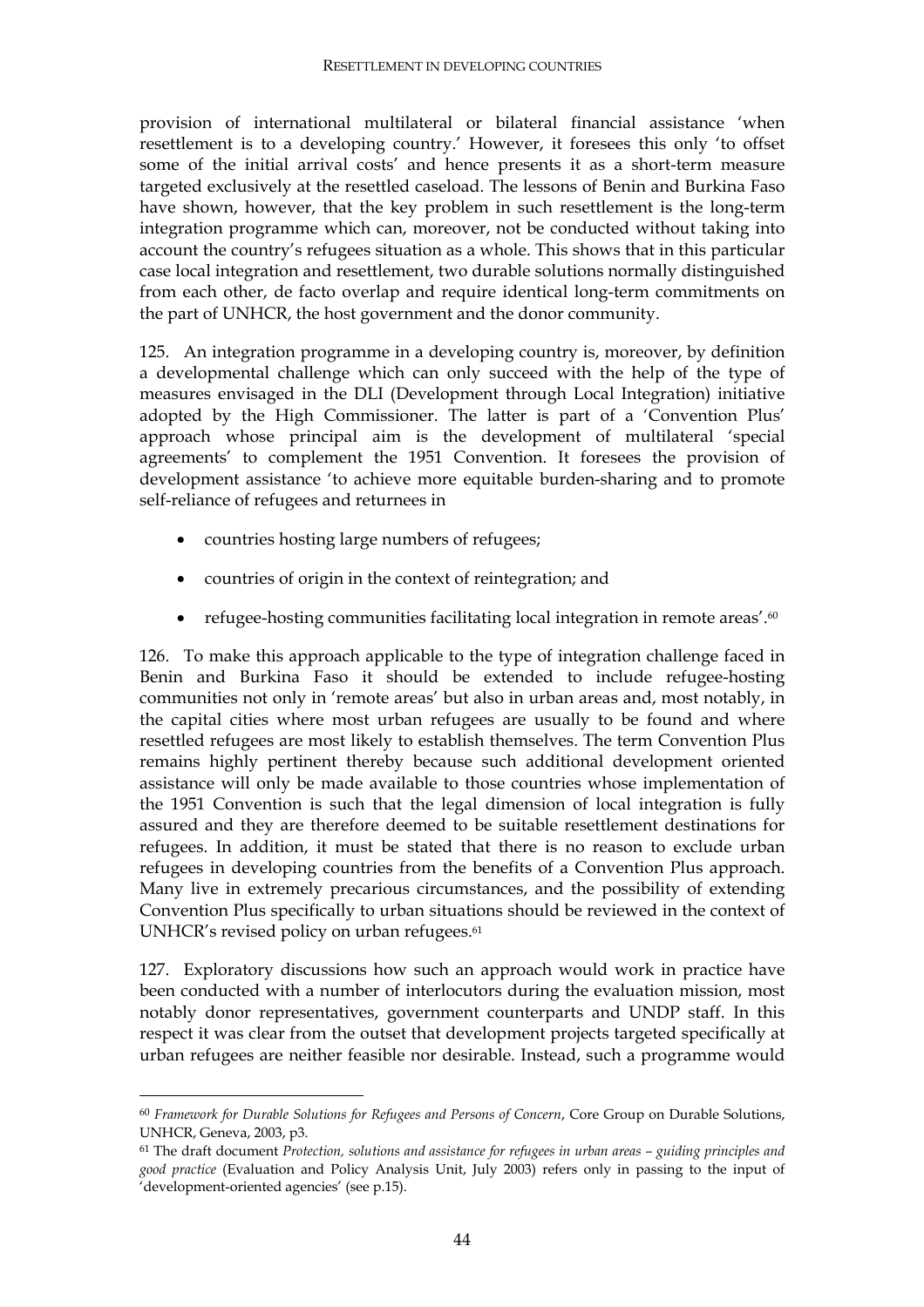provision of international multilateral or bilateral financial assistance 'when resettlement is to a developing country.' However, it foresees this only 'to offset some of the initial arrival costs' and hence presents it as a short-term measure targeted exclusively at the resettled caseload. The lessons of Benin and Burkina Faso have shown, however, that the key problem in such resettlement is the long-term integration programme which can, moreover, not be conducted without taking into account the country's refugees situation as a whole. This shows that in this particular case local integration and resettlement, two durable solutions normally distinguished from each other, de facto overlap and require identical long-term commitments on the part of UNHCR, the host government and the donor community.

125. An integration programme in a developing country is, moreover, by definition a developmental challenge which can only succeed with the help of the type of measures envisaged in the DLI (Development through Local Integration) initiative adopted by the High Commissioner. The latter is part of a 'Convention Plus' approach whose principal aim is the development of multilateral 'special agreements' to complement the 1951 Convention. It foresees the provision of development assistance 'to achieve more equitable burden-sharing and to promote self-reliance of refugees and returnees in

- countries hosting large numbers of refugees;
- countries of origin in the context of reintegration; and
- refugee-hosting communities facilitating local integration in remote areas'.[60]

126. To make this approach applicable to the type of integration challenge faced in Benin and Burkina Faso it should be extended to include refugee-hosting communities not only in 'remote areas' but also in urban areas and, most notably, in the capital cities where most urban refugees are usually to be found and where resettled refugees are most likely to establish themselves. The term Convention Plus remains highly pertinent thereby because such additional development oriented assistance will only be made available to those countries whose implementation of the 1951 Convention is such that the legal dimension of local integration is fully assured and they are therefore deemed to be suitable resettlement destinations for refugees. In addition, it must be stated that there is no reason to exclude urban refugees in developing countries from the benefits of a Convention Plus approach. Many live in extremely precarious circumstances, and the possibility of extending Convention Plus specifically to urban situations should be reviewed in the context of UNHCR's revised policy on urban refugees.[61]

127. Exploratory discussions how such an approach would work in practice have been conducted with a number of interlocutors during the evaluation mission, most notably donor representatives, government counterparts and UNDP staff. In this respect it was clear from the outset that development projects targeted specifically at urban refugees are neither feasible nor desirable. Instead, such a programme would

---

[60] *Framework for Durable Solutions for Refugees and Persons of Concern*, Core Group on Durable Solutions, UNHCR, Geneva, 2003, p3.

[61] The draft document *Protection, solutions and assistance for refugees in urban areas – guiding principles and good practice* (Evaluation and Policy Analysis Unit, July 2003) refers only in passing to the input of 'development-oriented agencies' (see p.15).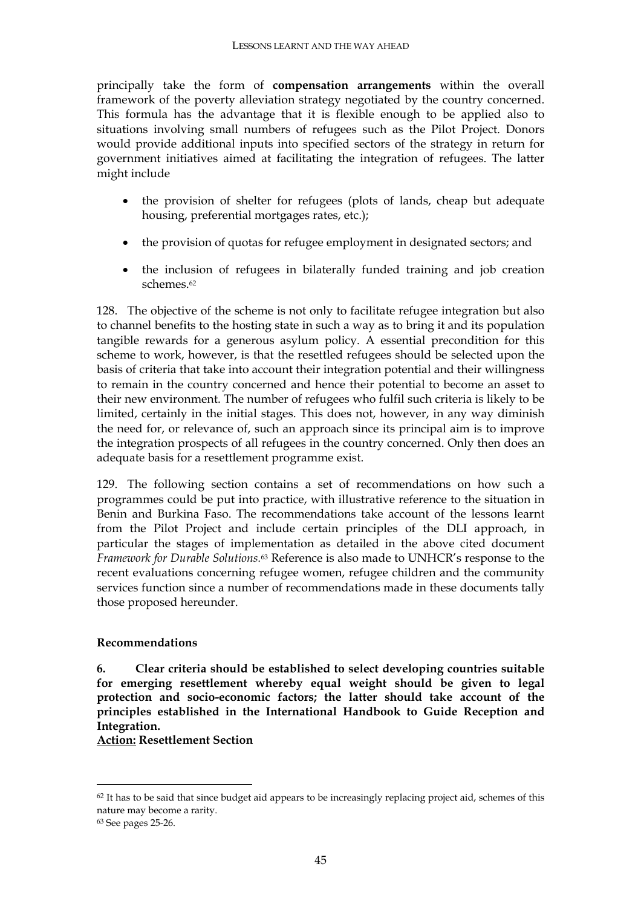principally take the form of **compensation arrangements** within the overall framework of the poverty alleviation strategy negotiated by the country concerned. This formula has the advantage that it is flexible enough to be applied also to situations involving small numbers of refugees such as the Pilot Project. Donors would provide additional inputs into specified sectors of the strategy in return for government initiatives aimed at facilitating the integration of refugees. The latter might include

- the provision of shelter for refugees (plots of lands, cheap but adequate housing, preferential mortgages rates, etc.);
- the provision of quotas for refugee employment in designated sectors; and
- the inclusion of refugees in bilaterally funded training and job creation schemes.[62]

128. The objective of the scheme is not only to facilitate refugee integration but also to channel benefits to the hosting state in such a way as to bring it and its population tangible rewards for a generous asylum policy. A essential precondition for this scheme to work, however, is that the resettled refugees should be selected upon the basis of criteria that take into account their integration potential and their willingness to remain in the country concerned and hence their potential to become an asset to their new environment. The number of refugees who fulfil such criteria is likely to be limited, certainly in the initial stages. This does not, however, in any way diminish the need for, or relevance of, such an approach since its principal aim is to improve the integration prospects of all refugees in the country concerned. Only then does an adequate basis for a resettlement programme exist.

129. The following section contains a set of recommendations on how such a programmes could be put into practice, with illustrative reference to the situation in Benin and Burkina Faso. The recommendations take account of the lessons learnt from the Pilot Project and include certain principles of the DLI approach, in particular the stages of implementation as detailed in the above cited document *Framework for Durable Solutions*.[63] Reference is also made to UNHCR's response to the recent evaluations concerning refugee women, refugee children and the community services function since a number of recommendations made in these documents tally those proposed hereunder.

**Recommendations**

**6. Clear criteria should be established to select developing countries suitable for emerging resettlement whereby equal weight should be given to legal protection and socio-economic factors; the latter should take account of the principles established in the International Handbook to Guide Reception and Integration.**
**Action: Resettlement Section**

---

[62] It has to be said that since budget aid appears to be increasingly replacing project aid, schemes of this nature may become a rarity.

[63] See pages 25-26.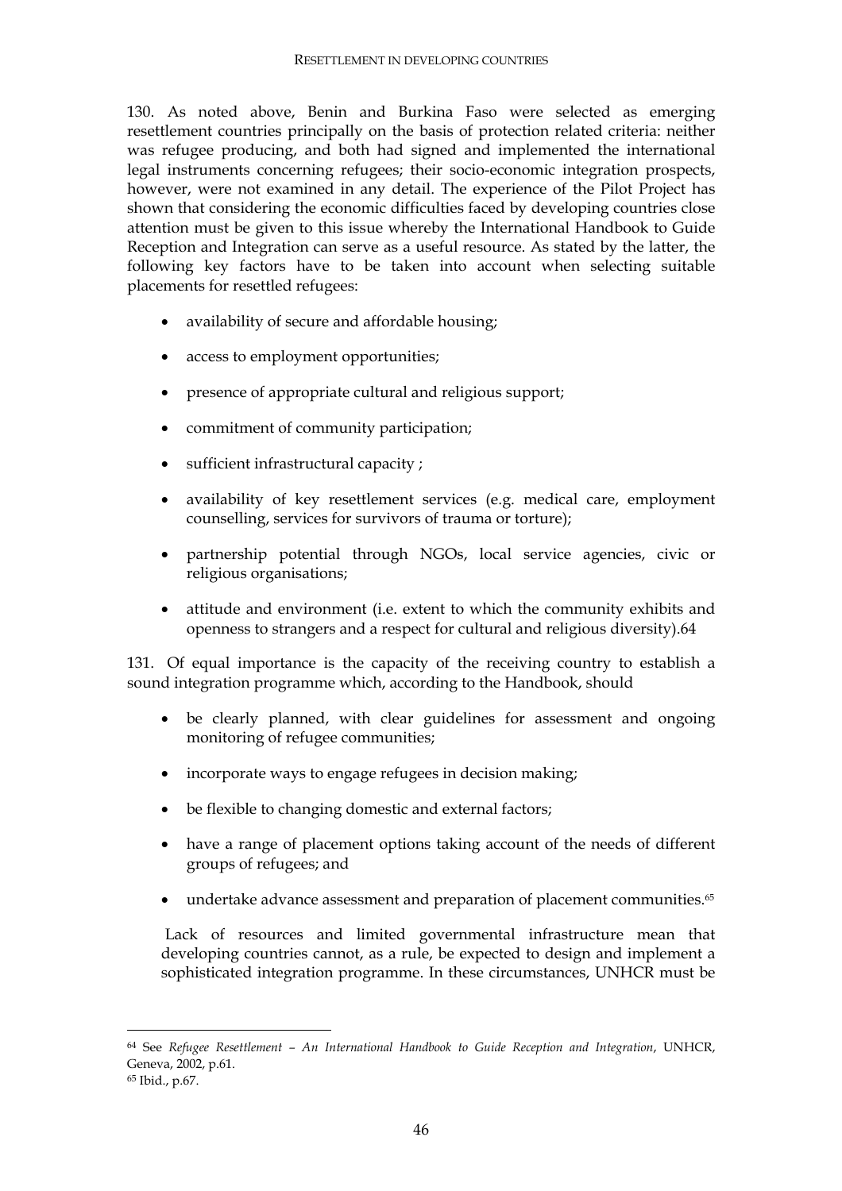130. As noted above, Benin and Burkina Faso were selected as emerging resettlement countries principally on the basis of protection related criteria: neither was refugee producing, and both had signed and implemented the international legal instruments concerning refugees; their socio-economic integration prospects, however, were not examined in any detail. The experience of the Pilot Project has shown that considering the economic difficulties faced by developing countries close attention must be given to this issue whereby the International Handbook to Guide Reception and Integration can serve as a useful resource. As stated by the latter, the following key factors have to be taken into account when selecting suitable placements for resettled refugees:

- availability of secure and affordable housing;
- access to employment opportunities;
- presence of appropriate cultural and religious support;
- commitment of community participation;
- sufficient infrastructural capacity ;
- availability of key resettlement services (e.g. medical care, employment counselling, services for survivors of trauma or torture);
- partnership potential through NGOs, local service agencies, civic or religious organisations;
- attitude and environment (i.e. extent to which the community exhibits and openness to strangers and a respect for cultural and religious diversity).64

131. Of equal importance is the capacity of the receiving country to establish a sound integration programme which, according to the Handbook, should

- be clearly planned, with clear guidelines for assessment and ongoing monitoring of refugee communities;
- incorporate ways to engage refugees in decision making;
- be flexible to changing domestic and external factors;
- have a range of placement options taking account of the needs of different groups of refugees; and
- undertake advance assessment and preparation of placement communities.[65]

Lack of resources and limited governmental infrastructure mean that developing countries cannot, as a rule, be expected to design and implement a sophisticated integration programme. In these circumstances, UNHCR must be

---

[64] See *Refugee Resettlement – An International Handbook to Guide Reception and Integration*, UNHCR, Geneva, 2002, p.61.

[65] Ibid., p.67.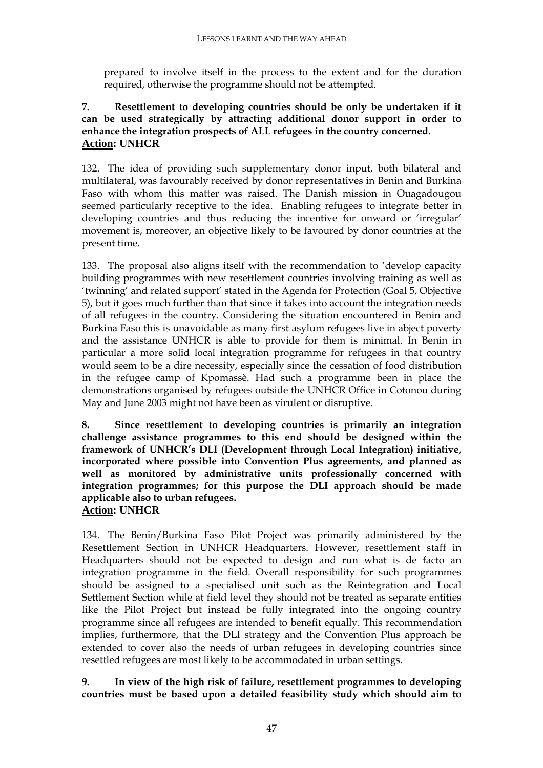prepared to involve itself in the process to the extent and for the duration required, otherwise the programme should not be attempted.

**7. Resettlement to developing countries should be only be undertaken if it can be used strategically by attracting additional donor support in order to enhance the integration prospects of ALL refugees in the country concerned.**
**<u>Action</u>: UNHCR**

132. The idea of providing such supplementary donor input, both bilateral and multilateral, was favourably received by donor representatives in Benin and Burkina Faso with whom this matter was raised. The Danish mission in Ouagadougou seemed particularly receptive to the idea. Enabling refugees to integrate better in developing countries and thus reducing the incentive for onward or 'irregular' movement is, moreover, an objective likely to be favoured by donor countries at the present time.

133. The proposal also aligns itself with the recommendation to 'develop capacity building programmes with new resettlement countries involving training as well as 'twinning' and related support' stated in the Agenda for Protection (Goal 5, Objective 5), but it goes much further than that since it takes into account the integration needs of all refugees in the country. Considering the situation encountered in Benin and Burkina Faso this is unavoidable as many first asylum refugees live in abject poverty and the assistance UNHCR is able to provide for them is minimal. In Benin in particular a more solid local integration programme for refugees in that country would seem to be a dire necessity, especially since the cessation of food distribution in the refugee camp of Kpomassè. Had such a programme been in place the demonstrations organised by refugees outside the UNHCR Office in Cotonou during May and June 2003 might not have been as virulent or disruptive.

**8. Since resettlement to developing countries is primarily an integration challenge assistance programmes to this end should be designed within the framework of UNHCR's DLI (Development through Local Integration) initiative, incorporated where possible into Convention Plus agreements, and planned as well as monitored by administrative units professionally concerned with integration programmes; for this purpose the DLI approach should be made applicable also to urban refugees.**
**<u>Action</u>: UNHCR**

134. The Benin/Burkina Faso Pilot Project was primarily administered by the Resettlement Section in UNHCR Headquarters. However, resettlement staff in Headquarters should not be expected to design and run what is de facto an integration programme in the field. Overall responsibility for such programmes should be assigned to a specialised unit such as the Reintegration and Local Settlement Section while at field level they should not be treated as separate entities like the Pilot Project but instead be fully integrated into the ongoing country programme since all refugees are intended to benefit equally. This recommendation implies, furthermore, that the DLI strategy and the Convention Plus approach be extended to cover also the needs of urban refugees in developing countries since resettled refugees are most likely to be accommodated in urban settings.

**9. In view of the high risk of failure, resettlement programmes to developing countries must be based upon a detailed feasibility study which should aim to**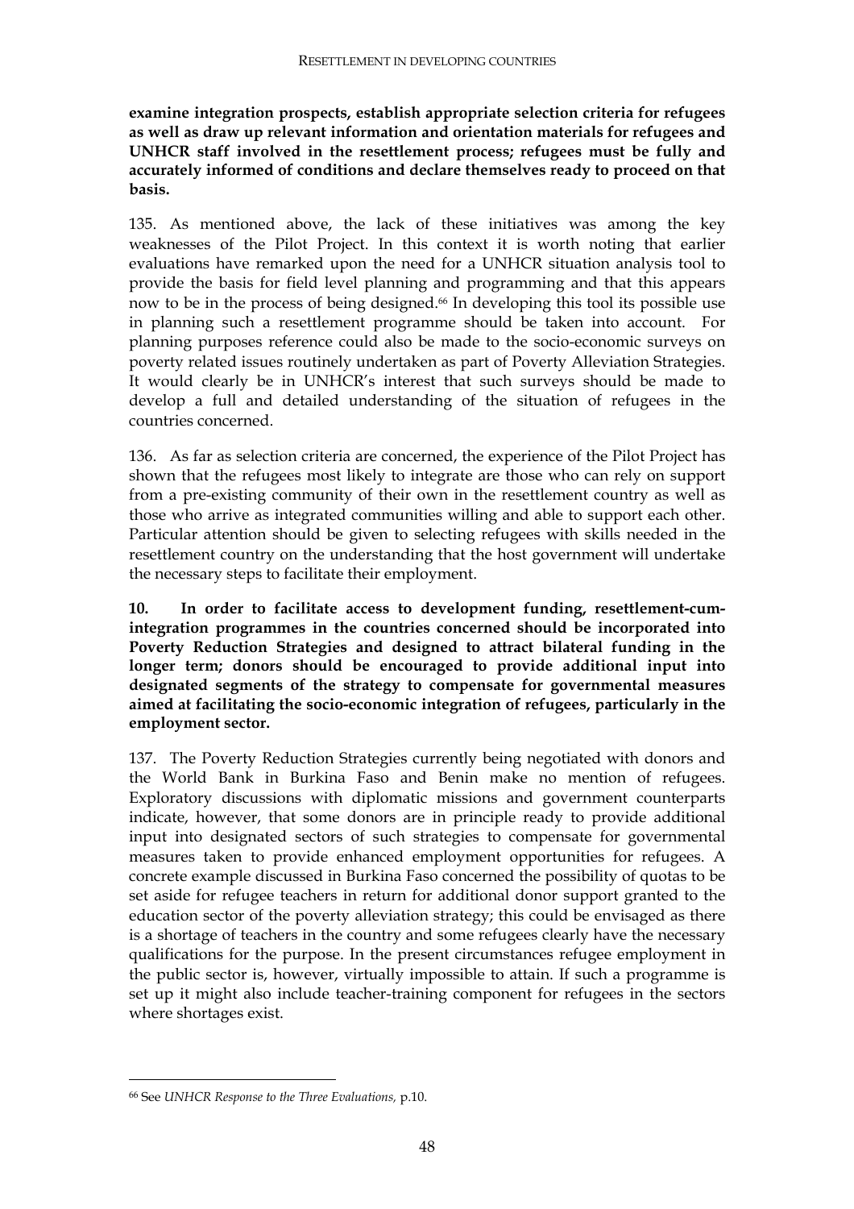**examine integration prospects, establish appropriate selection criteria for refugees as well as draw up relevant information and orientation materials for refugees and UNHCR staff involved in the resettlement process; refugees must be fully and accurately informed of conditions and declare themselves ready to proceed on that basis.**

135. As mentioned above, the lack of these initiatives was among the key weaknesses of the Pilot Project. In this context it is worth noting that earlier evaluations have remarked upon the need for a UNHCR situation analysis tool to provide the basis for field level planning and programming and that this appears now to be in the process of being designed.[66] In developing this tool its possible use in planning such a resettlement programme should be taken into account. For planning purposes reference could also be made to the socio-economic surveys on poverty related issues routinely undertaken as part of Poverty Alleviation Strategies. It would clearly be in UNHCR's interest that such surveys should be made to develop a full and detailed understanding of the situation of refugees in the countries concerned.

136. As far as selection criteria are concerned, the experience of the Pilot Project has shown that the refugees most likely to integrate are those who can rely on support from a pre-existing community of their own in the resettlement country as well as those who arrive as integrated communities willing and able to support each other. Particular attention should be given to selecting refugees with skills needed in the resettlement country on the understanding that the host government will undertake the necessary steps to facilitate their employment.

**10. In order to facilitate access to development funding, resettlement-cum-integration programmes in the countries concerned should be incorporated into Poverty Reduction Strategies and designed to attract bilateral funding in the longer term; donors should be encouraged to provide additional input into designated segments of the strategy to compensate for governmental measures aimed at facilitating the socio-economic integration of refugees, particularly in the employment sector.**

137. The Poverty Reduction Strategies currently being negotiated with donors and the World Bank in Burkina Faso and Benin make no mention of refugees. Exploratory discussions with diplomatic missions and government counterparts indicate, however, that some donors are in principle ready to provide additional input into designated sectors of such strategies to compensate for governmental measures taken to provide enhanced employment opportunities for refugees. A concrete example discussed in Burkina Faso concerned the possibility of quotas to be set aside for refugee teachers in return for additional donor support granted to the education sector of the poverty alleviation strategy; this could be envisaged as there is a shortage of teachers in the country and some refugees clearly have the necessary qualifications for the purpose. In the present circumstances refugee employment in the public sector is, however, virtually impossible to attain. If such a programme is set up it might also include teacher-training component for refugees in the sectors where shortages exist.

---

[66] See *UNHCR Response to the Three Evaluations,* p.10.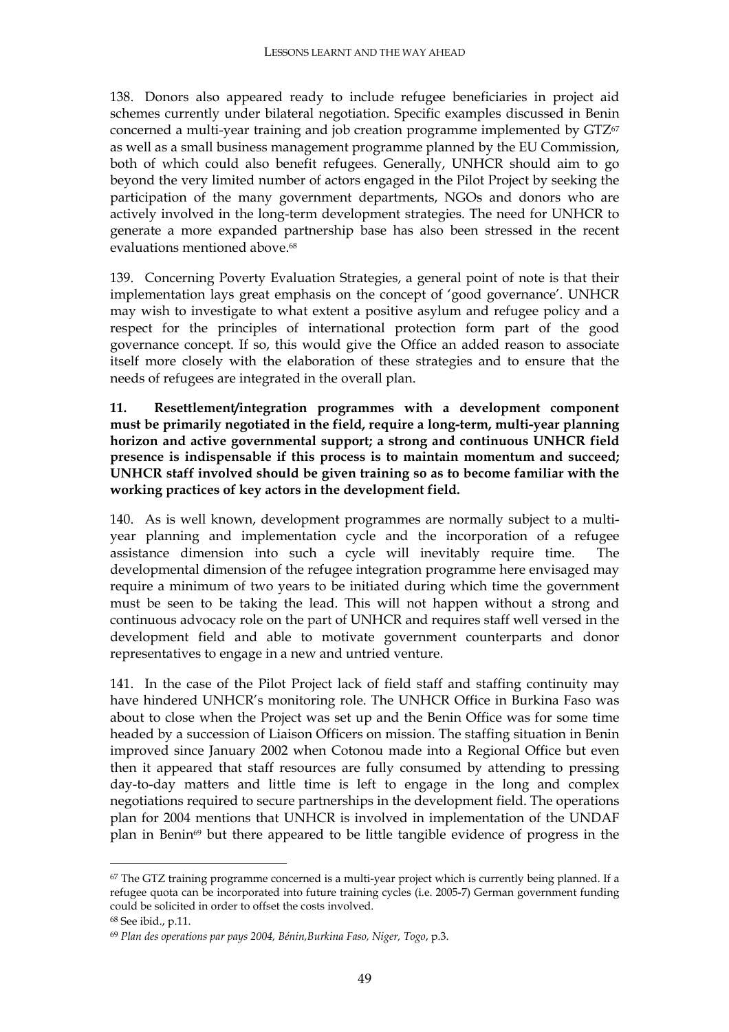138. Donors also appeared ready to include refugee beneficiaries in project aid schemes currently under bilateral negotiation. Specific examples discussed in Benin concerned a multi-year training and job creation programme implemented by GTZ[67] as well as a small business management programme planned by the EU Commission, both of which could also benefit refugees. Generally, UNHCR should aim to go beyond the very limited number of actors engaged in the Pilot Project by seeking the participation of the many government departments, NGOs and donors who are actively involved in the long-term development strategies. The need for UNHCR to generate a more expanded partnership base has also been stressed in the recent evaluations mentioned above.[68]

139. Concerning Poverty Evaluation Strategies, a general point of note is that their implementation lays great emphasis on the concept of 'good governance'. UNHCR may wish to investigate to what extent a positive asylum and refugee policy and a respect for the principles of international protection form part of the good governance concept. If so, this would give the Office an added reason to associate itself more closely with the elaboration of these strategies and to ensure that the needs of refugees are integrated in the overall plan.

**11. Resettlement/integration programmes with a development component must be primarily negotiated in the field, require a long-term, multi-year planning horizon and active governmental support; a strong and continuous UNHCR field presence is indispensable if this process is to maintain momentum and succeed; UNHCR staff involved should be given training so as to become familiar with the working practices of key actors in the development field.**

140. As is well known, development programmes are normally subject to a multi-year planning and implementation cycle and the incorporation of a refugee assistance dimension into such a cycle will inevitably require time. The developmental dimension of the refugee integration programme here envisaged may require a minimum of two years to be initiated during which time the government must be seen to be taking the lead. This will not happen without a strong and continuous advocacy role on the part of UNHCR and requires staff well versed in the development field and able to motivate government counterparts and donor representatives to engage in a new and untried venture.

141. In the case of the Pilot Project lack of field staff and staffing continuity may have hindered UNHCR's monitoring role. The UNHCR Office in Burkina Faso was about to close when the Project was set up and the Benin Office was for some time headed by a succession of Liaison Officers on mission. The staffing situation in Benin improved since January 2002 when Cotonou made into a Regional Office but even then it appeared that staff resources are fully consumed by attending to pressing day-to-day matters and little time is left to engage in the long and complex negotiations required to secure partnerships in the development field. The operations plan for 2004 mentions that UNHCR is involved in implementation of the UNDAF plan in Benin[69] but there appeared to be little tangible evidence of progress in the

---

[67] The GTZ training programme concerned is a multi-year project which is currently being planned. If a refugee quota can be incorporated into future training cycles (i.e. 2005-7) German government funding could be solicited in order to offset the costs involved.

[68] See ibid., p.11.

[69] *Plan des operations par pays 2004, Bénin,Burkina Faso, Niger, Togo*, p.3.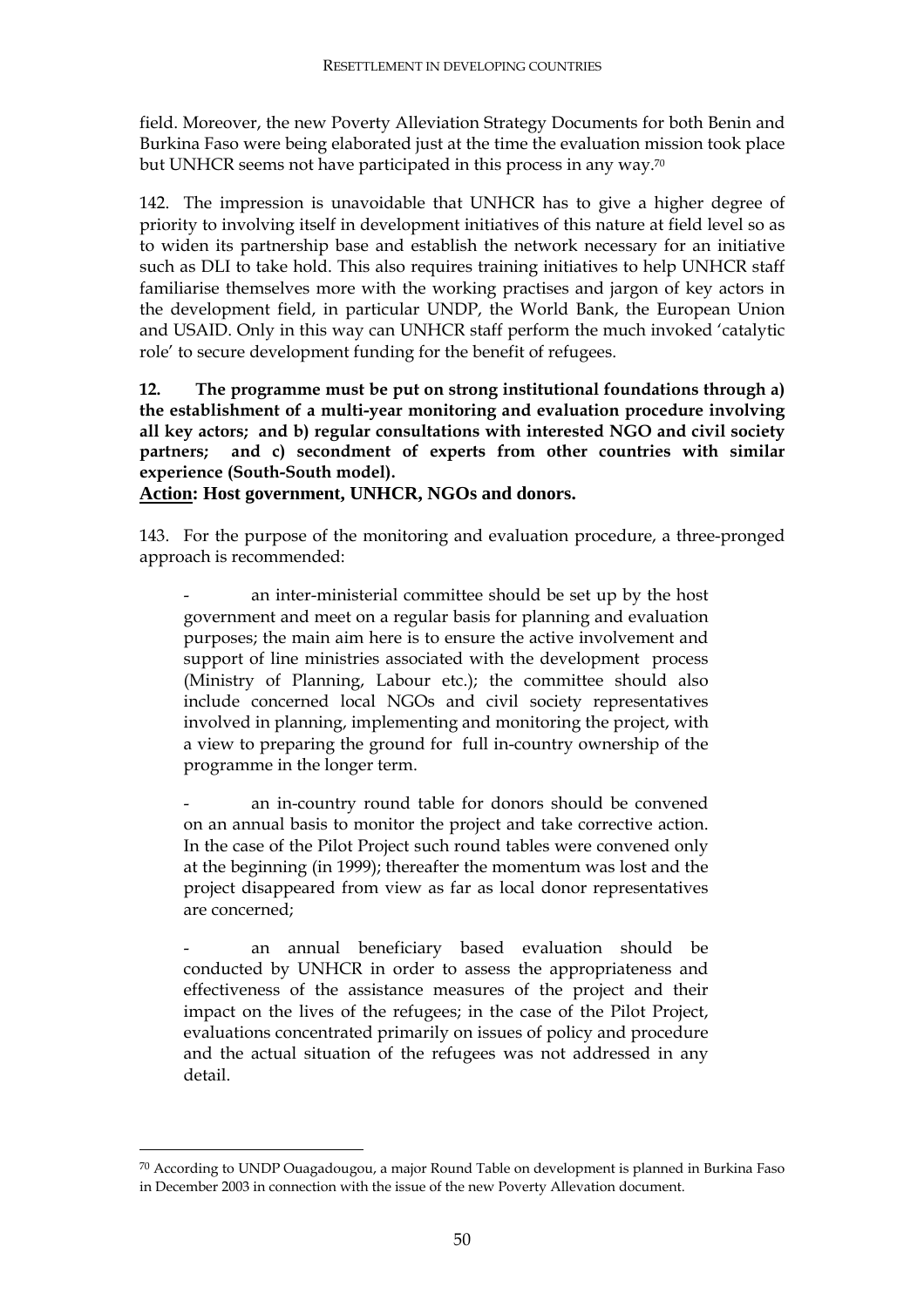field. Moreover, the new Poverty Alleviation Strategy Documents for both Benin and Burkina Faso were being elaborated just at the time the evaluation mission took place but UNHCR seems not have participated in this process in any way.[70]

142. The impression is unavoidable that UNHCR has to give a higher degree of priority to involving itself in development initiatives of this nature at field level so as to widen its partnership base and establish the network necessary for an initiative such as DLI to take hold. This also requires training initiatives to help UNHCR staff familiarise themselves more with the working practises and jargon of key actors in the development field, in particular UNDP, the World Bank, the European Union and USAID. Only in this way can UNHCR staff perform the much invoked 'catalytic role' to secure development funding for the benefit of refugees.

**12. The programme must be put on strong institutional foundations through a) the establishment of a multi-year monitoring and evaluation procedure involving all key actors; and b) regular consultations with interested NGO and civil society partners; and c) secondment of experts from other countries with similar experience (South-South model).**

**Action: Host government, UNHCR, NGOs and donors.**

143. For the purpose of the monitoring and evaluation procedure, a three-pronged approach is recommended:

- an inter-ministerial committee should be set up by the host government and meet on a regular basis for planning and evaluation purposes; the main aim here is to ensure the active involvement and support of line ministries associated with the development process (Ministry of Planning, Labour etc.); the committee should also include concerned local NGOs and civil society representatives involved in planning, implementing and monitoring the project, with a view to preparing the ground for full in-country ownership of the programme in the longer term.

- an in-country round table for donors should be convened on an annual basis to monitor the project and take corrective action. In the case of the Pilot Project such round tables were convened only at the beginning (in 1999); thereafter the momentum was lost and the project disappeared from view as far as local donor representatives are concerned;

- an annual beneficiary based evaluation should be conducted by UNHCR in order to assess the appropriateness and effectiveness of the assistance measures of the project and their impact on the lives of the refugees; in the case of the Pilot Project, evaluations concentrated primarily on issues of policy and procedure and the actual situation of the refugees was not addressed in any detail.

---

[70] According to UNDP Ouagadougou, a major Round Table on development is planned in Burkina Faso in December 2003 in connection with the issue of the new Poverty Allevation document.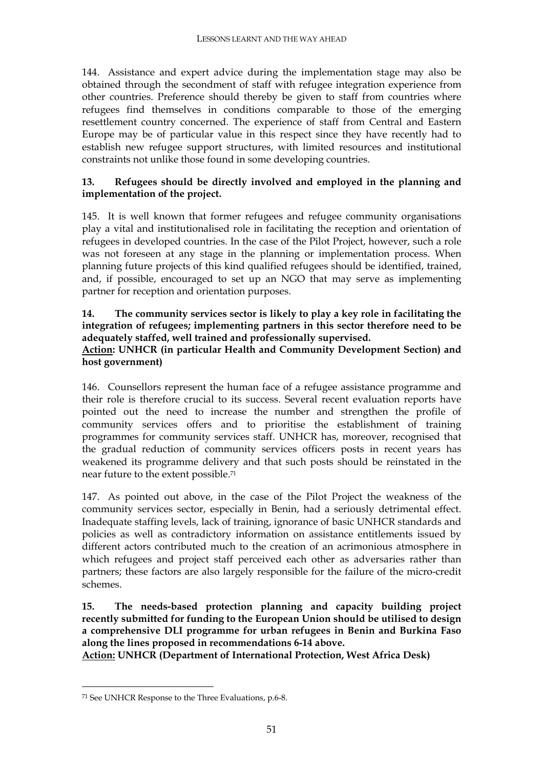144. Assistance and expert advice during the implementation stage may also be obtained through the secondment of staff with refugee integration experience from other countries. Preference should thereby be given to staff from countries where refugees find themselves in conditions comparable to those of the emerging resettlement country concerned. The experience of staff from Central and Eastern Europe may be of particular value in this respect since they have recently had to establish new refugee support structures, with limited resources and institutional constraints not unlike those found in some developing countries.

**13. Refugees should be directly involved and employed in the planning and implementation of the project.**

145. It is well known that former refugees and refugee community organisations play a vital and institutionalised role in facilitating the reception and orientation of refugees in developed countries. In the case of the Pilot Project, however, such a role was not foreseen at any stage in the planning or implementation process. When planning future projects of this kind qualified refugees should be identified, trained, and, if possible, encouraged to set up an NGO that may serve as implementing partner for reception and orientation purposes.

**14. The community services sector is likely to play a key role in facilitating the integration of refugees; implementing partners in this sector therefore need to be adequately staffed, well trained and professionally supervised.**
**<u>Action</u>: UNHCR (in particular Health and Community Development Section) and host government)**

146. Counsellors represent the human face of a refugee assistance programme and their role is therefore crucial to its success. Several recent evaluation reports have pointed out the need to increase the number and strengthen the profile of community services offers and to prioritise the establishment of training programmes for community services staff. UNHCR has, moreover, recognised that the gradual reduction of community services officers posts in recent years has weakened its programme delivery and that such posts should be reinstated in the near future to the extent possible.[71]

147. As pointed out above, in the case of the Pilot Project the weakness of the community services sector, especially in Benin, had a seriously detrimental effect. Inadequate staffing levels, lack of training, ignorance of basic UNHCR standards and policies as well as contradictory information on assistance entitlements issued by different actors contributed much to the creation of an acrimonious atmosphere in which refugees and project staff perceived each other as adversaries rather than partners; these factors are also largely responsible for the failure of the micro-credit schemes.

**15. The needs-based protection planning and capacity building project recently submitted for funding to the European Union should be utilised to design a comprehensive DLI programme for urban refugees in Benin and Burkina Faso along the lines proposed in recommendations 6-14 above.**
**<u>Action:</u> UNHCR (Department of International Protection, West Africa Desk)**

---

[71] See UNHCR Response to the Three Evaluations, p.6-8.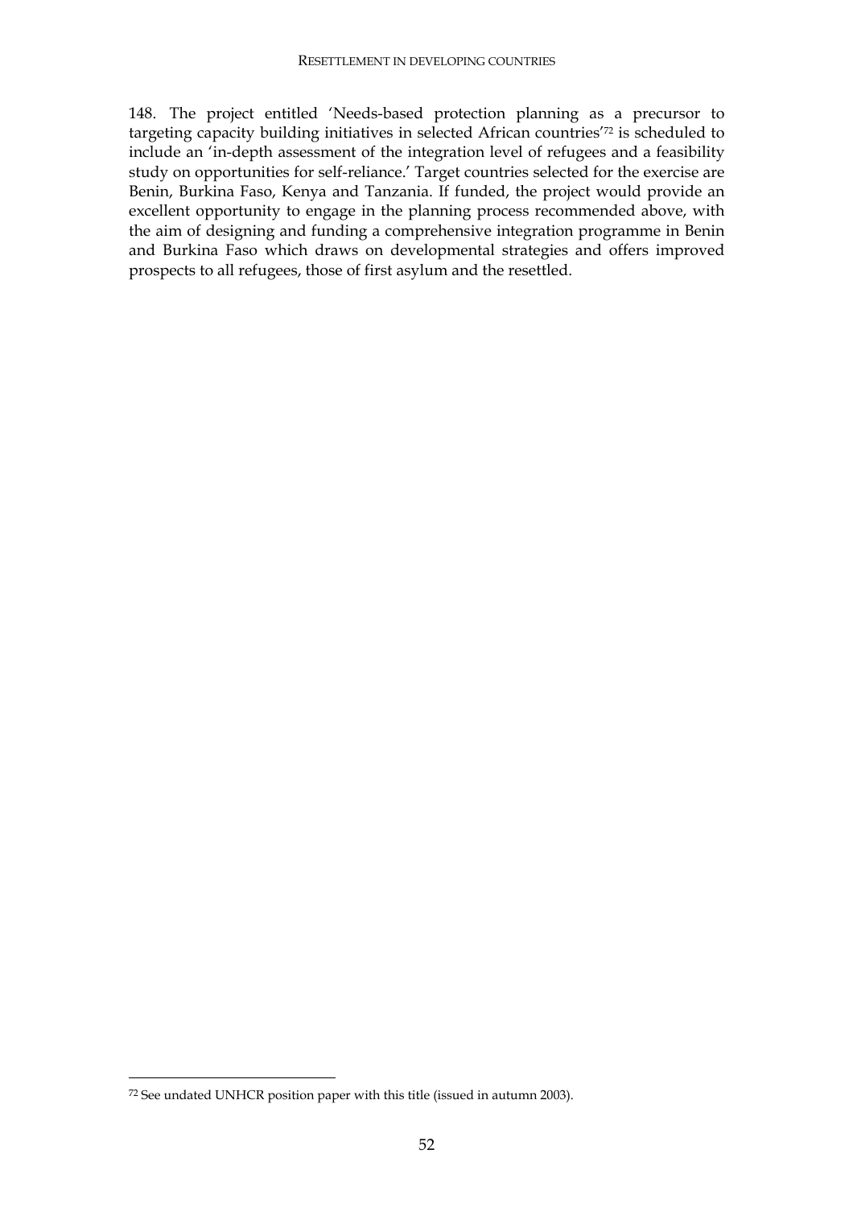148. The project entitled 'Needs-based protection planning as a precursor to targeting capacity building initiatives in selected African countries'[72] is scheduled to include an 'in-depth assessment of the integration level of refugees and a feasibility study on opportunities for self-reliance.' Target countries selected for the exercise are Benin, Burkina Faso, Kenya and Tanzania. If funded, the project would provide an excellent opportunity to engage in the planning process recommended above, with the aim of designing and funding a comprehensive integration programme in Benin and Burkina Faso which draws on developmental strategies and offers improved prospects to all refugees, those of first asylum and the resettled.

---

[72] See undated UNHCR position paper with this title (issued in autumn 2003).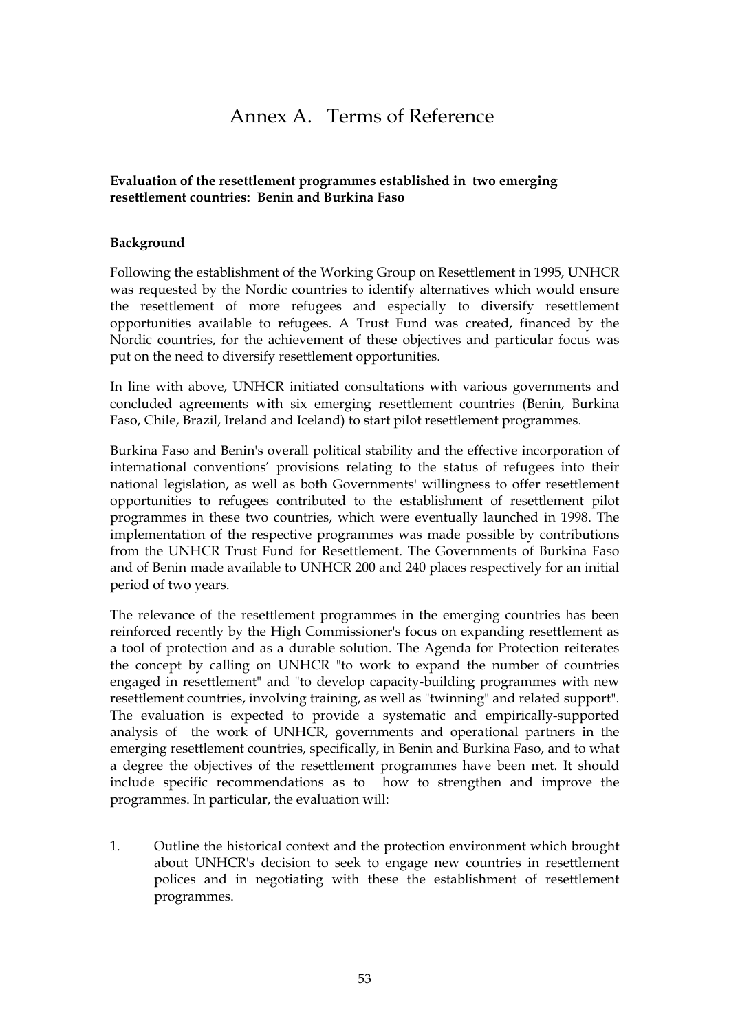# Annex A. Terms of Reference

**Evaluation of the resettlement programmes established in two emerging resettlement countries: Benin and Burkina Faso**

**Background**

Following the establishment of the Working Group on Resettlement in 1995, UNHCR was requested by the Nordic countries to identify alternatives which would ensure the resettlement of more refugees and especially to diversify resettlement opportunities available to refugees. A Trust Fund was created, financed by the Nordic countries, for the achievement of these objectives and particular focus was put on the need to diversify resettlement opportunities.

In line with above, UNHCR initiated consultations with various governments and concluded agreements with six emerging resettlement countries (Benin, Burkina Faso, Chile, Brazil, Ireland and Iceland) to start pilot resettlement programmes.

Burkina Faso and Benin's overall political stability and the effective incorporation of international conventions' provisions relating to the status of refugees into their national legislation, as well as both Governments' willingness to offer resettlement opportunities to refugees contributed to the establishment of resettlement pilot programmes in these two countries, which were eventually launched in 1998. The implementation of the respective programmes was made possible by contributions from the UNHCR Trust Fund for Resettlement. The Governments of Burkina Faso and of Benin made available to UNHCR 200 and 240 places respectively for an initial period of two years.

The relevance of the resettlement programmes in the emerging countries has been reinforced recently by the High Commissioner's focus on expanding resettlement as a tool of protection and as a durable solution. The Agenda for Protection reiterates the concept by calling on UNHCR "to work to expand the number of countries engaged in resettlement" and "to develop capacity-building programmes with new resettlement countries, involving training, as well as "twinning" and related support". The evaluation is expected to provide a systematic and empirically-supported analysis of the work of UNHCR, governments and operational partners in the emerging resettlement countries, specifically, in Benin and Burkina Faso, and to what a degree the objectives of the resettlement programmes have been met. It should include specific recommendations as to how to strengthen and improve the programmes. In particular, the evaluation will:

1. Outline the historical context and the protection environment which brought about UNHCR's decision to seek to engage new countries in resettlement polices and in negotiating with these the establishment of resettlement programmes.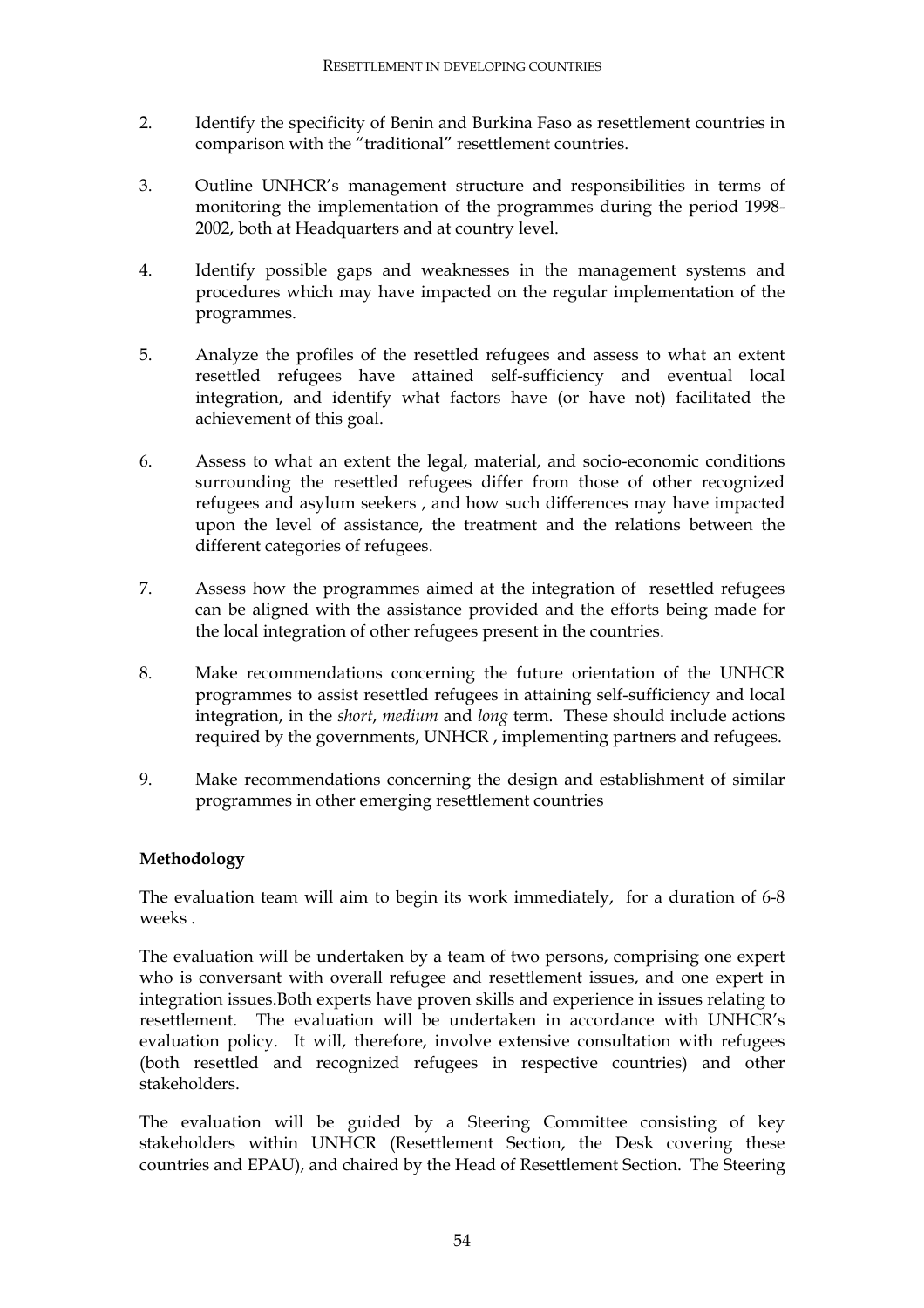2. Identify the specificity of Benin and Burkina Faso as resettlement countries in comparison with the "traditional" resettlement countries.

3. Outline UNHCR's management structure and responsibilities in terms of monitoring the implementation of the programmes during the period 1998-2002, both at Headquarters and at country level.

4. Identify possible gaps and weaknesses in the management systems and procedures which may have impacted on the regular implementation of the programmes.

5. Analyze the profiles of the resettled refugees and assess to what an extent resettled refugees have attained self-sufficiency and eventual local integration, and identify what factors have (or have not) facilitated the achievement of this goal.

6. Assess to what an extent the legal, material, and socio-economic conditions surrounding the resettled refugees differ from those of other recognized refugees and asylum seekers , and how such differences may have impacted upon the level of assistance, the treatment and the relations between the different categories of refugees.

7. Assess how the programmes aimed at the integration of resettled refugees can be aligned with the assistance provided and the efforts being made for the local integration of other refugees present in the countries.

8. Make recommendations concerning the future orientation of the UNHCR programmes to assist resettled refugees in attaining self-sufficiency and local integration, in the *short*, *medium* and *long* term. These should include actions required by the governments, UNHCR , implementing partners and refugees.

9. Make recommendations concerning the design and establishment of similar programmes in other emerging resettlement countries

**Methodology**

The evaluation team will aim to begin its work immediately, for a duration of 6-8 weeks .

The evaluation will be undertaken by a team of two persons, comprising one expert who is conversant with overall refugee and resettlement issues, and one expert in integration issues.Both experts have proven skills and experience in issues relating to resettlement. The evaluation will be undertaken in accordance with UNHCR's evaluation policy. It will, therefore, involve extensive consultation with refugees (both resettled and recognized refugees in respective countries) and other stakeholders.

The evaluation will be guided by a Steering Committee consisting of key stakeholders within UNHCR (Resettlement Section, the Desk covering these countries and EPAU), and chaired by the Head of Resettlement Section. The Steering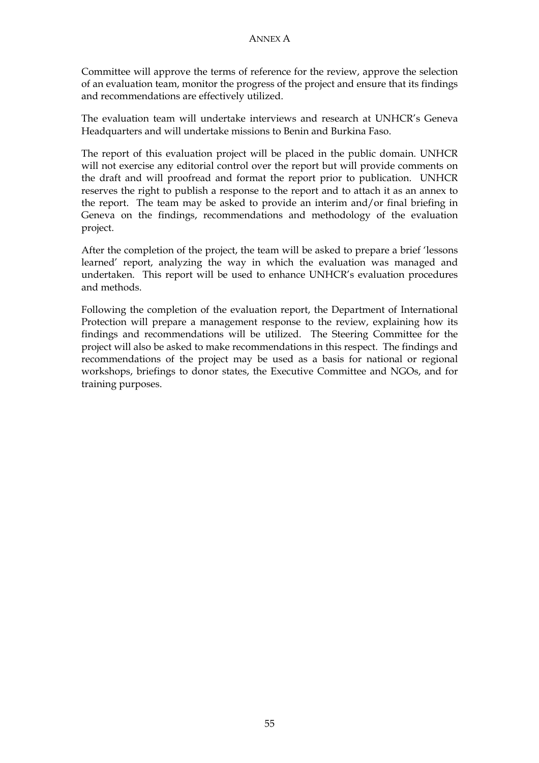Committee will approve the terms of reference for the review, approve the selection of an evaluation team, monitor the progress of the project and ensure that its findings and recommendations are effectively utilized.

The evaluation team will undertake interviews and research at UNHCR's Geneva Headquarters and will undertake missions to Benin and Burkina Faso.

The report of this evaluation project will be placed in the public domain. UNHCR will not exercise any editorial control over the report but will provide comments on the draft and will proofread and format the report prior to publication. UNHCR reserves the right to publish a response to the report and to attach it as an annex to the report. The team may be asked to provide an interim and/or final briefing in Geneva on the findings, recommendations and methodology of the evaluation project.

After the completion of the project, the team will be asked to prepare a brief 'lessons learned' report, analyzing the way in which the evaluation was managed and undertaken. This report will be used to enhance UNHCR's evaluation procedures and methods.

Following the completion of the evaluation report, the Department of International Protection will prepare a management response to the review, explaining how its findings and recommendations will be utilized. The Steering Committee for the project will also be asked to make recommendations in this respect. The findings and recommendations of the project may be used as a basis for national or regional workshops, briefings to donor states, the Executive Committee and NGOs, and for training purposes.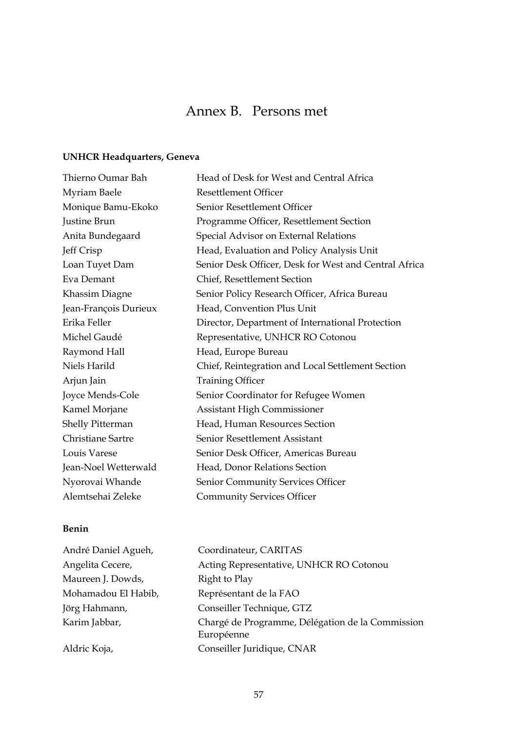# Annex B. Persons met

**UNHCR Headquarters, Geneva**

| | |
|---|---|
| Thierno Oumar Bah | Head of Desk for West and Central Africa |
| Myriam Baele | Resettlement Officer |
| Monique Bamu-Ekoko | Senior Resettlement Officer |
| Justine Brun | Programme Officer, Resettlement Section |
| Anita Bundegaard | Special Advisor on External Relations |
| Jeff Crisp | Head, Evaluation and Policy Analysis Unit |
| Loan Tuyet Dam | Senior Desk Officer, Desk for West and Central Africa |
| Eva Demant | Chief, Resettlement Section |
| Khassim Diagne | Senior Policy Research Officer, Africa Bureau |
| Jean-François Durieux | Head, Convention Plus Unit |
| Erika Feller | Director, Department of International Protection |
| Michel Gaudé | Representative, UNHCR RO Cotonou |
| Raymond Hall | Head, Europe Bureau |
| Niels Harild | Chief, Reintegration and Local Settlement Section |
| Arjun Jain | Training Officer |
| Joyce Mends-Cole | Senior Coordinator for Refugee Women |
| Kamel Morjane | Assistant High Commissioner |
| Shelly Pitterman | Head, Human Resources Section |
| Christiane Sartre | Senior Resettlement Assistant |
| Louis Varese | Senior Desk Officer, Americas Bureau |
| Jean-Noel Wetterwald | Head, Donor Relations Section |
| Nyorovai Whande | Senior Community Services Officer |
| Alemtsehai Zeleke | Community Services Officer |

**Benin**

| | |
|---|---|
| André Daniel Agueh, | Coordinateur, CARITAS |
| Angelita Cecere, | Acting Representative, UNHCR RO Cotonou |
| Maureen J. Dowds, | Right to Play |
| Mohamadou El Habib, | Représentant de la FAO |
| Jörg Hahmann, | Conseiller Technique, GTZ |
| Karim Jabbar, | Chargé de Programme, Délégation de la Commission Européenne |
| Aldric Koja, | Conseiller Juridique, CNAR |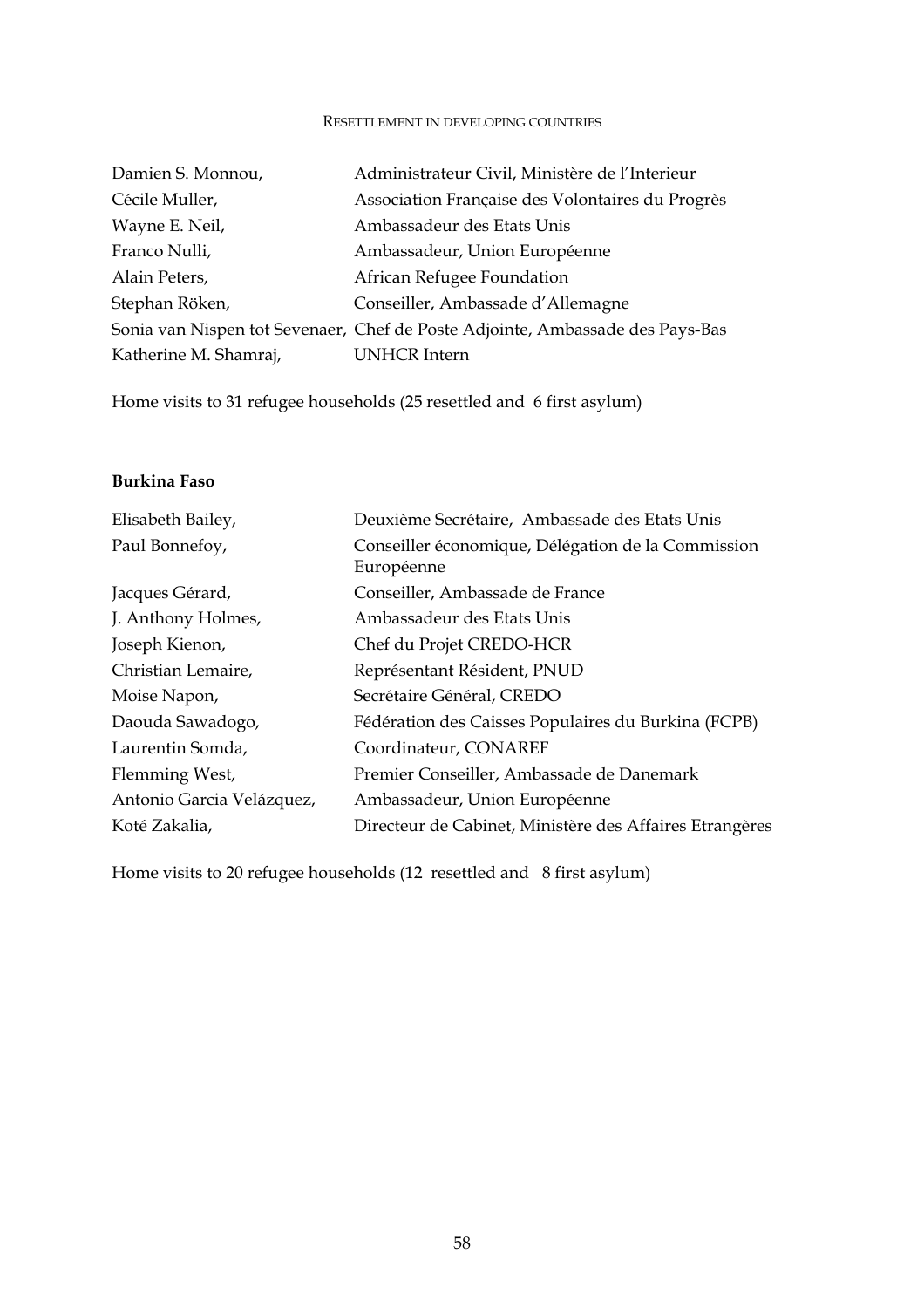| | |
|---|---|
| Damien S. Monnou, | Administrateur Civil, Ministère de l'Interieur |
| Cécile Muller, | Association Française des Volontaires du Progrès |
| Wayne E. Neil, | Ambassadeur des Etats Unis |
| Franco Nulli, | Ambassadeur, Union Européenne |
| Alain Peters, | African Refugee Foundation |
| Stephan Röken, | Conseiller, Ambassade d'Allemagne |
| Sonia van Nispen tot Sevenaer, | Chef de Poste Adjointe, Ambassade des Pays-Bas |
| Katherine M. Shamraj, | UNHCR Intern |

Home visits to 31 refugee households (25 resettled and 6 first asylum)

**Burkina Faso**

| | |
|---|---|
| Elisabeth Bailey, | Deuxième Secrétaire, Ambassade des Etats Unis |
| Paul Bonnefoy, | Conseiller économique, Délégation de la Commission Européenne |
| Jacques Gérard, | Conseiller, Ambassade de France |
| J. Anthony Holmes, | Ambassadeur des Etats Unis |
| Joseph Kienon, | Chef du Projet CREDO-HCR |
| Christian Lemaire, | Représentant Résident, PNUD |
| Moise Napon, | Secrétaire Général, CREDO |
| Daouda Sawadogo, | Fédération des Caisses Populaires du Burkina (FCPB) |
| Laurentin Somda, | Coordinateur, CONAREF |
| Flemming West, | Premier Conseiller, Ambassade de Danemark |
| Antonio Garcia Velázquez, | Ambassadeur, Union Européenne |
| Koté Zakalia, | Directeur de Cabinet, Ministère des Affaires Etrangères |

Home visits to 20 refugee households (12 resettled and 8 first asylum)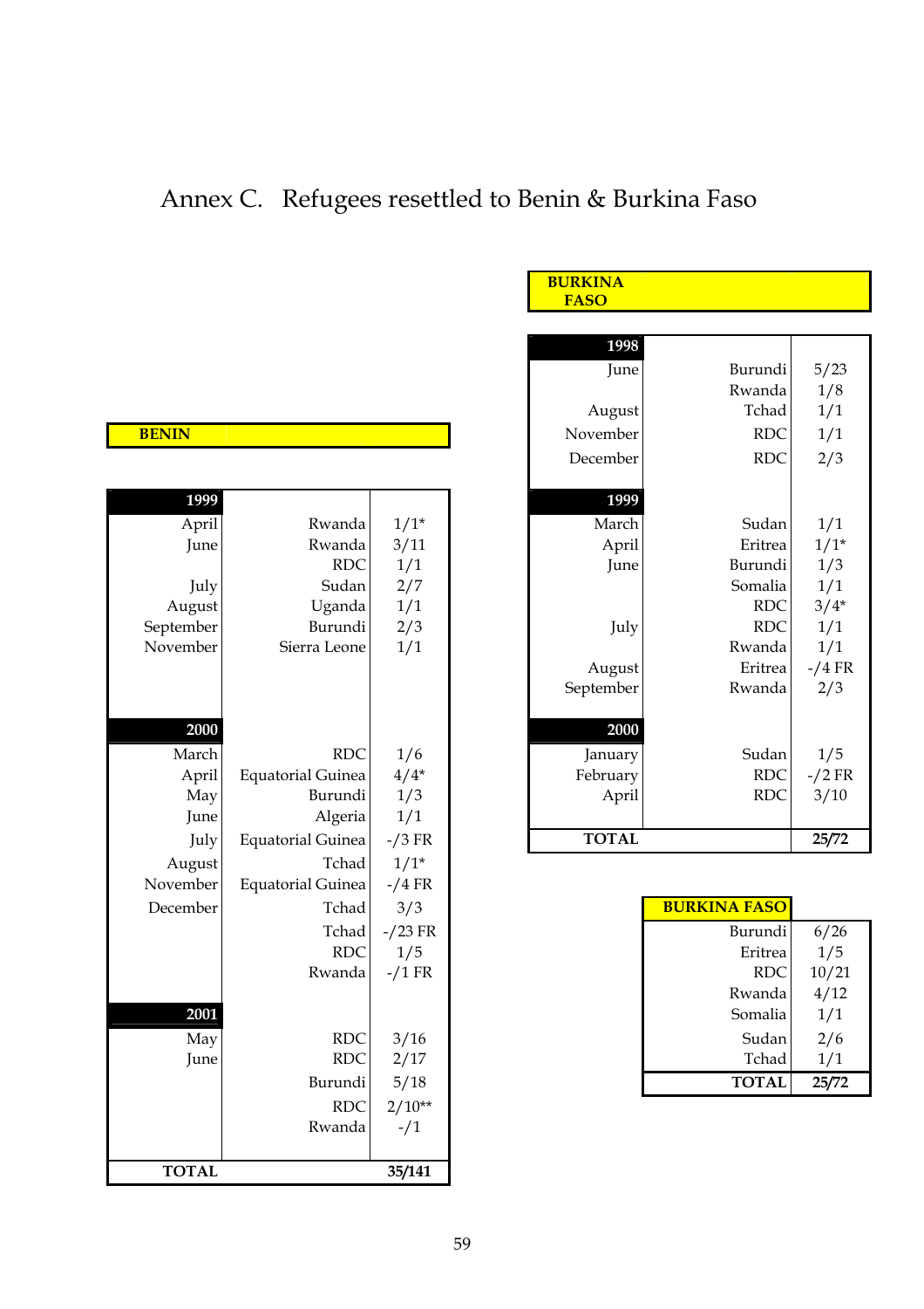# Annex C. Refugees resettled to Benin & Burkina Faso

**BENIN**

| | | |
|---|---|---|
| **1999** | | |
| April | Rwanda | 1/1* |
| June | Rwanda | 3/11 |
| | RDC | 1/1 |
| July | Sudan | 2/7 |
| August | Uganda | 1/1 |
| September | Burundi | 2/3 |
| November | Sierra Leone | 1/1 |
| **2000** | | |
| March | RDC | 1/6 |
| April | Equatorial Guinea | 4/4* |
| May | Burundi | 1/3 |
| June | Algeria | 1/1 |
| July | Equatorial Guinea | -/3 FR |
| August | Tchad | 1/1* |
| November | Equatorial Guinea | -/4 FR |
| December | Tchad | 3/3 |
| | Tchad | -/23 FR |
| | RDC | 1/5 |
| | Rwanda | -/1 FR |
| **2001** | | |
| May | RDC | 3/16 |
| June | RDC | 2/17 |
| | Burundi | 5/18 |
| | RDC | 2/10** |
| | Rwanda | -/1 |
| **TOTAL** | | **35/141** |

**BURKINA FASO**

| | | |
|---|---|---|
| **1998** | | |
| June | Burundi | 5/23 |
| | Rwanda | 1/8 |
| August | Tchad | 1/1 |
| November | RDC | 1/1 |
| December | RDC | 2/3 |
| **1999** | | |
| March | Sudan | 1/1 |
| April | Eritrea | 1/1* |
| June | Burundi | 1/3 |
| | Somalia | 1/1 |
| | RDC | 3/4* |
| July | RDC | 1/1 |
| | Rwanda | 1/1 |
| August | Eritrea | -/4 FR |
| September | Rwanda | 2/3 |
| **2000** | | |
| January | Sudan | 1/5 |
| February | RDC | -/2 FR |
| April | RDC | 3/10 |
| **TOTAL** | | **25/72** |

| **BURKINA FASO** | |
|---|---|
| Burundi | 6/26 |
| Eritrea | 1/5 |
| RDC | 10/21 |
| Rwanda | 4/12 |
| Somalia | 1/1 |
| Sudan | 2/6 |
| Tchad | 1/1 |
| **TOTAL** | **25/72** |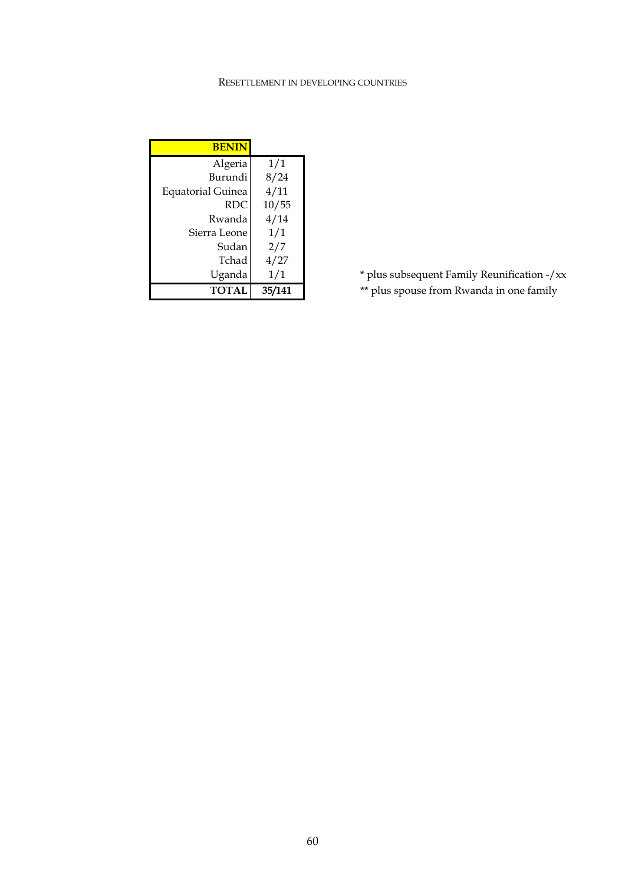| BENIN | |
|---|---|
| Algeria | 1/1 |
| Burundi | 8/24 |
| Equatorial Guinea | 4/11 |
| RDC | 10/55 |
| Rwanda | 4/14 |
| Sierra Leone | 1/1 |
| Sudan | 2/7 |
| Tchad | 4/27 |
| Uganda | 1/1 |
| **TOTAL** | **35/141** |

* plus subsequent Family Reunification -/xx

** plus spouse from Rwanda in one family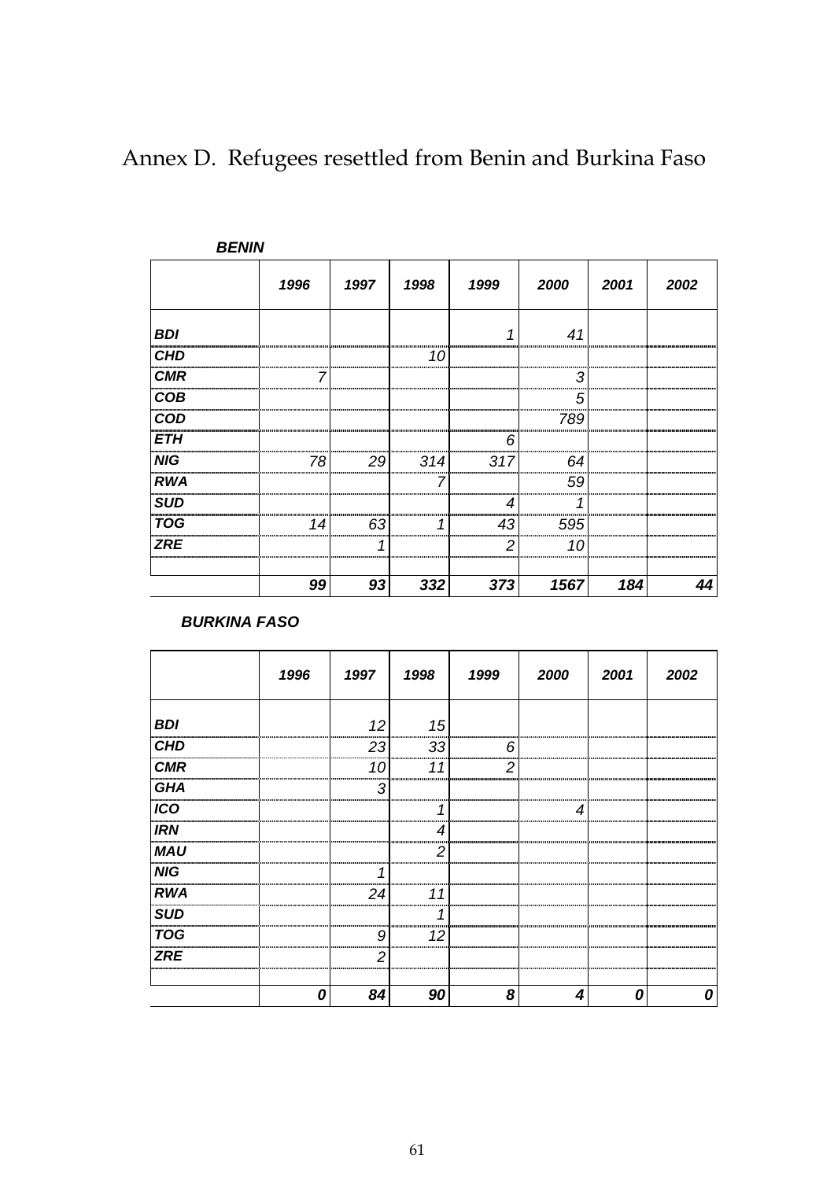# Annex D. Refugees resettled from Benin and Burkina Faso

***BENIN***

| | *1996* | *1997* | *1998* | *1999* | *2000* | *2001* | *2002* |
|---|---|---|---|---|---|---|---|
| ***BDI*** | | | | *1* | *41* | | |
| ***CHD*** | | | *10* | | | | |
| ***CMR*** | *7* | | | | *3* | | |
| ***COB*** | | | | | *5* | | |
| ***COD*** | | | | | *789* | | |
| ***ETH*** | | | | *6* | | | |
| ***NIG*** | *78* | *29* | *314* | *317* | *64* | | |
| ***RWA*** | | | *7* | | *59* | | |
| ***SUD*** | | | | *4* | *1* | | |
| ***TOG*** | *14* | *63* | *1* | *43* | *595* | | |
| ***ZRE*** | | *1* | | *2* | *10* | | |
| | | | | | | | |
| | ***99*** | ***93*** | ***332*** | ***373*** | ***1567*** | ***184*** | ***44*** |

***BURKINA FASO***

| | *1996* | *1997* | *1998* | *1999* | *2000* | *2001* | *2002* |
|---|---|---|---|---|---|---|---|
| ***BDI*** | | *12* | *15* | | | | |
| ***CHD*** | | *23* | *33* | *6* | | | |
| ***CMR*** | | *10* | *11* | *2* | | | |
| ***GHA*** | | *3* | | | | | |
| ***ICO*** | | | *1* | | *4* | | |
| ***IRN*** | | | *4* | | | | |
| ***MAU*** | | | *2* | | | | |
| ***NIG*** | | *1* | | | | | |
| ***RWA*** | | *24* | *11* | | | | |
| ***SUD*** | | | *1* | | | | |
| ***TOG*** | | *9* | *12* | | | | |
| ***ZRE*** | | *2* | | | | | |
| | | | | | | | |
| | ***0*** | ***84*** | ***90*** | ***8*** | ***4*** | ***0*** | ***0*** |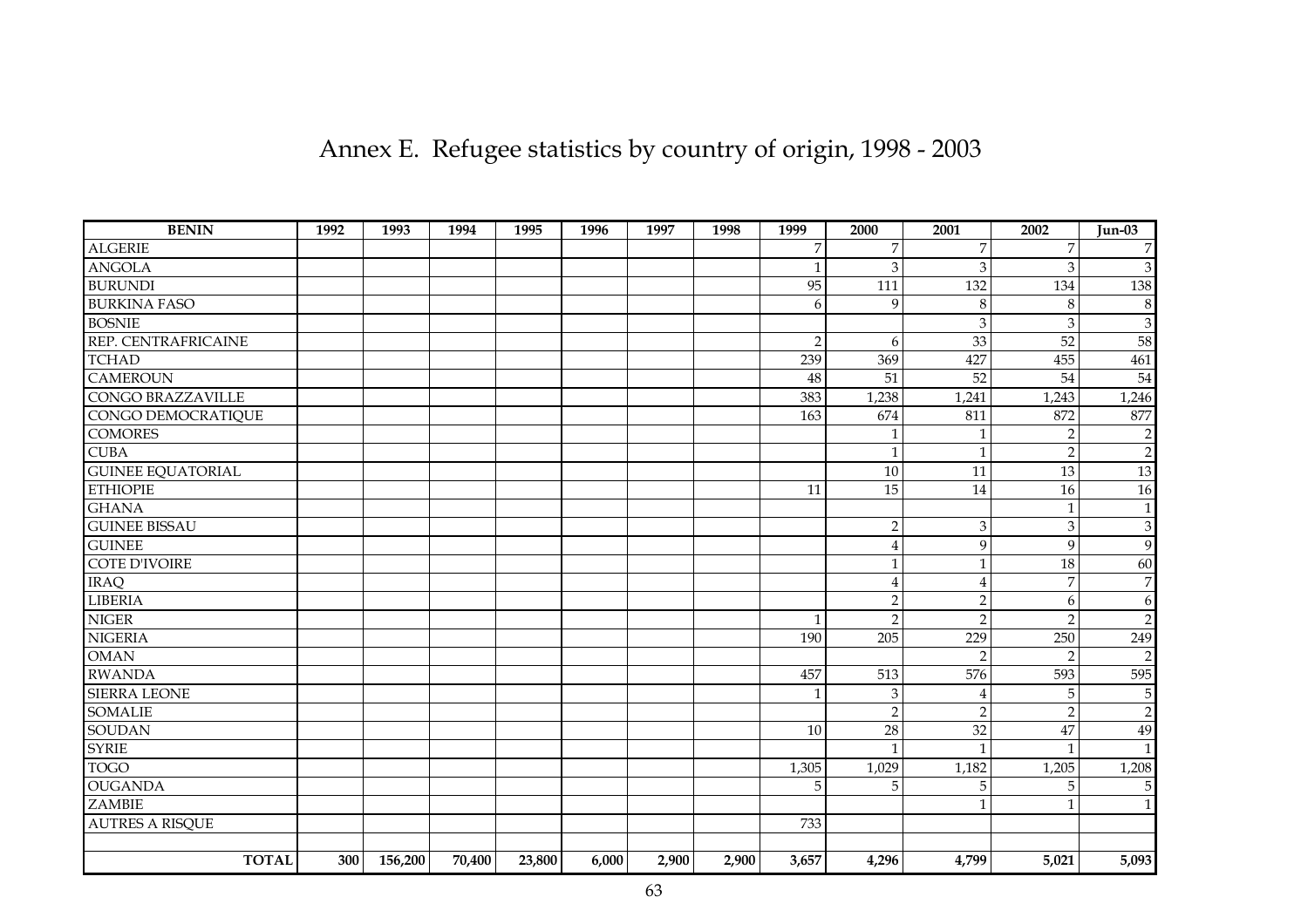# Annex E. Refugee statistics by country of origin, 1998 - 2003

| BENIN | 1992 | 1993 | 1994 | 1995 | 1996 | 1997 | 1998 | 1999 | 2000 | 2001 | 2002 | Jun-03 |
|---|---|---|---|---|---|---|---|---|---|---|---|---|
| ALGERIE | | | | | | | | 7 | 7 | 7 | 7 | 7 |
| ANGOLA | | | | | | | | 1 | 3 | 3 | 3 | 3 |
| BURUNDI | | | | | | | | 95 | 111 | 132 | 134 | 138 |
| BURKINA FASO | | | | | | | | 6 | 9 | 8 | 8 | 8 |
| BOSNIE | | | | | | | | | | 3 | 3 | 3 |
| REP. CENTRAFRICAINE | | | | | | | | 2 | 6 | 33 | 52 | 58 |
| TCHAD | | | | | | | | 239 | 369 | 427 | 455 | 461 |
| CAMEROUN | | | | | | | | 48 | 51 | 52 | 54 | 54 |
| CONGO BRAZZAVILLE | | | | | | | | 383 | 1,238 | 1,241 | 1,243 | 1,246 |
| CONGO DEMOCRATIQUE | | | | | | | | 163 | 674 | 811 | 872 | 877 |
| COMORES | | | | | | | | | 1 | 1 | 2 | 2 |
| CUBA | | | | | | | | | 1 | 1 | 2 | 2 |
| GUINEE EQUATORIAL | | | | | | | | | 10 | 11 | 13 | 13 |
| ETHIOPIE | | | | | | | | 11 | 15 | 14 | 16 | 16 |
| GHANA | | | | | | | | | | | 1 | 1 |
| GUINEE BISSAU | | | | | | | | | 2 | 3 | 3 | 3 |
| GUINEE | | | | | | | | | 4 | 9 | 9 | 9 |
| COTE D'IVOIRE | | | | | | | | | 1 | 1 | 18 | 60 |
| IRAQ | | | | | | | | | 4 | 4 | 7 | 7 |
| LIBERIA | | | | | | | | | 2 | 2 | 6 | 6 |
| NIGER | | | | | | | | 1 | 2 | 2 | 2 | 2 |
| NIGERIA | | | | | | | | 190 | 205 | 229 | 250 | 249 |
| OMAN | | | | | | | | | | 2 | 2 | 2 |
| RWANDA | | | | | | | | 457 | 513 | 576 | 593 | 595 |
| SIERRA LEONE | | | | | | | | 1 | 3 | 4 | 5 | 5 |
| SOMALIE | | | | | | | | | 2 | 2 | 2 | 2 |
| SOUDAN | | | | | | | | 10 | 28 | 32 | 47 | 49 |
| SYRIE | | | | | | | | | 1 | 1 | 1 | 1 |
| TOGO | | | | | | | | 1,305 | 1,029 | 1,182 | 1,205 | 1,208 |
| OUGANDA | | | | | | | | 5 | 5 | 5 | 5 | 5 |
| ZAMBIE | | | | | | | | | | 1 | 1 | 1 |
| AUTRES A RISQUE | | | | | | | | 733 | | | | |
| | | | | | | | | | | | | |
| **TOTAL** | **300** | **156,200** | **70,400** | **23,800** | **6,000** | **2,900** | **2,900** | **3,657** | **4,296** | **4,799** | **5,021** | **5,093** |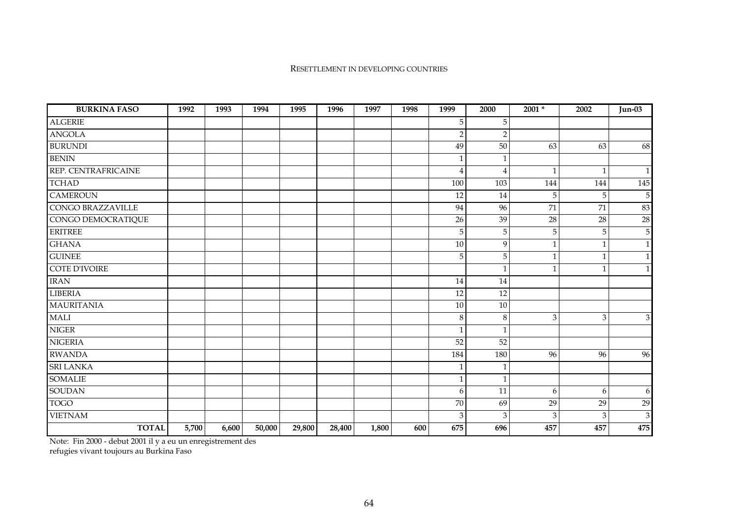RESETTLEMENT IN DEVELOPING COUNTRIES

| BURKINA FASO | 1992 | 1993 | 1994 | 1995 | 1996 | 1997 | 1998 | 1999 | 2000 | 2001 * | 2002 | Jun-03 |
|---|---|---|---|---|---|---|---|---|---|---|---|---|
| ALGERIE | | | | | | | | 5 | 5 | | | |
| ANGOLA | | | | | | | | 2 | 2 | | | |
| BURUNDI | | | | | | | | 49 | 50 | 63 | 63 | 68 |
| BENIN | | | | | | | | 1 | 1 | | | |
| REP. CENTRAFRICAINE | | | | | | | | 4 | 4 | 1 | 1 | 1 |
| TCHAD | | | | | | | | 100 | 103 | 144 | 144 | 145 |
| CAMEROUN | | | | | | | | 12 | 14 | 5 | 5 | 5 |
| CONGO BRAZZAVILLE | | | | | | | | 94 | 96 | 71 | 71 | 83 |
| CONGO DEMOCRATIQUE | | | | | | | | 26 | 39 | 28 | 28 | 28 |
| ERITREE | | | | | | | | 5 | 5 | 5 | 5 | 5 |
| GHANA | | | | | | | | 10 | 9 | 1 | 1 | 1 |
| GUINEE | | | | | | | | 5 | 5 | 1 | 1 | 1 |
| COTE D'IVOIRE | | | | | | | | | 1 | 1 | 1 | 1 |
| IRAN | | | | | | | | 14 | 14 | | | |
| LIBERIA | | | | | | | | 12 | 12 | | | |
| MAURITANIA | | | | | | | | 10 | 10 | | | |
| MALI | | | | | | | | 8 | 8 | 3 | 3 | 3 |
| NIGER | | | | | | | | 1 | 1 | | | |
| NIGERIA | | | | | | | | 52 | 52 | | | |
| RWANDA | | | | | | | | 184 | 180 | 96 | 96 | 96 |
| SRI LANKA | | | | | | | | 1 | 1 | | | |
| SOMALIE | | | | | | | | 1 | 1 | | | |
| SOUDAN | | | | | | | | 6 | 11 | 6 | 6 | 6 |
| TOGO | | | | | | | | 70 | 69 | 29 | 29 | 29 |
| VIETNAM | | | | | | | | 3 | 3 | 3 | 3 | 3 |
| **TOTAL** | **5,700** | **6,600** | **50,000** | **29,800** | **28,400** | **1,800** | **600** | **675** | **696** | **457** | **457** | **475** |

Note: Fin 2000 - debut 2001 il y a eu un enregistrement des refugies vivant toujours au Burkina Faso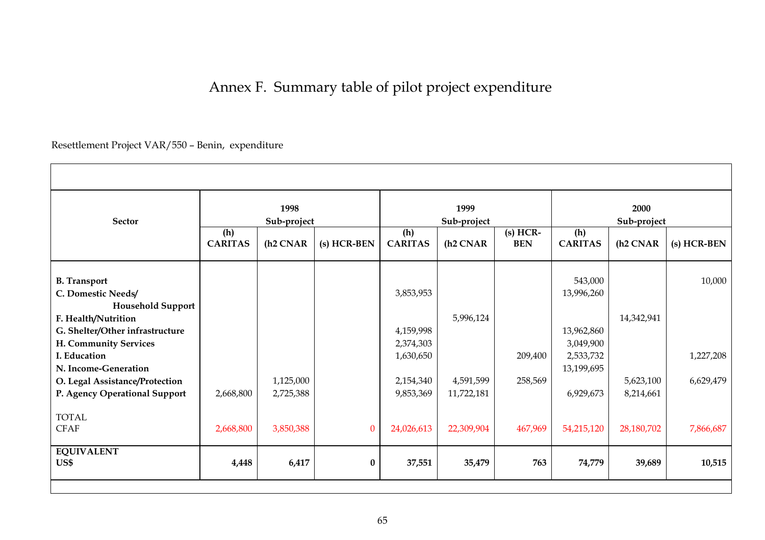# Annex F. Summary table of pilot project expenditure

Resettlement Project VAR/550 – Benin, expenditure

| Sector | 1998 Sub-project | | | 1999 Sub-project | | | 2000 Sub-project | | |
|---|---|---|---|---|---|---|---|---|---|
| | (h) CARITAS | (h2 CNAR | (s) HCR-BEN | (h) CARITAS | (h2 CNAR | (s) HCR-BEN | (h) CARITAS | (h2 CNAR | (s) HCR-BEN |
| **B. Transport** | | | | | | | 543,000 | | 10,000 |
| **C. Domestic Needs/ Household Support** | | | | 3,853,953 | | | 13,996,260 | | |
| **F. Health/Nutrition** | | | | | 5,996,124 | | | 14,342,941 | |
| **G. Shelter/Other infrastructure** | | | | 4,159,998 | | | 13,962,860 | | |
| **H. Community Services** | | | | 2,374,303 | | | 3,049,900 | | |
| **I. Education** | | | | 1,630,650 | | 209,400 | 2,533,732 | | 1,227,208 |
| **N. Income-Generation** | | | | | | | 13,199,695 | | |
| **O. Legal Assistance/Protection** | | 1,125,000 | | 2,154,340 | 4,591,599 | 258,569 | | 5,623,100 | 6,629,479 |
| **P. Agency Operational Support** | 2,668,800 | 2,725,388 | | 9,853,369 | 11,722,181 | | 6,929,673 | 8,214,661 | |
| TOTAL CFAF | 2,668,800 | 3,850,388 | 0 | 24,026,613 | 22,309,904 | 467,969 | 54,215,120 | 28,180,702 | 7,866,687 |
| **EQUIVALENT US$** | **4,448** | **6,417** | **0** | **37,551** | **35,479** | **763** | **74,779** | **39,689** | **10,515** |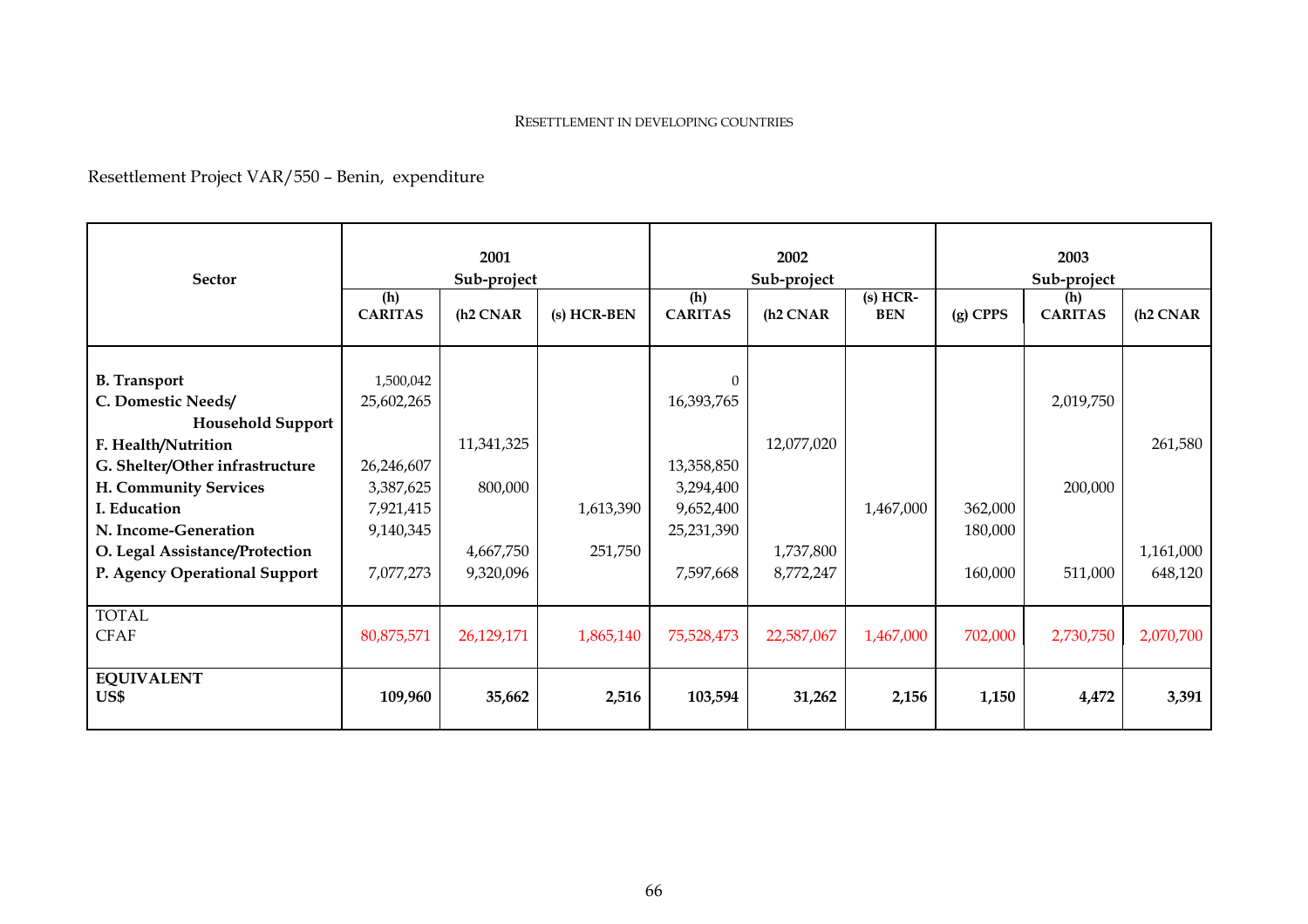Resettlement Project VAR/550 – Benin, expenditure

| Sector | 2001 Sub-project | | | 2002 Sub-project | | | 2003 Sub-project | | |
|---|---|---|---|---|---|---|---|---|---|
| | (h) CARITAS | (h2 CNAR | (s) HCR-BEN | (h) CARITAS | (h2 CNAR | (s) HCR-BEN | (g) CPPS | (h) CARITAS | (h2 CNAR |
| **B. Transport** | 1,500,042 | | | 0 | | | | | |
| **C. Domestic Needs/ Household Support** | 25,602,265 | | | 16,393,765 | | | | 2,019,750 | |
| **F. Health/Nutrition** | | 11,341,325 | | | 12,077,020 | | | | 261,580 |
| **G. Shelter/Other infrastructure** | 26,246,607 | | | 13,358,850 | | | | | |
| **H. Community Services** | 3,387,625 | 800,000 | | 3,294,400 | | | | 200,000 | |
| **I. Education** | 7,921,415 | | 1,613,390 | 9,652,400 | | 1,467,000 | 362,000 | | |
| **N. Income-Generation** | 9,140,345 | | | 25,231,390 | | | 180,000 | | |
| **O. Legal Assistance/Protection** | | 4,667,750 | 251,750 | | 1,737,800 | | | | 1,161,000 |
| **P. Agency Operational Support** | 7,077,273 | 9,320,096 | | 7,597,668 | 8,772,247 | | 160,000 | 511,000 | 648,120 |
| TOTAL CFAF | 80,875,571 | 26,129,171 | 1,865,140 | 75,528,473 | 22,587,067 | 1,467,000 | 702,000 | 2,730,750 | 2,070,700 |
| **EQUIVALENT US$** | **109,960** | **35,662** | **2,516** | **103,594** | **31,262** | **2,156** | **1,150** | **4,472** | **3,391** |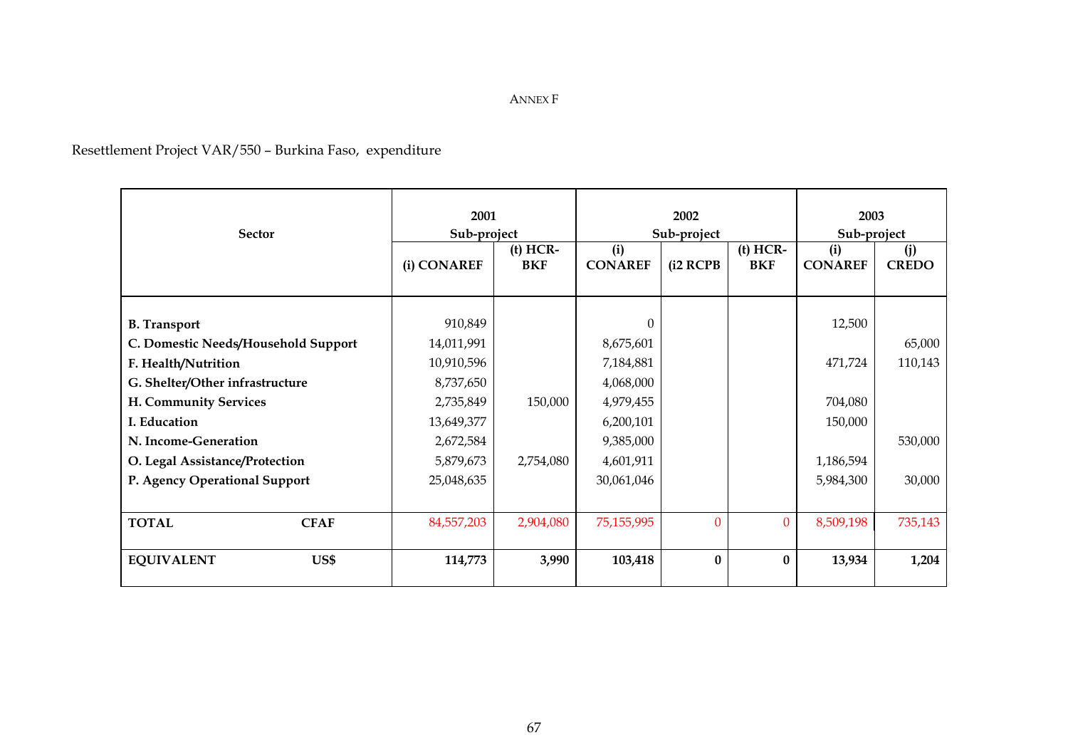ANNEX F

Resettlement Project VAR/550 – Burkina Faso, expenditure

| Sector | | 2001 Sub-project | | 2002 Sub-project | | | 2003 Sub-project | |
|---|---|---|---|---|---|---|---|---|
| | | (i) CONAREF | (t) HCR-BKF | (i) CONAREF | (i2 RCPB | (t) HCR-BKF | (i) CONAREF | (j) CREDO |
| **B. Transport** | | 910,849 | | 0 | | | 12,500 | |
| **C. Domestic Needs/Household Support** | | 14,011,991 | | 8,675,601 | | | | 65,000 |
| **F. Health/Nutrition** | | 10,910,596 | | 7,184,881 | | | 471,724 | 110,143 |
| **G. Shelter/Other infrastructure** | | 8,737,650 | | 4,068,000 | | | | |
| **H. Community Services** | | 2,735,849 | 150,000 | 4,979,455 | | | 704,080 | |
| **I. Education** | | 13,649,377 | | 6,200,101 | | | 150,000 | |
| **N. Income-Generation** | | 2,672,584 | | 9,385,000 | | | | 530,000 |
| **O. Legal Assistance/Protection** | | 5,879,673 | 2,754,080 | 4,601,911 | | | 1,186,594 | |
| **P. Agency Operational Support** | | 25,048,635 | | 30,061,046 | | | 5,984,300 | 30,000 |
| **TOTAL** | **CFAF** | 84,557,203 | 2,904,080 | 75,155,995 | 0 | 0 | 8,509,198 | 735,143 |
| **EQUIVALENT** | **US$** | **114,773** | **3,990** | **103,418** | **0** | **0** | **13,934** | **1,204** |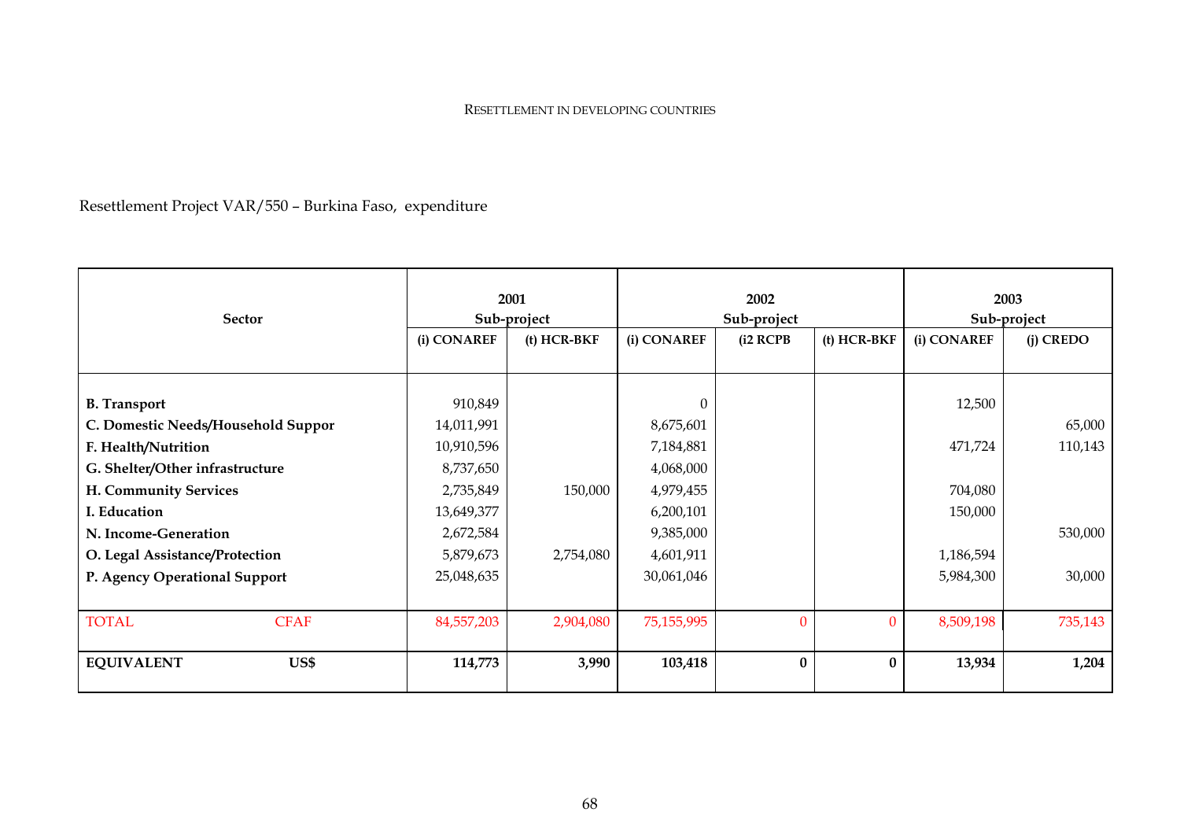Resettlement Project VAR/550 – Burkina Faso, expenditure

| Sector | | 2001 Sub-project | | 2002 Sub-project | | | 2003 Sub-project | |
|---|---|---|---|---|---|---|---|---|
| | | (i) CONAREF | (t) HCR-BKF | (i) CONAREF | (i2 RCPB | (t) HCR-BKF | (i) CONAREF | (j) CREDO |
| **B. Transport** | | 910,849 | | 0 | | | 12,500 | |
| **C. Domestic Needs/Household Suppor** | | 14,011,991 | | 8,675,601 | | | | 65,000 |
| **F. Health/Nutrition** | | 10,910,596 | | 7,184,881 | | | 471,724 | 110,143 |
| **G. Shelter/Other infrastructure** | | 8,737,650 | | 4,068,000 | | | | |
| **H. Community Services** | | 2,735,849 | 150,000 | 4,979,455 | | | 704,080 | |
| **I. Education** | | 13,649,377 | | 6,200,101 | | | 150,000 | |
| **N. Income-Generation** | | 2,672,584 | | 9,385,000 | | | | 530,000 |
| **O. Legal Assistance/Protection** | | 5,879,673 | 2,754,080 | 4,601,911 | | | 1,186,594 | |
| **P. Agency Operational Support** | | 25,048,635 | | 30,061,046 | | | 5,984,300 | 30,000 |
| TOTAL | CFAF | 84,557,203 | 2,904,080 | 75,155,995 | 0 | 0 | 8,509,198 | 735,143 |
| **EQUIVALENT** | **US$** | **114,773** | **3,990** | **103,418** | **0** | **0** | **13,934** | **1,204** |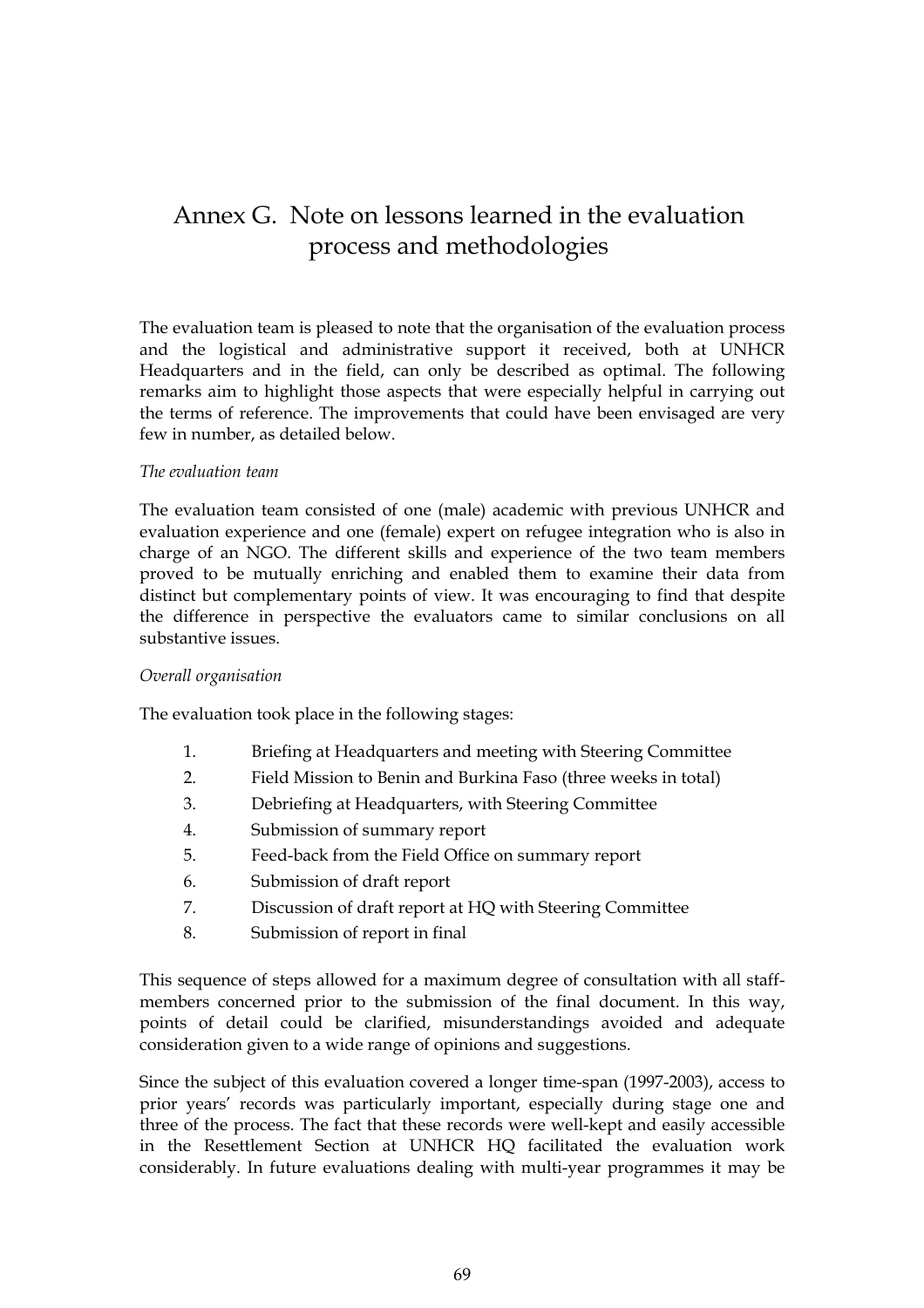# Annex G. Note on lessons learned in the evaluation process and methodologies

The evaluation team is pleased to note that the organisation of the evaluation process and the logistical and administrative support it received, both at UNHCR Headquarters and in the field, can only be described as optimal. The following remarks aim to highlight those aspects that were especially helpful in carrying out the terms of reference. The improvements that could have been envisaged are very few in number, as detailed below.

*The evaluation team*

The evaluation team consisted of one (male) academic with previous UNHCR and evaluation experience and one (female) expert on refugee integration who is also in charge of an NGO. The different skills and experience of the two team members proved to be mutually enriching and enabled them to examine their data from distinct but complementary points of view. It was encouraging to find that despite the difference in perspective the evaluators came to similar conclusions on all substantive issues.

*Overall organisation*

The evaluation took place in the following stages:

1. Briefing at Headquarters and meeting with Steering Committee
2. Field Mission to Benin and Burkina Faso (three weeks in total)
3. Debriefing at Headquarters, with Steering Committee
4. Submission of summary report
5. Feed-back from the Field Office on summary report
6. Submission of draft report
7. Discussion of draft report at HQ with Steering Committee
8. Submission of report in final

This sequence of steps allowed for a maximum degree of consultation with all staff-members concerned prior to the submission of the final document. In this way, points of detail could be clarified, misunderstandings avoided and adequate consideration given to a wide range of opinions and suggestions.

Since the subject of this evaluation covered a longer time-span (1997-2003), access to prior years' records was particularly important, especially during stage one and three of the process. The fact that these records were well-kept and easily accessible in the Resettlement Section at UNHCR HQ facilitated the evaluation work considerably. In future evaluations dealing with multi-year programmes it may be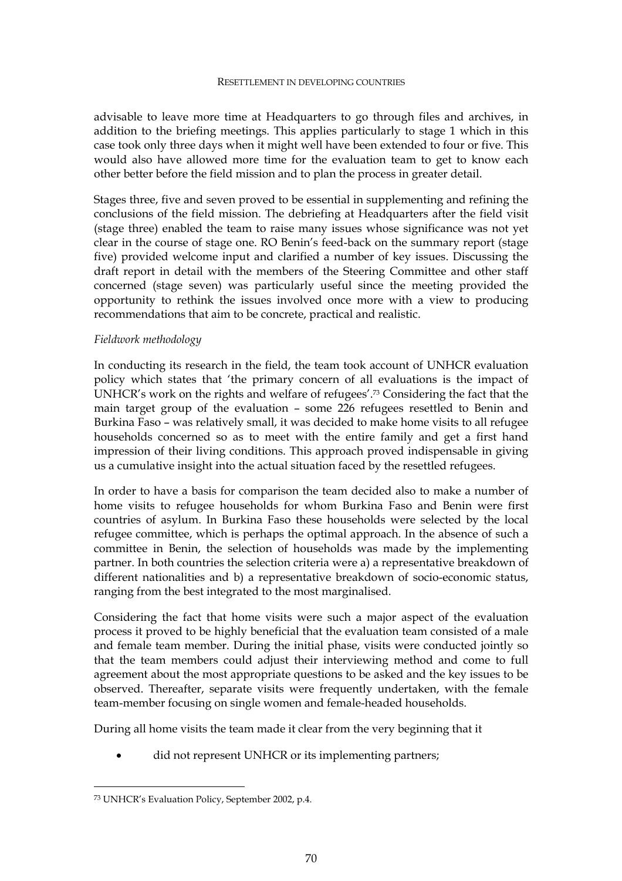advisable to leave more time at Headquarters to go through files and archives, in addition to the briefing meetings. This applies particularly to stage 1 which in this case took only three days when it might well have been extended to four or five. This would also have allowed more time for the evaluation team to get to know each other better before the field mission and to plan the process in greater detail.

Stages three, five and seven proved to be essential in supplementing and refining the conclusions of the field mission. The debriefing at Headquarters after the field visit (stage three) enabled the team to raise many issues whose significance was not yet clear in the course of stage one. RO Benin's feed-back on the summary report (stage five) provided welcome input and clarified a number of key issues. Discussing the draft report in detail with the members of the Steering Committee and other staff concerned (stage seven) was particularly useful since the meeting provided the opportunity to rethink the issues involved once more with a view to producing recommendations that aim to be concrete, practical and realistic.

*Fieldwork methodology*

In conducting its research in the field, the team took account of UNHCR evaluation policy which states that 'the primary concern of all evaluations is the impact of UNHCR's work on the rights and welfare of refugees'.[73] Considering the fact that the main target group of the evaluation – some 226 refugees resettled to Benin and Burkina Faso – was relatively small, it was decided to make home visits to all refugee households concerned so as to meet with the entire family and get a first hand impression of their living conditions. This approach proved indispensable in giving us a cumulative insight into the actual situation faced by the resettled refugees.

In order to have a basis for comparison the team decided also to make a number of home visits to refugee households for whom Burkina Faso and Benin were first countries of asylum. In Burkina Faso these households were selected by the local refugee committee, which is perhaps the optimal approach. In the absence of such a committee in Benin, the selection of households was made by the implementing partner. In both countries the selection criteria were a) a representative breakdown of different nationalities and b) a representative breakdown of socio-economic status, ranging from the best integrated to the most marginalised.

Considering the fact that home visits were such a major aspect of the evaluation process it proved to be highly beneficial that the evaluation team consisted of a male and female team member. During the initial phase, visits were conducted jointly so that the team members could adjust their interviewing method and come to full agreement about the most appropriate questions to be asked and the key issues to be observed. Thereafter, separate visits were frequently undertaken, with the female team-member focusing on single women and female-headed households.

During all home visits the team made it clear from the very beginning that it

- did not represent UNHCR or its implementing partners;

---

[73] UNHCR's Evaluation Policy, September 2002, p.4.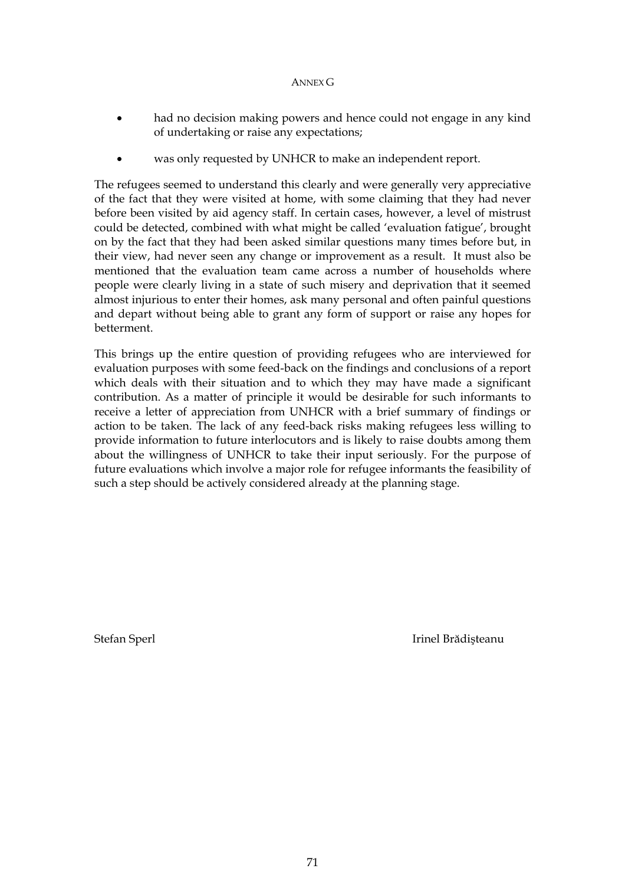- had no decision making powers and hence could not engage in any kind of undertaking or raise any expectations;
- was only requested by UNHCR to make an independent report.

The refugees seemed to understand this clearly and were generally very appreciative of the fact that they were visited at home, with some claiming that they had never before been visited by aid agency staff. In certain cases, however, a level of mistrust could be detected, combined with what might be called 'evaluation fatigue', brought on by the fact that they had been asked similar questions many times before but, in their view, had never seen any change or improvement as a result. It must also be mentioned that the evaluation team came across a number of households where people were clearly living in a state of such misery and deprivation that it seemed almost injurious to enter their homes, ask many personal and often painful questions and depart without being able to grant any form of support or raise any hopes for betterment.

This brings up the entire question of providing refugees who are interviewed for evaluation purposes with some feed-back on the findings and conclusions of a report which deals with their situation and to which they may have made a significant contribution. As a matter of principle it would be desirable for such informants to receive a letter of appreciation from UNHCR with a brief summary of findings or action to be taken. The lack of any feed-back risks making refugees less willing to provide information to future interlocutors and is likely to raise doubts among them about the willingness of UNHCR to take their input seriously. For the purpose of future evaluations which involve a major role for refugee informants the feasibility of such a step should be actively considered already at the planning stage.

Stefan Sperl                                                                 Irinel Brădişteanu